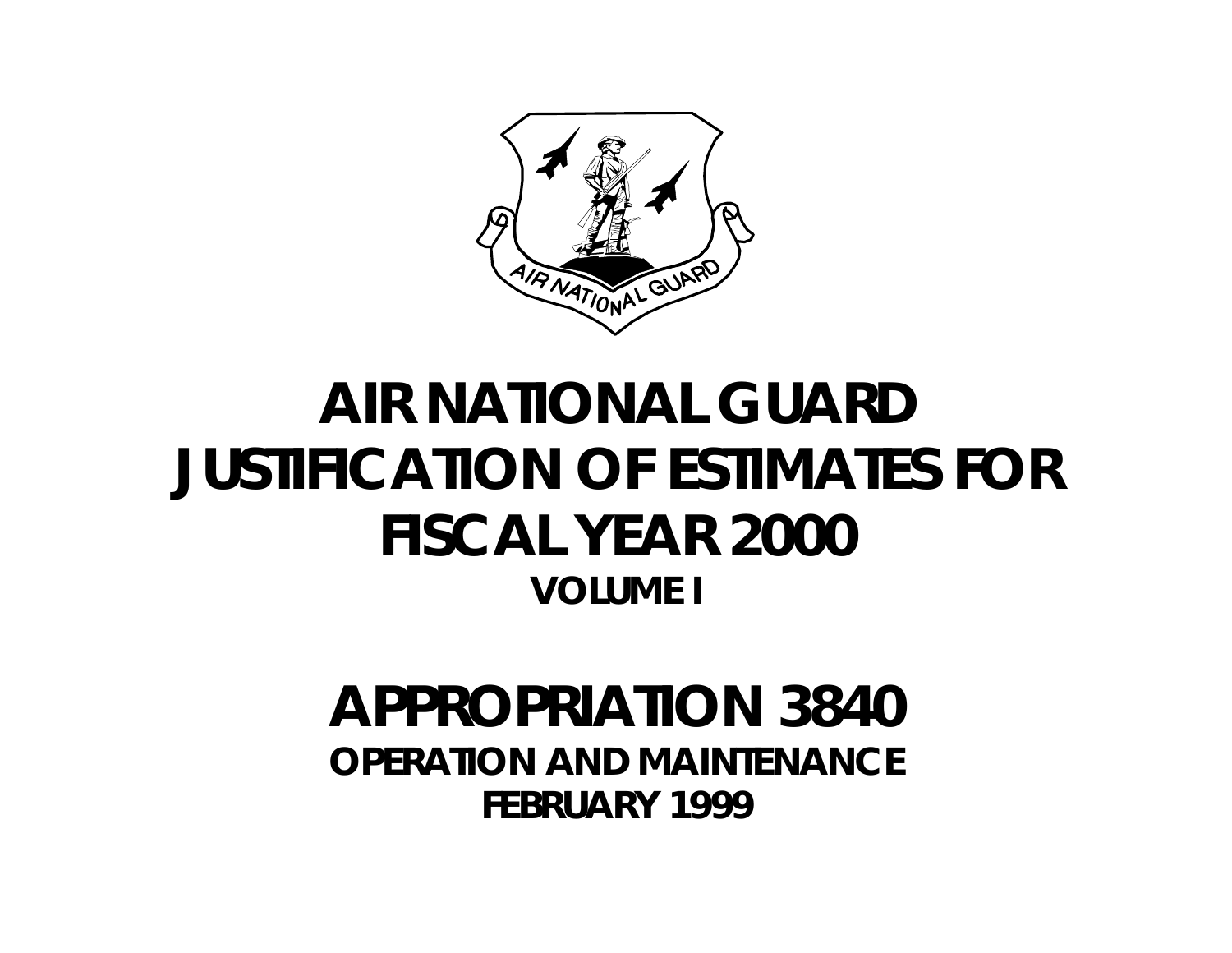# AIR NATIONAL GUARD JUSTIFICATION OF ESTIMATES FOR FISCAL YEAR 2000

**VOLUME I**

# APPROPRIATION 3840

**OPERATION AND MAINTENANCE**

**FEBRUARY 1999**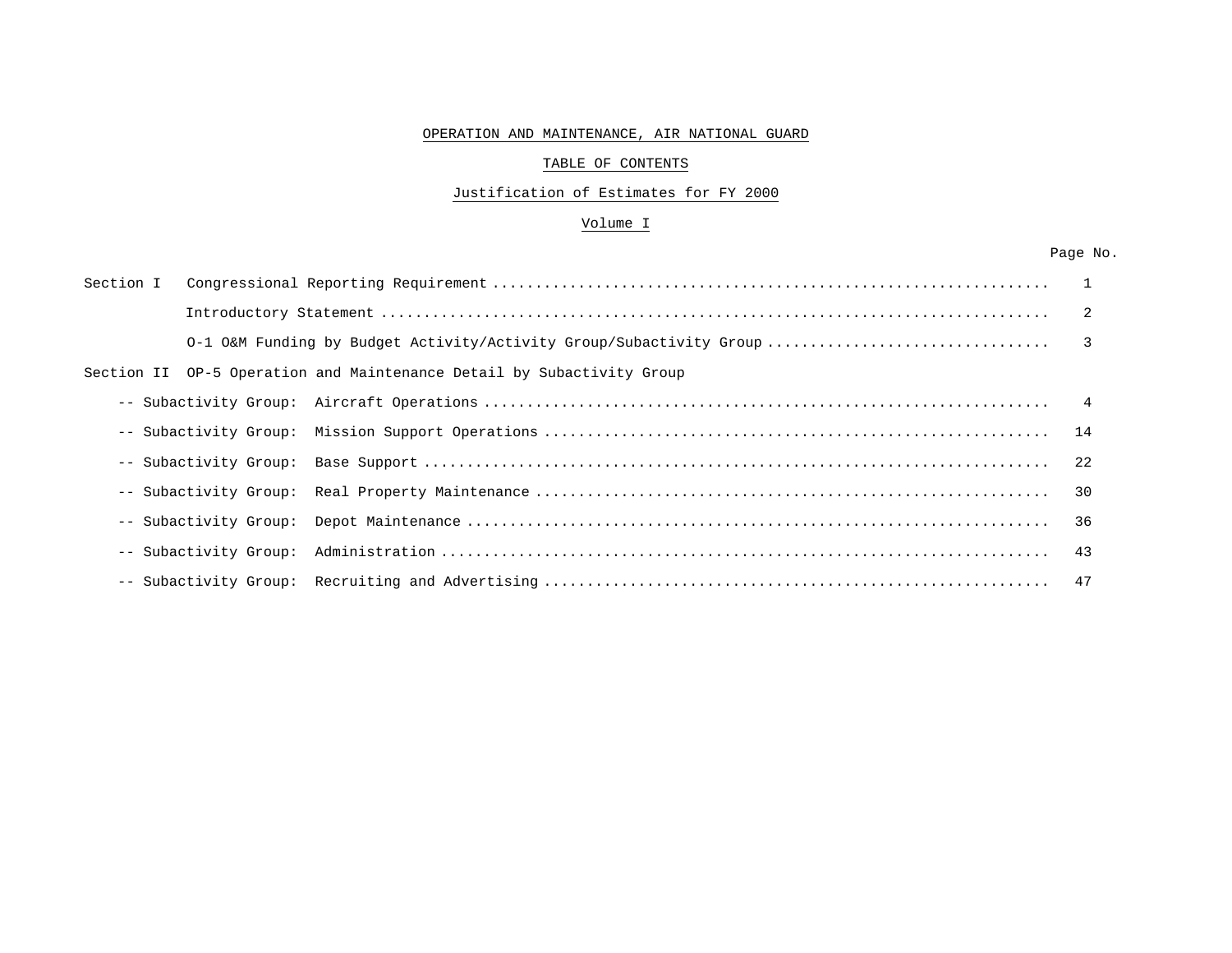# OPERATION AND MAINTENANCE, AIR NATIONAL GUARD

## TABLE OF CONTENTS

### Justification of Estimates for FY 2000

### Volume I

| | | Page No. |
|---|---|---|
| Section I | Congressional Reporting Requirement | 1 |
| | Introductory Statement | 2 |
| | O-1 O&M Funding by Budget Activity/Activity Group/Subactivity Group | 3 |
| Section II | OP-5 Operation and Maintenance Detail by Subactivity Group | |
| | -- Subactivity Group: Aircraft Operations | 4 |
| | -- Subactivity Group: Mission Support Operations | 14 |
| | -- Subactivity Group: Base Support | 22 |
| | -- Subactivity Group: Real Property Maintenance | 30 |
| | -- Subactivity Group: Depot Maintenance | 36 |
| | -- Subactivity Group: Administration | 43 |
| | -- Subactivity Group: Recruiting and Advertising | 47 |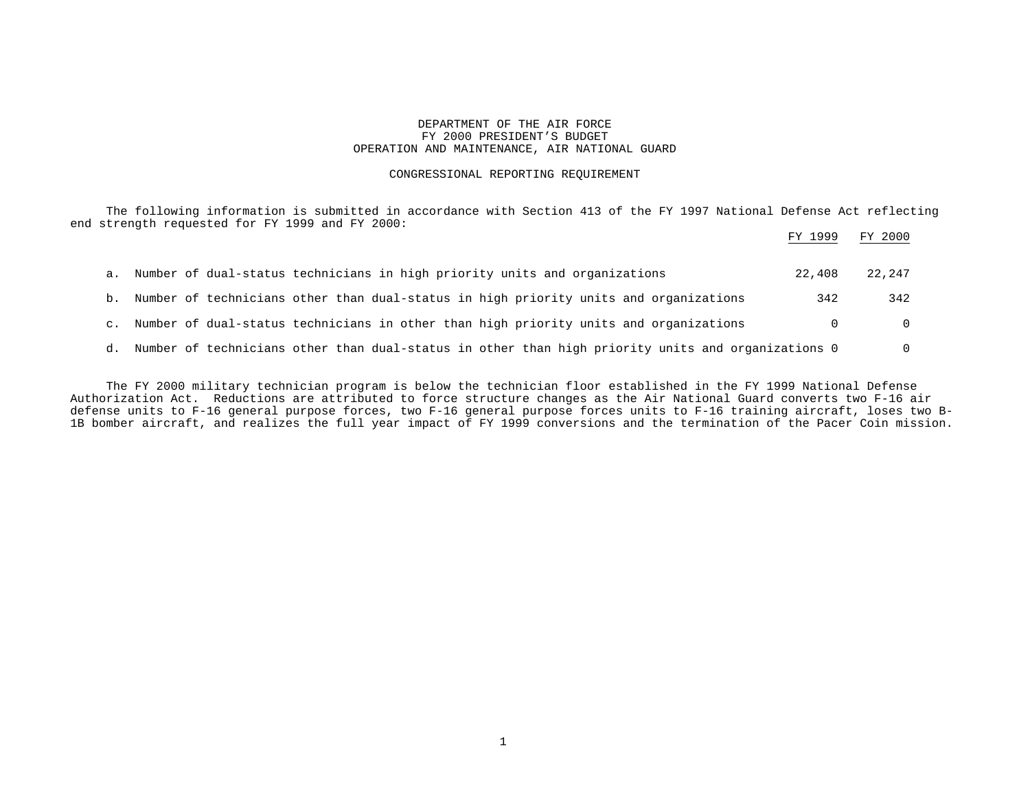DEPARTMENT OF THE AIR FORCE
FY 2000 PRESIDENT'S BUDGET
OPERATION AND MAINTENANCE, AIR NATIONAL GUARD

CONGRESSIONAL REPORTING REQUIREMENT

The following information is submitted in accordance with Section 413 of the FY 1997 National Defense Act reflecting end strength requested for FY 1999 and FY 2000:

| | FY 1999 | FY 2000 |
|---|---|---|
| a. Number of dual-status technicians in high priority units and organizations | 22,408 | 22,247 |
| b. Number of technicians other than dual-status in high priority units and organizations | 342 | 342 |
| c. Number of dual-status technicians in other than high priority units and organizations | 0 | 0 |
| d. Number of technicians other than dual-status in other than high priority units and organizations | 0 | 0 |

The FY 2000 military technician program is below the technician floor established in the FY 1999 National Defense Authorization Act. Reductions are attributed to force structure changes as the Air National Guard converts two F-16 air defense units to F-16 general purpose forces, two F-16 general purpose forces units to F-16 training aircraft, loses two B-1B bomber aircraft, and realizes the full year impact of FY 1999 conversions and the termination of the Pacer Coin mission.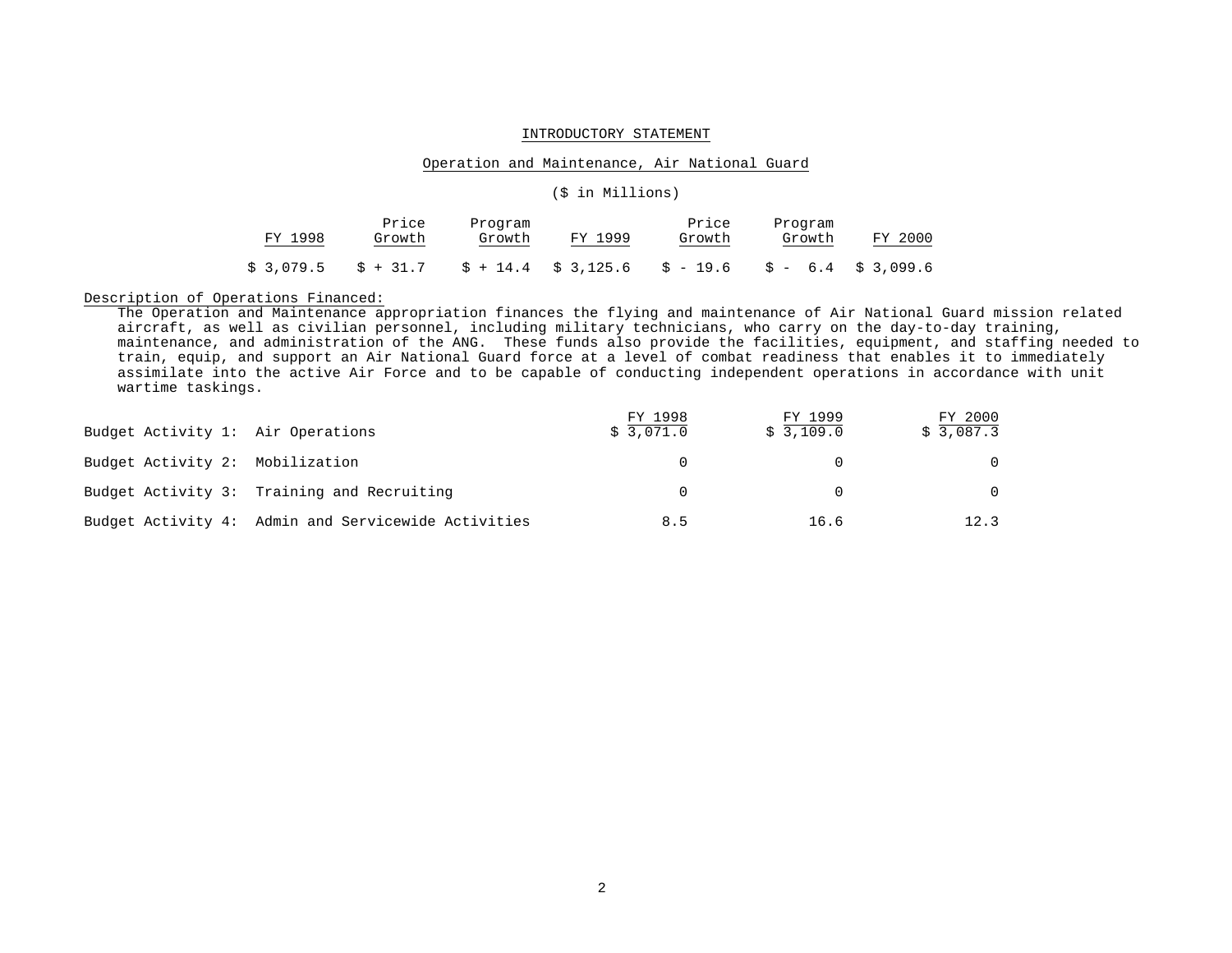## INTRODUCTORY STATEMENT

### Operation and Maintenance, Air National Guard

($ in Millions)

| FY 1998 | Price Growth | Program Growth | FY 1999 | Price Growth | Program Growth | FY 2000 |
|---|---|---|---|---|---|---|
| $ 3,079.5 | $ + 31.7 | $ + 14.4 | $ 3,125.6 | $ - 19.6 | $ - 6.4 | $ 3,099.6 |

Description of Operations Financed:

The Operation and Maintenance appropriation finances the flying and maintenance of Air National Guard mission related aircraft, as well as civilian personnel, including military technicians, who carry on the day-to-day training, maintenance, and administration of the ANG. These funds also provide the facilities, equipment, and staffing needed to train, equip, and support an Air National Guard force at a level of combat readiness that enables it to immediately assimilate into the active Air Force and to be capable of conducting independent operations in accordance with unit wartime taskings.

| | FY 1998 | FY 1999 | FY 2000 |
|---|---|---|---|
| Budget Activity 1: Air Operations | $ 3,071.0 | $ 3,109.0 | $ 3,087.3 |
| Budget Activity 2: Mobilization | 0 | 0 | 0 |
| Budget Activity 3: Training and Recruiting | 0 | 0 | 0 |
| Budget Activity 4: Admin and Servicewide Activities | 8.5 | 16.6 | 12.3 |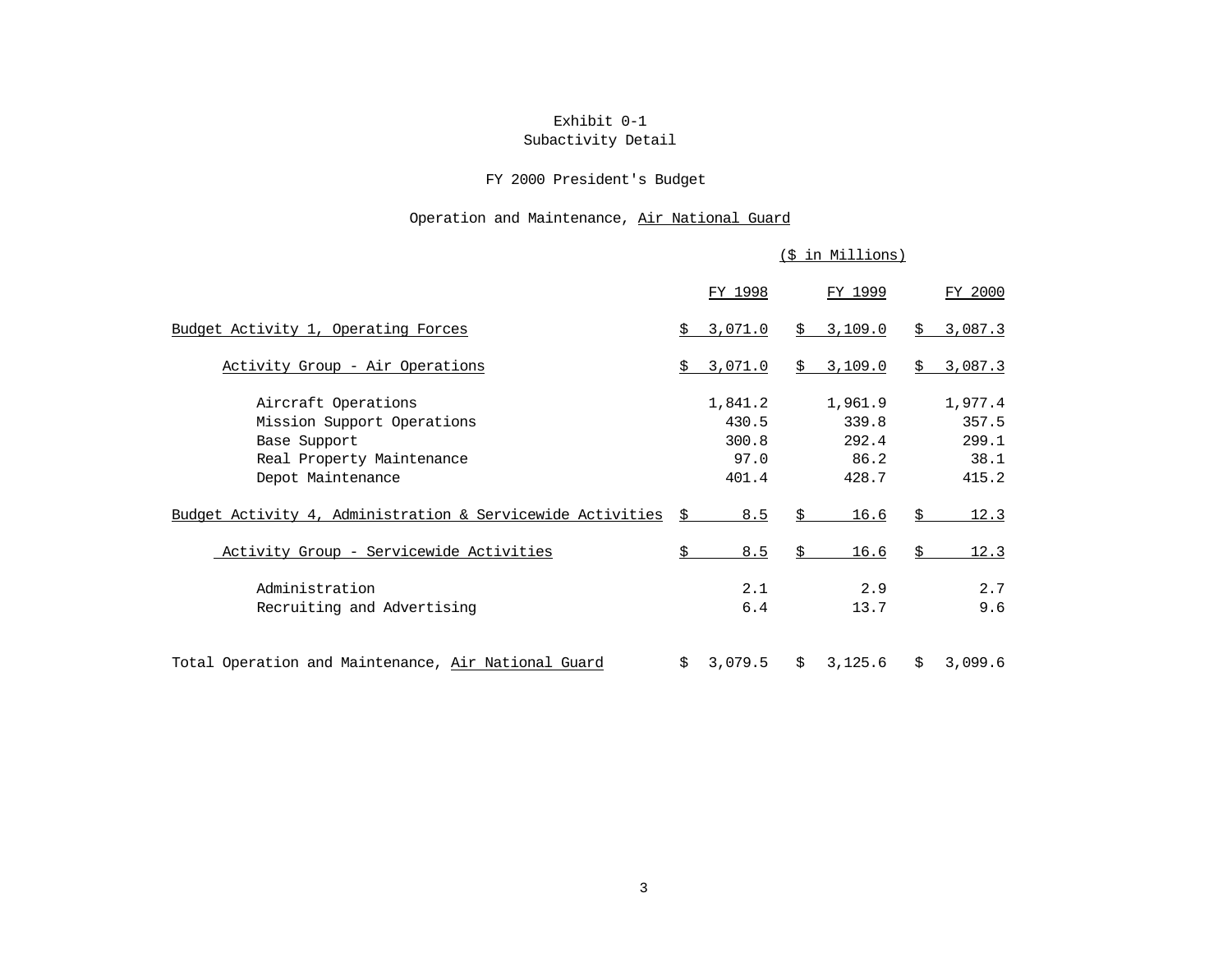Exhibit 0-1
Subactivity Detail

FY 2000 President's Budget

Operation and Maintenance, Air National Guard

|  | ($ in Millions) |  |  |
|---|---|---|---|
|  | FY 1998 | FY 1999 | FY 2000 |
| Budget Activity 1, Operating Forces | $ 3,071.0 | $ 3,109.0 | $ 3,087.3 |
| Activity Group - Air Operations | $ 3,071.0 | $ 3,109.0 | $ 3,087.3 |
| Aircraft Operations | 1,841.2 | 1,961.9 | 1,977.4 |
| Mission Support Operations | 430.5 | 339.8 | 357.5 |
| Base Support | 300.8 | 292.4 | 299.1 |
| Real Property Maintenance | 97.0 | 86.2 | 38.1 |
| Depot Maintenance | 401.4 | 428.7 | 415.2 |
| Budget Activity 4, Administration & Servicewide Activities | $ 8.5 | $ 16.6 | $ 12.3 |
| Activity Group - Servicewide Activities | $ 8.5 | $ 16.6 | $ 12.3 |
| Administration | 2.1 | 2.9 | 2.7 |
| Recruiting and Advertising | 6.4 | 13.7 | 9.6 |
| Total Operation and Maintenance, Air National Guard | $ 3,079.5 | $ 3,125.6 | $ 3,099.6 |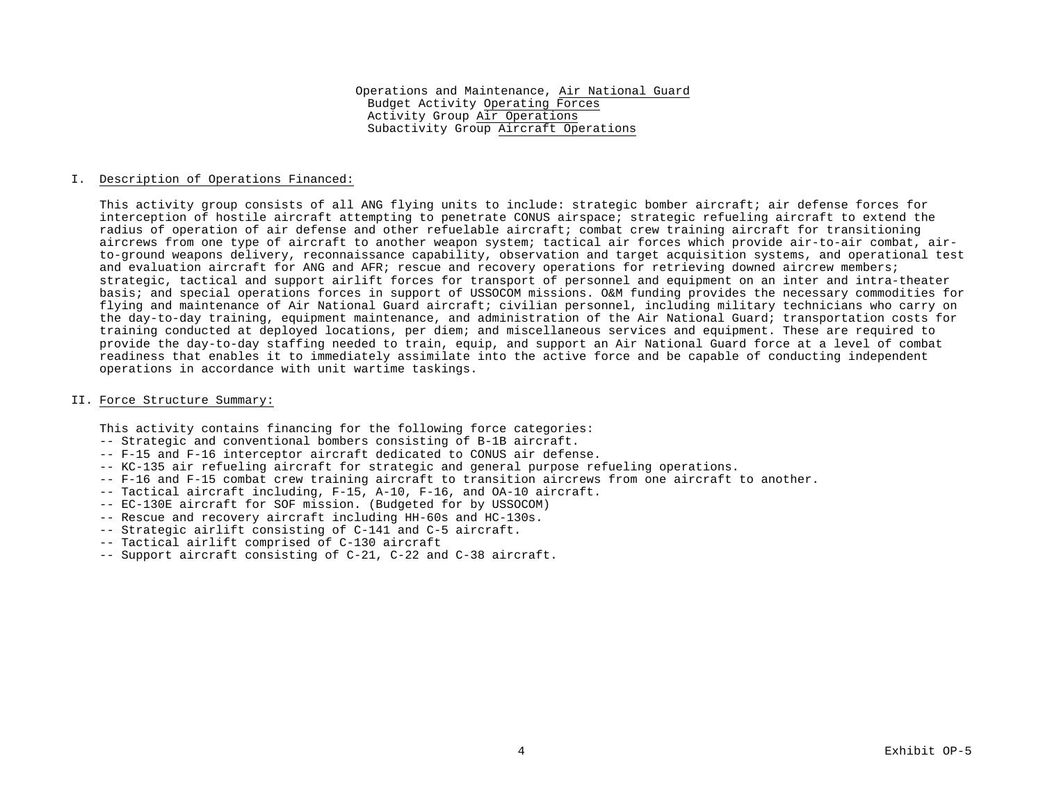Operations and Maintenance, Air National Guard
Budget Activity Operating Forces
Activity Group Air Operations
Subactivity Group Aircraft Operations

## I. Description of Operations Financed:

This activity group consists of all ANG flying units to include: strategic bomber aircraft; air defense forces for interception of hostile aircraft attempting to penetrate CONUS airspace; strategic refueling aircraft to extend the radius of operation of air defense and other refuelable aircraft; combat crew training aircraft for transitioning aircrews from one type of aircraft to another weapon system; tactical air forces which provide air-to-air combat, air-to-ground weapons delivery, reconnaissance capability, observation and target acquisition systems, and operational test and evaluation aircraft for ANG and AFR; rescue and recovery operations for retrieving downed aircrew members; strategic, tactical and support airlift forces for transport of personnel and equipment on an inter and intra-theater basis; and special operations forces in support of USSOCOM missions. O&M funding provides the necessary commodities for flying and maintenance of Air National Guard aircraft; civilian personnel, including military technicians who carry on the day-to-day training, equipment maintenance, and administration of the Air National Guard; transportation costs for training conducted at deployed locations, per diem; and miscellaneous services and equipment. These are required to provide the day-to-day staffing needed to train, equip, and support an Air National Guard force at a level of combat readiness that enables it to immediately assimilate into the active force and be capable of conducting independent operations in accordance with unit wartime taskings.

## II. Force Structure Summary:

This activity contains financing for the following force categories:
- -- Strategic and conventional bombers consisting of B-1B aircraft.
- -- F-15 and F-16 interceptor aircraft dedicated to CONUS air defense.
- -- KC-135 air refueling aircraft for strategic and general purpose refueling operations.
- -- F-16 and F-15 combat crew training aircraft to transition aircrews from one aircraft to another.
- -- Tactical aircraft including, F-15, A-10, F-16, and OA-10 aircraft.
- -- EC-130E aircraft for SOF mission. (Budgeted for by USSOCOM)
- -- Rescue and recovery aircraft including HH-60s and HC-130s.
- -- Strategic airlift consisting of C-141 and C-5 aircraft.
- -- Tactical airlift comprised of C-130 aircraft
- -- Support aircraft consisting of C-21, C-22 and C-38 aircraft.

Exhibit OP-5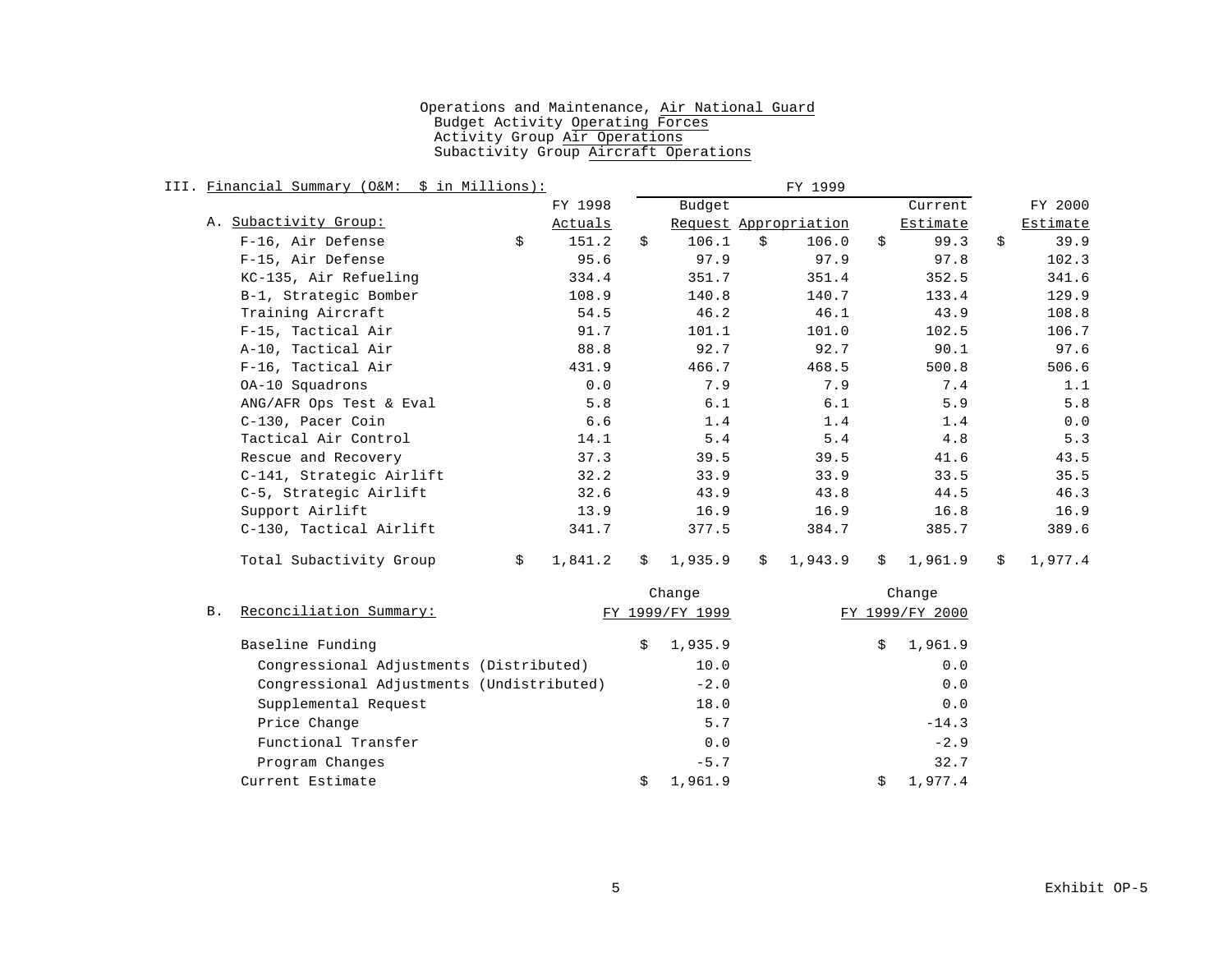Operations and Maintenance, Air National Guard
Budget Activity Operating Forces
Activity Group Air Operations
Subactivity Group Aircraft Operations

III. Financial Summary (O&M: $ in Millions):

A. Subactivity Group:

| | FY 1998 Actuals | FY 1999 Budget Request | FY 1999 Appropriation | FY 1999 Current Estimate | FY 2000 Estimate |
|---|---|---|---|---|---|
| F-16, Air Defense | $ 151.2 | $ 106.1 | $ 106.0 | $ 99.3 | $ 39.9 |
| F-15, Air Defense | 95.6 | 97.9 | 97.9 | 97.8 | 102.3 |
| KC-135, Air Refueling | 334.4 | 351.7 | 351.4 | 352.5 | 341.6 |
| B-1, Strategic Bomber | 108.9 | 140.8 | 140.7 | 133.4 | 129.9 |
| Training Aircraft | 54.5 | 46.2 | 46.1 | 43.9 | 108.8 |
| F-15, Tactical Air | 91.7 | 101.1 | 101.0 | 102.5 | 106.7 |
| A-10, Tactical Air | 88.8 | 92.7 | 92.7 | 90.1 | 97.6 |
| F-16, Tactical Air | 431.9 | 466.7 | 468.5 | 500.8 | 506.6 |
| OA-10 Squadrons | 0.0 | 7.9 | 7.9 | 7.4 | 1.1 |
| ANG/AFR Ops Test & Eval | 5.8 | 6.1 | 6.1 | 5.9 | 5.8 |
| C-130, Pacer Coin | 6.6 | 1.4 | 1.4 | 1.4 | 0.0 |
| Tactical Air Control | 14.1 | 5.4 | 5.4 | 4.8 | 5.3 |
| Rescue and Recovery | 37.3 | 39.5 | 39.5 | 41.6 | 43.5 |
| C-141, Strategic Airlift | 32.2 | 33.9 | 33.9 | 33.5 | 35.5 |
| C-5, Strategic Airlift | 32.6 | 43.9 | 43.8 | 44.5 | 46.3 |
| Support Airlift | 13.9 | 16.9 | 16.9 | 16.8 | 16.9 |
| C-130, Tactical Airlift | 341.7 | 377.5 | 384.7 | 385.7 | 389.6 |
| Total Subactivity Group | $ 1,841.2 | $ 1,935.9 | $ 1,943.9 | $ 1,961.9 | $ 1,977.4 |

B. Reconciliation Summary:

| | Change FY 1999/FY 1999 | Change FY 1999/FY 2000 |
|---|---|---|
| Baseline Funding | $ 1,935.9 | $ 1,961.9 |
| Congressional Adjustments (Distributed) | 10.0 | 0.0 |
| Congressional Adjustments (Undistributed) | -2.0 | 0.0 |
| Supplemental Request | 18.0 | 0.0 |
| Price Change | 5.7 | -14.3 |
| Functional Transfer | 0.0 | -2.9 |
| Program Changes | -5.7 | 32.7 |
| Current Estimate | $ 1,961.9 | $ 1,977.4 |

Exhibit OP-5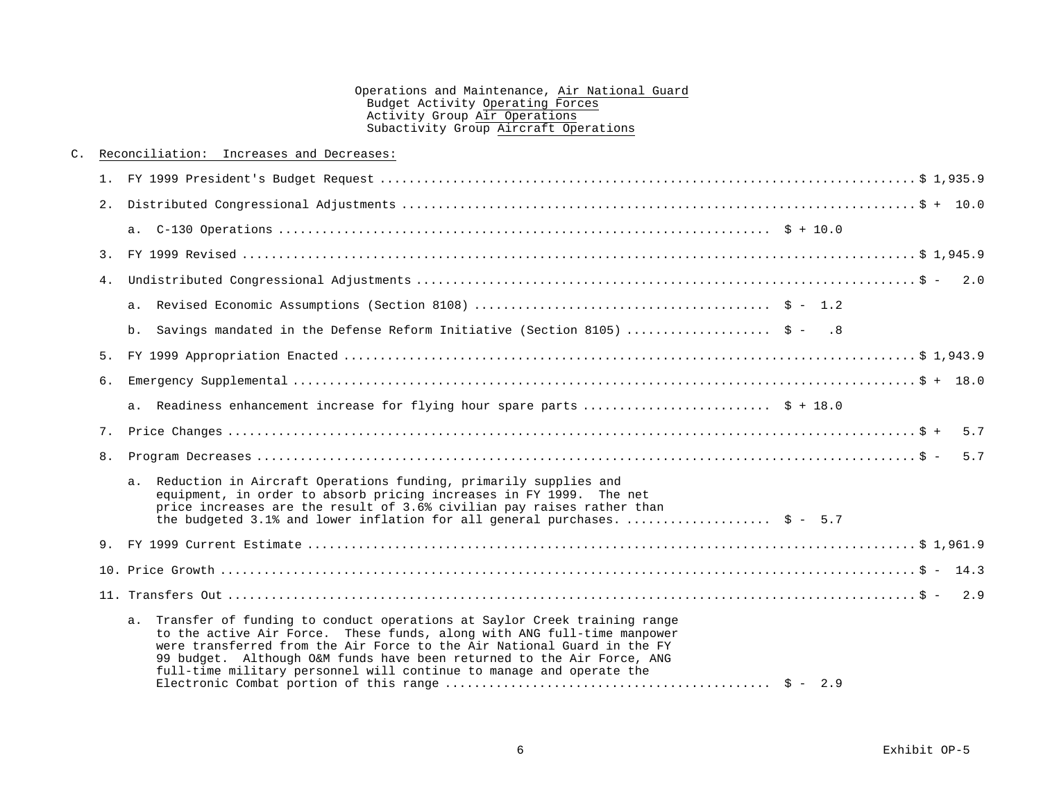Operations and Maintenance, Air National Guard
Budget Activity Operating Forces
Activity Group Air Operations
Subactivity Group Aircraft Operations

C. Reconciliation: Increases and Decreases:

| | | Sub-amount | Amount |
|---|---|---|---|
| 1. | FY 1999 President's Budget Request | | $ 1,935.9 |
| 2. | Distributed Congressional Adjustments | | $ + 10.0 |
| | a. C-130 Operations | $ + 10.0 | |
| 3. | FY 1999 Revised | | $ 1,945.9 |
| 4. | Undistributed Congressional Adjustments | | $ - 2.0 |
| | a. Revised Economic Assumptions (Section 8108) | $ - 1.2 | |
| | b. Savings mandated in the Defense Reform Initiative (Section 8105) | $ - .8 | |
| 5. | FY 1999 Appropriation Enacted | | $ 1,943.9 |
| 6. | Emergency Supplemental | | $ + 18.0 |
| | a. Readiness enhancement increase for flying hour spare parts | $ + 18.0 | |
| 7. | Price Changes | | $ + 5.7 |
| 8. | Program Decreases | | $ - 5.7 |
| | a. Reduction in Aircraft Operations funding, primarily supplies and equipment, in order to absorb pricing increases in FY 1999. The net price increases are the result of 3.6% civilian pay raises rather than the budgeted 3.1% and lower inflation for all general purchases. | $ - 5.7 | |
| 9. | FY 1999 Current Estimate | | $ 1,961.9 |
| 10. | Price Growth | | $ - 14.3 |
| 11. | Transfers Out | | $ - 2.9 |
| | a. Transfer of funding to conduct operations at Saylor Creek training range to the active Air Force. These funds, along with ANG full-time manpower were transferred from the Air Force to the Air National Guard in the FY 99 budget. Although O&M funds have been returned to the Air Force, ANG full-time military personnel will continue to manage and operate the Electronic Combat portion of this range | $ - 2.9 | |

Exhibit OP-5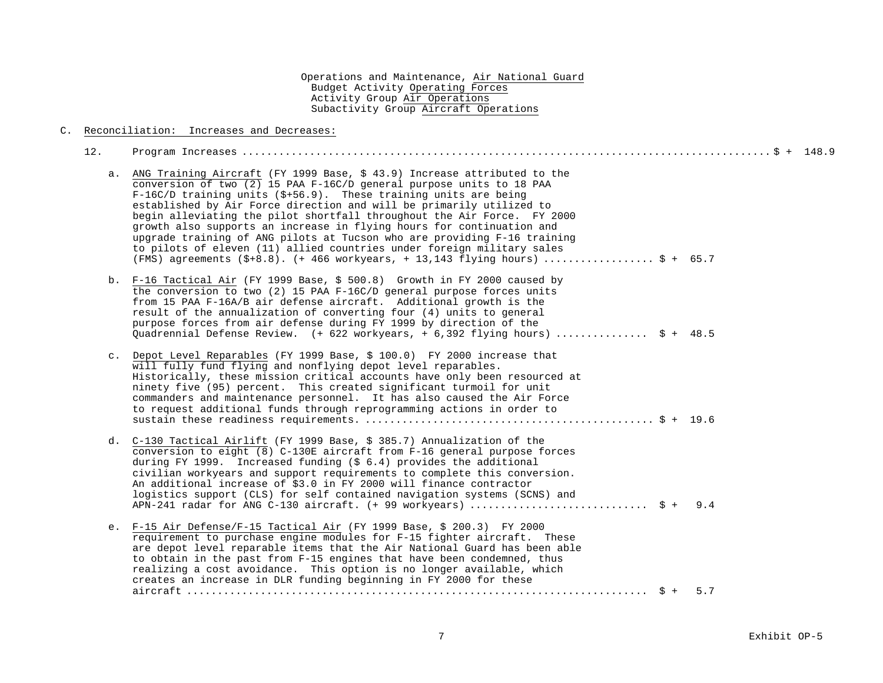Operations and Maintenance, Air National Guard
Budget Activity Operating Forces
Activity Group Air Operations
Subactivity Group Aircraft Operations

C. Reconciliation: Increases and Decreases:

12. Program Increases ............................................................................................$ + 148.9

a. ANG Training Aircraft (FY 1999 Base, $ 43.9) Increase attributed to the conversion of two (2) 15 PAA F-16C/D general purpose units to 18 PAA F-16C/D training units ($+56.9). These training units are being established by Air Force direction and will be primarily utilized to begin alleviating the pilot shortfall throughout the Air Force. FY 2000 growth also supports an increase in flying hours for continuation and upgrade training of ANG pilots at Tucson who are providing F-16 training to pilots of eleven (11) allied countries under foreign military sales (FMS) agreements ($+8.8). (+ 466 workyears, + 13,143 flying hours) .................. $ + 65.7

b. F-16 Tactical Air (FY 1999 Base, $ 500.8) Growth in FY 2000 caused by the conversion to two (2) 15 PAA F-16C/D general purpose forces units from 15 PAA F-16A/B air defense aircraft. Additional growth is the result of the annualization of converting four (4) units to general purpose forces from air defense during FY 1999 by direction of the Quadrennial Defense Review. (+ 622 workyears, + 6,392 flying hours) ............... $ + 48.5

c. Depot Level Reparables (FY 1999 Base, $ 100.0) FY 2000 increase that will fully fund flying and nonflying depot level reparables. Historically, these mission critical accounts have only been resourced at ninety five (95) percent. This created significant turmoil for unit commanders and maintenance personnel. It has also caused the Air Force to request additional funds through reprogramming actions in order to sustain these readiness requirements. ............................................... $ + 19.6

d. C-130 Tactical Airlift (FY 1999 Base, $ 385.7) Annualization of the conversion to eight (8) C-130E aircraft from F-16 general purpose forces during FY 1999. Increased funding ($ 6.4) provides the additional civilian workyears and support requirements to complete this conversion. An additional increase of $3.0 in FY 2000 will finance contractor logistics support (CLS) for self contained navigation systems (SCNS) and APN-241 radar for ANG C-130 aircraft. (+ 99 workyears) ............................. $ + 9.4

e. F-15 Air Defense/F-15 Tactical Air (FY 1999 Base, $ 200.3) FY 2000 requirement to purchase engine modules for F-15 fighter aircraft. These are depot level reparable items that the Air National Guard has been able to obtain in the past from F-15 engines that have been condemned, thus realizing a cost avoidance. This option is no longer available, which creates an increase in DLR funding beginning in FY 2000 for these aircraft ......................................................................... $ + 5.7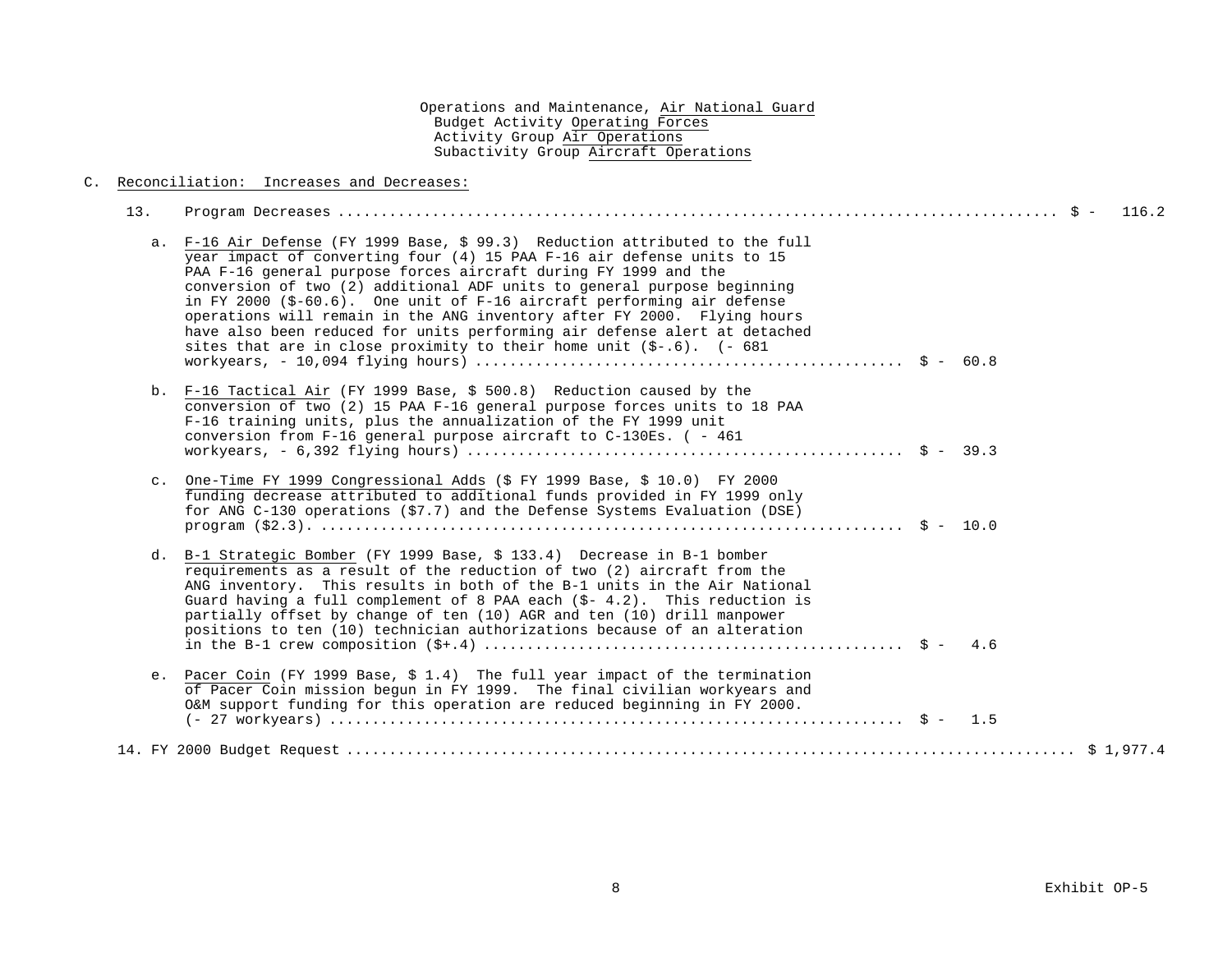Operations and Maintenance, Air National Guard
Budget Activity Operating Forces
Activity Group Air Operations
Subactivity Group Aircraft Operations

C. Reconciliation: Increases and Decreases:

13. Program Decreases ............................................................................ $ - 116.2

a. F-16 Air Defense (FY 1999 Base, $ 99.3) Reduction attributed to the full year impact of converting four (4) 15 PAA F-16 air defense units to 15 PAA F-16 general purpose forces aircraft during FY 1999 and the conversion of two (2) additional ADF units to general purpose beginning in FY 2000 ($-60.6). One unit of F-16 aircraft performing air defense operations will remain in the ANG inventory after FY 2000. Flying hours have also been reduced for units performing air defense alert at detached sites that are in close proximity to their home unit ($-.6). (- 681 workyears, - 10,094 flying hours) ................................................ $ - 60.8

b. F-16 Tactical Air (FY 1999 Base, $ 500.8) Reduction caused by the conversion of two (2) 15 PAA F-16 general purpose forces units to 18 PAA F-16 training units, plus the annualization of the FY 1999 unit conversion from F-16 general purpose aircraft to C-130Es. ( - 461 workyears, - 6,392 flying hours) ................................................. $ - 39.3

c. One-Time FY 1999 Congressional Adds ($ FY 1999 Base, $ 10.0) FY 2000 funding decrease attributed to additional funds provided in FY 1999 only for ANG C-130 operations ($7.7) and the Defense Systems Evaluation (DSE) program ($2.3). ................................................................... $ - 10.0

d. B-1 Strategic Bomber (FY 1999 Base, $ 133.4) Decrease in B-1 bomber requirements as a result of the reduction of two (2) aircraft from the ANG inventory. This results in both of the B-1 units in the Air National Guard having a full complement of 8 PAA each ($- 4.2). This reduction is partially offset by change of ten (10) AGR and ten (10) drill manpower positions to ten (10) technician authorizations because of an alteration in the B-1 crew composition ($+.4) ................................................ $ - 4.6

e. Pacer Coin (FY 1999 Base, $ 1.4) The full year impact of the termination of Pacer Coin mission begun in FY 1999. The final civilian workyears and O&M support funding for this operation are reduced beginning in FY 2000. (- 27 workyears) ................................................................. $ - 1.5

14. FY 2000 Budget Request .......................................................................... $ 1,977.4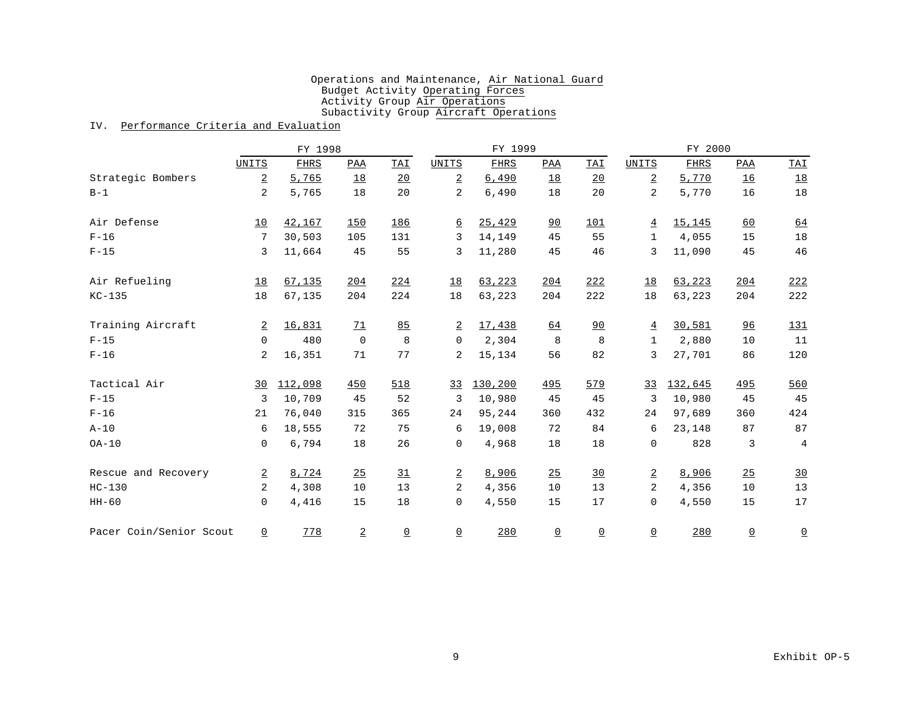Operations and Maintenance, Air National Guard
Budget Activity Operating Forces
Activity Group Air Operations
Subactivity Group Aircraft Operations

IV. Performance Criteria and Evaluation

| | FY 1998 | | | | FY 1999 | | | | FY 2000 | | | |
|---|---|---|---|---|---|---|---|---|---|---|---|---|
| | UNITS | FHRS | PAA | TAI | UNITS | FHRS | PAA | TAI | UNITS | FHRS | PAA | TAI |
| Strategic Bombers | 2 | 5,765 | 18 | 20 | 2 | 6,490 | 18 | 20 | 2 | 5,770 | 16 | 18 |
| B-1 | 2 | 5,765 | 18 | 20 | 2 | 6,490 | 18 | 20 | 2 | 5,770 | 16 | 18 |
| Air Defense | 10 | 42,167 | 150 | 186 | 6 | 25,429 | 90 | 101 | 4 | 15,145 | 60 | 64 |
| F-16 | 7 | 30,503 | 105 | 131 | 3 | 14,149 | 45 | 55 | 1 | 4,055 | 15 | 18 |
| F-15 | 3 | 11,664 | 45 | 55 | 3 | 11,280 | 45 | 46 | 3 | 11,090 | 45 | 46 |
| Air Refueling | 18 | 67,135 | 204 | 224 | 18 | 63,223 | 204 | 222 | 18 | 63,223 | 204 | 222 |
| KC-135 | 18 | 67,135 | 204 | 224 | 18 | 63,223 | 204 | 222 | 18 | 63,223 | 204 | 222 |
| Training Aircraft | 2 | 16,831 | 71 | 85 | 2 | 17,438 | 64 | 90 | 4 | 30,581 | 96 | 131 |
| F-15 | 0 | 480 | 0 | 8 | 0 | 2,304 | 8 | 8 | 1 | 2,880 | 10 | 11 |
| F-16 | 2 | 16,351 | 71 | 77 | 2 | 15,134 | 56 | 82 | 3 | 27,701 | 86 | 120 |
| Tactical Air | 30 | 112,098 | 450 | 518 | 33 | 130,200 | 495 | 579 | 33 | 132,645 | 495 | 560 |
| F-15 | 3 | 10,709 | 45 | 52 | 3 | 10,980 | 45 | 45 | 3 | 10,980 | 45 | 45 |
| F-16 | 21 | 76,040 | 315 | 365 | 24 | 95,244 | 360 | 432 | 24 | 97,689 | 360 | 424 |
| A-10 | 6 | 18,555 | 72 | 75 | 6 | 19,008 | 72 | 84 | 6 | 23,148 | 87 | 87 |
| OA-10 | 0 | 6,794 | 18 | 26 | 0 | 4,968 | 18 | 18 | 0 | 828 | 3 | 4 |
| Rescue and Recovery | 2 | 8,724 | 25 | 31 | 2 | 8,906 | 25 | 30 | 2 | 8,906 | 25 | 30 |
| HC-130 | 2 | 4,308 | 10 | 13 | 2 | 4,356 | 10 | 13 | 2 | 4,356 | 10 | 13 |
| HH-60 | 0 | 4,416 | 15 | 18 | 0 | 4,550 | 15 | 17 | 0 | 4,550 | 15 | 17 |
| Pacer Coin/Senior Scout | 0 | 778 | 2 | 0 | 0 | 280 | 0 | 0 | 0 | 280 | 0 | 0 |

Exhibit OP-5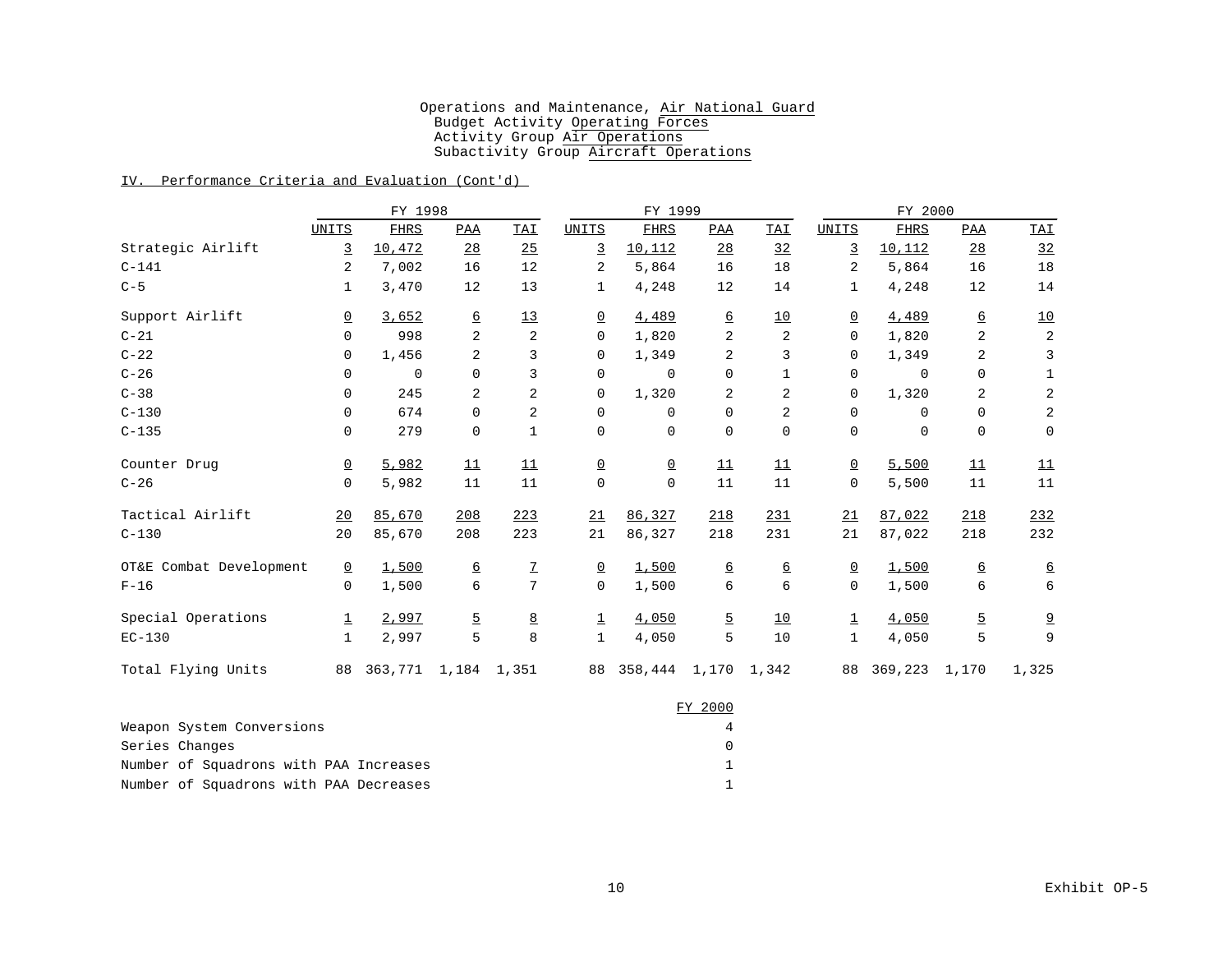Operations and Maintenance, Air National Guard
Budget Activity Operating Forces
Activity Group Air Operations
Subactivity Group Aircraft Operations

IV. Performance Criteria and Evaluation (Cont'd)

| | FY 1998 | | | | FY 1999 | | | | FY 2000 | | | |
|---|---|---|---|---|---|---|---|---|---|---|---|---|
| | UNITS | FHRS | PAA | TAI | UNITS | FHRS | PAA | TAI | UNITS | FHRS | PAA | TAI |
| Strategic Airlift | 3 | 10,472 | 28 | 25 | 3 | 10,112 | 28 | 32 | 3 | 10,112 | 28 | 32 |
| C-141 | 2 | 7,002 | 16 | 12 | 2 | 5,864 | 16 | 18 | 2 | 5,864 | 16 | 18 |
| C-5 | 1 | 3,470 | 12 | 13 | 1 | 4,248 | 12 | 14 | 1 | 4,248 | 12 | 14 |
| Support Airlift | 0 | 3,652 | 6 | 13 | 0 | 4,489 | 6 | 10 | 0 | 4,489 | 6 | 10 |
| C-21 | 0 | 998 | 2 | 2 | 0 | 1,820 | 2 | 2 | 0 | 1,820 | 2 | 2 |
| C-22 | 0 | 1,456 | 2 | 3 | 0 | 1,349 | 2 | 3 | 0 | 1,349 | 2 | 3 |
| C-26 | 0 | 0 | 0 | 3 | 0 | 0 | 0 | 1 | 0 | 0 | 0 | 1 |
| C-38 | 0 | 245 | 2 | 2 | 0 | 1,320 | 2 | 2 | 0 | 1,320 | 2 | 2 |
| C-130 | 0 | 674 | 0 | 2 | 0 | 0 | 0 | 2 | 0 | 0 | 0 | 2 |
| C-135 | 0 | 279 | 0 | 1 | 0 | 0 | 0 | 0 | 0 | 0 | 0 | 0 |
| Counter Drug | 0 | 5,982 | 11 | 11 | 0 | 0 | 11 | 11 | 0 | 5,500 | 11 | 11 |
| C-26 | 0 | 5,982 | 11 | 11 | 0 | 0 | 11 | 11 | 0 | 5,500 | 11 | 11 |
| Tactical Airlift | 20 | 85,670 | 208 | 223 | 21 | 86,327 | 218 | 231 | 21 | 87,022 | 218 | 232 |
| C-130 | 20 | 85,670 | 208 | 223 | 21 | 86,327 | 218 | 231 | 21 | 87,022 | 218 | 232 |
| OT&E Combat Development | 0 | 1,500 | 6 | 7 | 0 | 1,500 | 6 | 6 | 0 | 1,500 | 6 | 6 |
| F-16 | 0 | 1,500 | 6 | 7 | 0 | 1,500 | 6 | 6 | 0 | 1,500 | 6 | 6 |
| Special Operations | 1 | 2,997 | 5 | 8 | 1 | 4,050 | 5 | 10 | 1 | 4,050 | 5 | 9 |
| EC-130 | 1 | 2,997 | 5 | 8 | 1 | 4,050 | 5 | 10 | 1 | 4,050 | 5 | 9 |
| Total Flying Units | 88 | 363,771 | 1,184 | 1,351 | 88 | 358,444 | 1,170 | 1,342 | 88 | 369,223 | 1,170 | 1,325 |

| | FY 2000 |
|---|---|
| Weapon System Conversions | 4 |
| Series Changes | 0 |
| Number of Squadrons with PAA Increases | 1 |
| Number of Squadrons with PAA Decreases | 1 |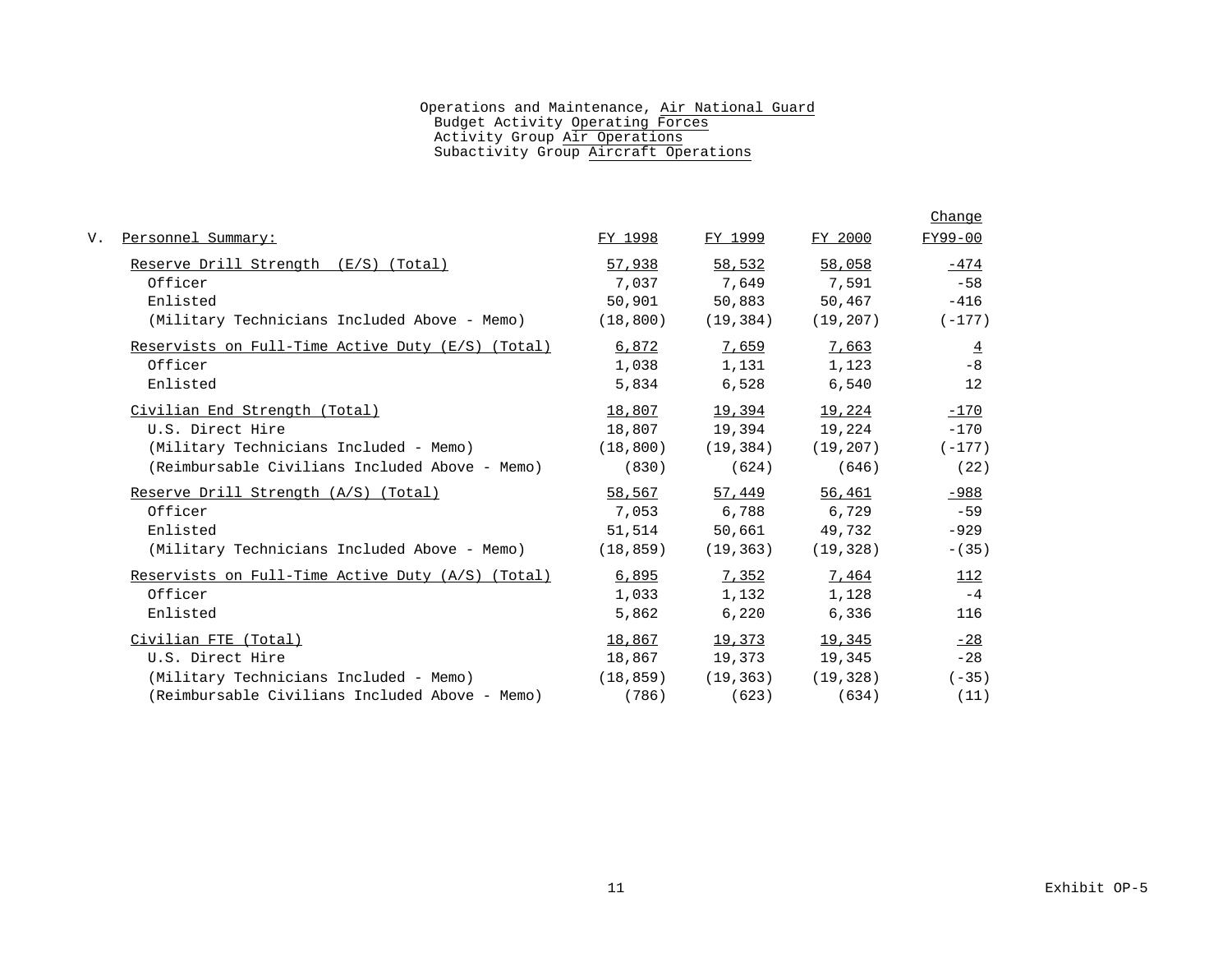Operations and Maintenance, Air National Guard
Budget Activity Operating Forces
Activity Group Air Operations
Subactivity Group Aircraft Operations

V. Personnel Summary:

| Personnel Summary: | FY 1998 | FY 1999 | FY 2000 | Change FY99-00 |
|---|---|---|---|---|
| Reserve Drill Strength (E/S) (Total) | 57,938 | 58,532 | 58,058 | -474 |
| Officer | 7,037 | 7,649 | 7,591 | -58 |
| Enlisted | 50,901 | 50,883 | 50,467 | -416 |
| (Military Technicians Included Above - Memo) | (18,800) | (19,384) | (19,207) | (-177) |
| Reservists on Full-Time Active Duty (E/S) (Total) | 6,872 | 7,659 | 7,663 | 4 |
| Officer | 1,038 | 1,131 | 1,123 | -8 |
| Enlisted | 5,834 | 6,528 | 6,540 | 12 |
| Civilian End Strength (Total) | 18,807 | 19,394 | 19,224 | -170 |
| U.S. Direct Hire | 18,807 | 19,394 | 19,224 | -170 |
| (Military Technicians Included - Memo) | (18,800) | (19,384) | (19,207) | (-177) |
| (Reimbursable Civilians Included Above - Memo) | (830) | (624) | (646) | (22) |
| Reserve Drill Strength (A/S) (Total) | 58,567 | 57,449 | 56,461 | -988 |
| Officer | 7,053 | 6,788 | 6,729 | -59 |
| Enlisted | 51,514 | 50,661 | 49,732 | -929 |
| (Military Technicians Included Above - Memo) | (18,859) | (19,363) | (19,328) | -(35) |
| Reservists on Full-Time Active Duty (A/S) (Total) | 6,895 | 7,352 | 7,464 | 112 |
| Officer | 1,033 | 1,132 | 1,128 | -4 |
| Enlisted | 5,862 | 6,220 | 6,336 | 116 |
| Civilian FTE (Total) | 18,867 | 19,373 | 19,345 | -28 |
| U.S. Direct Hire | 18,867 | 19,373 | 19,345 | -28 |
| (Military Technicians Included - Memo) | (18,859) | (19,363) | (19,328) | (-35) |
| (Reimbursable Civilians Included Above - Memo) | (786) | (623) | (634) | (11) |

Exhibit OP-5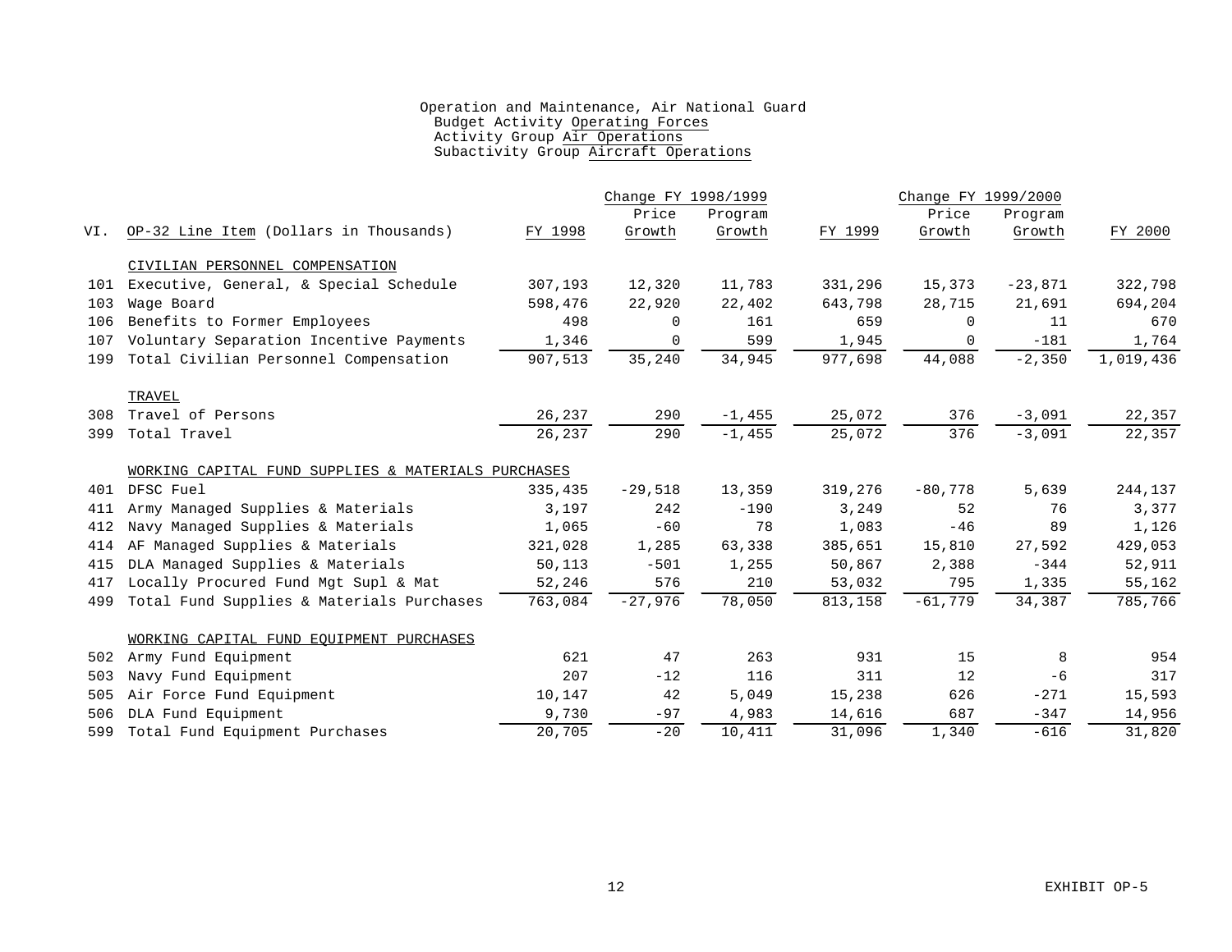Operation and Maintenance, Air National Guard
Budget Activity Operating Forces
Activity Group Air Operations
Subactivity Group Aircraft Operations

| VI. | OP-32 Line Item (Dollars in Thousands) | FY 1998 | Change FY 1998/1999 Price Growth | Change FY 1998/1999 Program Growth | FY 1999 | Change FY 1999/2000 Price Growth | Change FY 1999/2000 Program Growth | FY 2000 |
|---|---|---|---|---|---|---|---|---|
| | CIVILIAN PERSONNEL COMPENSATION | | | | | | | |
| 101 | Executive, General, & Special Schedule | 307,193 | 12,320 | 11,783 | 331,296 | 15,373 | -23,871 | 322,798 |
| 103 | Wage Board | 598,476 | 22,920 | 22,402 | 643,798 | 28,715 | 21,691 | 694,204 |
| 106 | Benefits to Former Employees | 498 | 0 | 161 | 659 | 0 | 11 | 670 |
| 107 | Voluntary Separation Incentive Payments | 1,346 | 0 | 599 | 1,945 | 0 | -181 | 1,764 |
| 199 | Total Civilian Personnel Compensation | 907,513 | 35,240 | 34,945 | 977,698 | 44,088 | -2,350 | 1,019,436 |
| | TRAVEL | | | | | | | |
| 308 | Travel of Persons | 26,237 | 290 | -1,455 | 25,072 | 376 | -3,091 | 22,357 |
| 399 | Total Travel | 26,237 | 290 | -1,455 | 25,072 | 376 | -3,091 | 22,357 |
| | WORKING CAPITAL FUND SUPPLIES & MATERIALS PURCHASES | | | | | | | |
| 401 | DFSC Fuel | 335,435 | -29,518 | 13,359 | 319,276 | -80,778 | 5,639 | 244,137 |
| 411 | Army Managed Supplies & Materials | 3,197 | 242 | -190 | 3,249 | 52 | 76 | 3,377 |
| 412 | Navy Managed Supplies & Materials | 1,065 | -60 | 78 | 1,083 | -46 | 89 | 1,126 |
| 414 | AF Managed Supplies & Materials | 321,028 | 1,285 | 63,338 | 385,651 | 15,810 | 27,592 | 429,053 |
| 415 | DLA Managed Supplies & Materials | 50,113 | -501 | 1,255 | 50,867 | 2,388 | -344 | 52,911 |
| 417 | Locally Procured Fund Mgt Supl & Mat | 52,246 | 576 | 210 | 53,032 | 795 | 1,335 | 55,162 |
| 499 | Total Fund Supplies & Materials Purchases | 763,084 | -27,976 | 78,050 | 813,158 | -61,779 | 34,387 | 785,766 |
| | WORKING CAPITAL FUND EQUIPMENT PURCHASES | | | | | | | |
| 502 | Army Fund Equipment | 621 | 47 | 263 | 931 | 15 | 8 | 954 |
| 503 | Navy Fund Equipment | 207 | -12 | 116 | 311 | 12 | -6 | 317 |
| 505 | Air Force Fund Equipment | 10,147 | 42 | 5,049 | 15,238 | 626 | -271 | 15,593 |
| 506 | DLA Fund Equipment | 9,730 | -97 | 4,983 | 14,616 | 687 | -347 | 14,956 |
| 599 | Total Fund Equipment Purchases | 20,705 | -20 | 10,411 | 31,096 | 1,340 | -616 | 31,820 |

EXHIBIT OP-5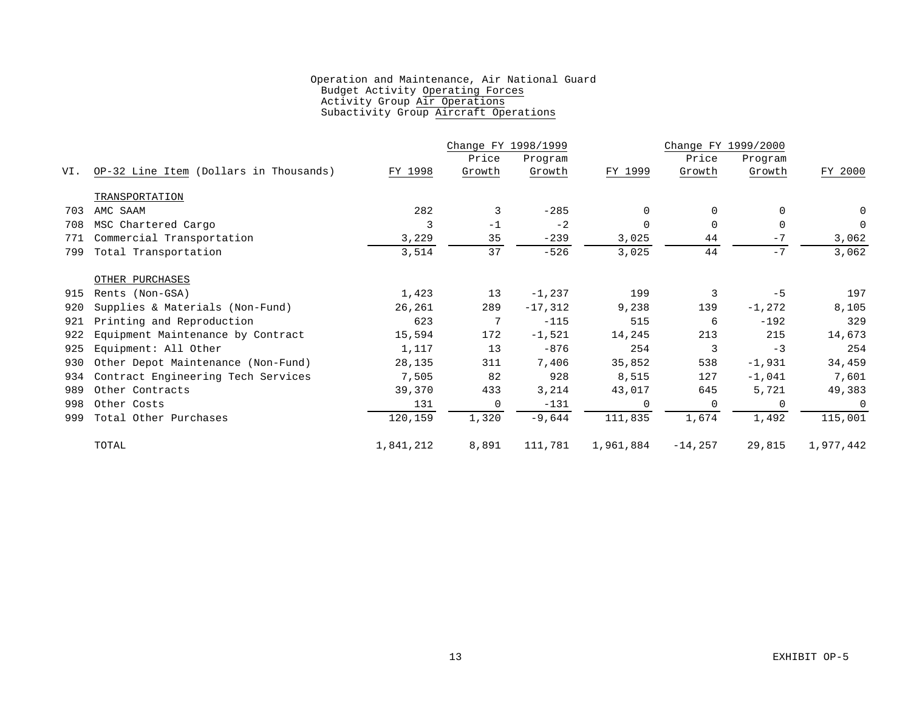Operation and Maintenance, Air National Guard
Budget Activity Operating Forces
Activity Group Air Operations
Subactivity Group Aircraft Operations

| VI. | OP-32 Line Item (Dollars in Thousands) | FY 1998 | Change FY 1998/1999 Price Growth | Change FY 1998/1999 Program Growth | FY 1999 | Change FY 1999/2000 Price Growth | Change FY 1999/2000 Program Growth | FY 2000 |
|---|---|---|---|---|---|---|---|---|
| | TRANSPORTATION | | | | | | | |
| 703 | AMC SAAM | 282 | 3 | -285 | 0 | 0 | 0 | 0 |
| 708 | MSC Chartered Cargo | 3 | -1 | -2 | 0 | 0 | 0 | 0 |
| 771 | Commercial Transportation | 3,229 | 35 | -239 | 3,025 | 44 | -7 | 3,062 |
| 799 | Total Transportation | 3,514 | 37 | -526 | 3,025 | 44 | -7 | 3,062 |
| | OTHER PURCHASES | | | | | | | |
| 915 | Rents (Non-GSA) | 1,423 | 13 | -1,237 | 199 | 3 | -5 | 197 |
| 920 | Supplies & Materials (Non-Fund) | 26,261 | 289 | -17,312 | 9,238 | 139 | -1,272 | 8,105 |
| 921 | Printing and Reproduction | 623 | 7 | -115 | 515 | 6 | -192 | 329 |
| 922 | Equipment Maintenance by Contract | 15,594 | 172 | -1,521 | 14,245 | 213 | 215 | 14,673 |
| 925 | Equipment: All Other | 1,117 | 13 | -876 | 254 | 3 | -3 | 254 |
| 930 | Other Depot Maintenance (Non-Fund) | 28,135 | 311 | 7,406 | 35,852 | 538 | -1,931 | 34,459 |
| 934 | Contract Engineering Tech Services | 7,505 | 82 | 928 | 8,515 | 127 | -1,041 | 7,601 |
| 989 | Other Contracts | 39,370 | 433 | 3,214 | 43,017 | 645 | 5,721 | 49,383 |
| 998 | Other Costs | 131 | 0 | -131 | 0 | 0 | 0 | 0 |
| 999 | Total Other Purchases | 120,159 | 1,320 | -9,644 | 111,835 | 1,674 | 1,492 | 115,001 |
| | TOTAL | 1,841,212 | 8,891 | 111,781 | 1,961,884 | -14,257 | 29,815 | 1,977,442 |

EXHIBIT OP-5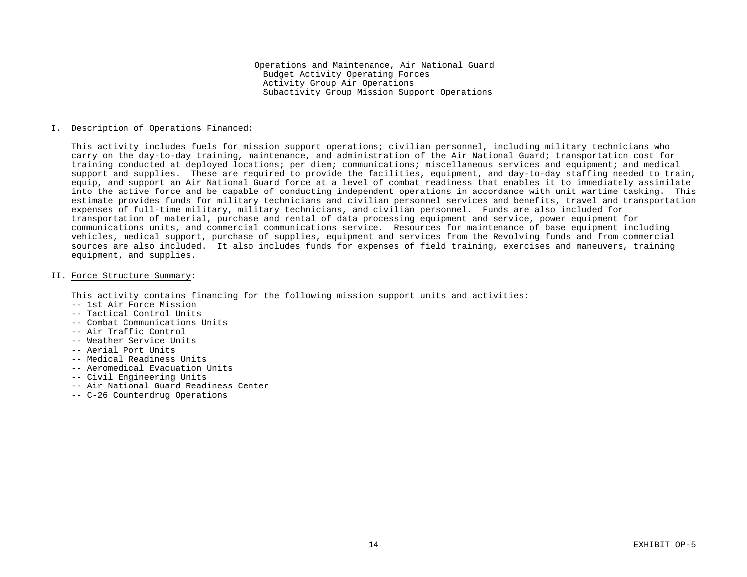Operations and Maintenance, Air National Guard
Budget Activity Operating Forces
Activity Group Air Operations
Subactivity Group Mission Support Operations

## I. Description of Operations Financed:

This activity includes fuels for mission support operations; civilian personnel, including military technicians who carry on the day-to-day training, maintenance, and administration of the Air National Guard; transportation cost for training conducted at deployed locations; per diem; communications; miscellaneous services and equipment; and medical support and supplies. These are required to provide the facilities, equipment, and day-to-day staffing needed to train, equip, and support an Air National Guard force at a level of combat readiness that enables it to immediately assimilate into the active force and be capable of conducting independent operations in accordance with unit wartime tasking. This estimate provides funds for military technicians and civilian personnel services and benefits, travel and transportation expenses of full-time military, military technicians, and civilian personnel. Funds are also included for transportation of material, purchase and rental of data processing equipment and service, power equipment for communications units, and commercial communications service. Resources for maintenance of base equipment including vehicles, medical support, purchase of supplies, equipment and services from the Revolving funds and from commercial sources are also included. It also includes funds for expenses of field training, exercises and maneuvers, training equipment, and supplies.

## II. Force Structure Summary:

This activity contains financing for the following mission support units and activities:

- -- 1st Air Force Mission
- -- Tactical Control Units
- -- Combat Communications Units
- -- Air Traffic Control
- -- Weather Service Units
- -- Aerial Port Units
- -- Medical Readiness Units
- -- Aeromedical Evacuation Units
- -- Civil Engineering Units
- -- Air National Guard Readiness Center
- -- C-26 Counterdrug Operations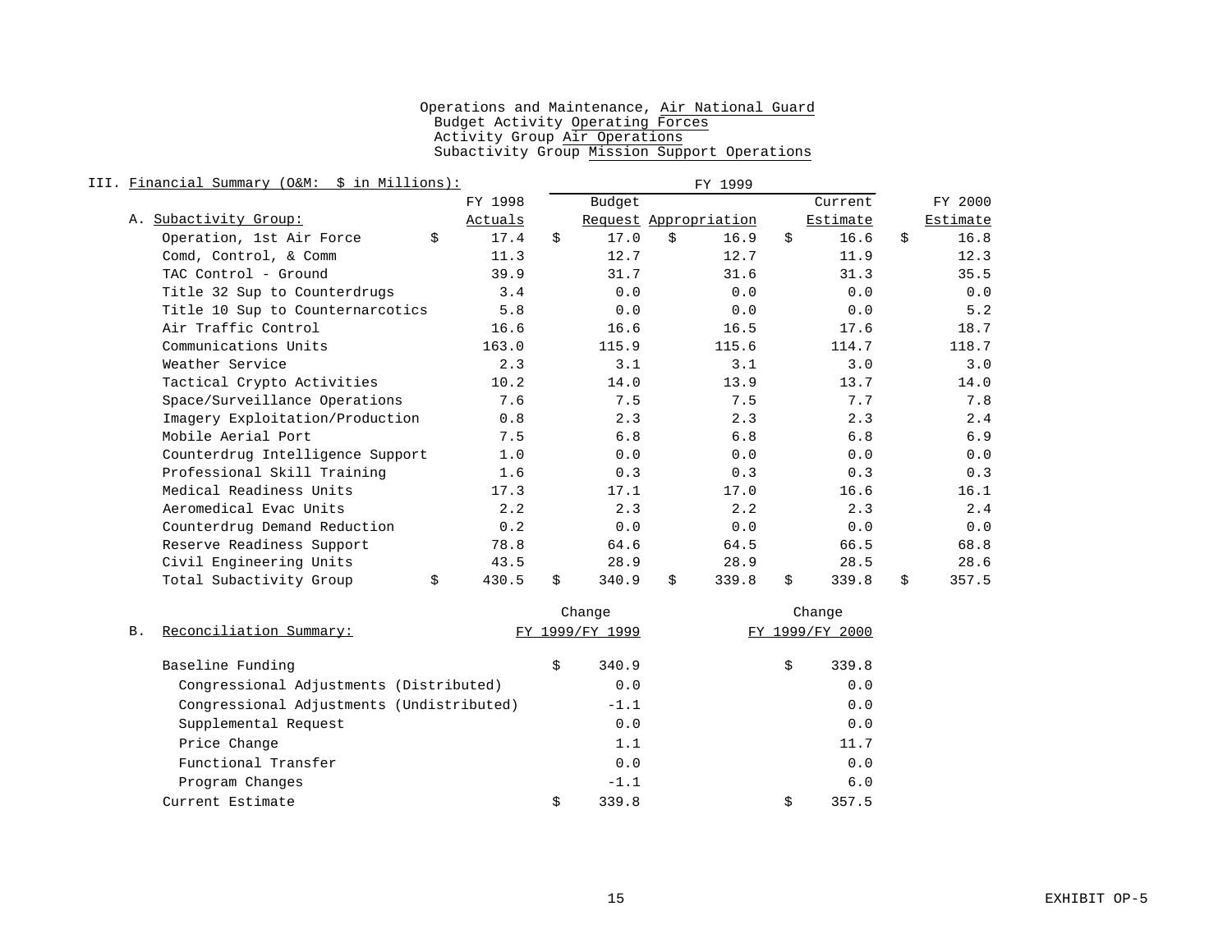Operations and Maintenance, Air National Guard
Budget Activity Operating Forces
Activity Group Air Operations
Subactivity Group Mission Support Operations

III. Financial Summary (O&M: $ in Millions):

A. Subactivity Group:

| | FY 1998 Actuals | FY 1999 Budget Request | FY 1999 Appropriation | FY 1999 Current Estimate | FY 2000 Estimate |
|---|---|---|---|---|---|
| Operation, 1st Air Force | $ 17.4 | $ 17.0 | $ 16.9 | $ 16.6 | $ 16.8 |
| Comd, Control, & Comm | 11.3 | 12.7 | 12.7 | 11.9 | 12.3 |
| TAC Control - Ground | 39.9 | 31.7 | 31.6 | 31.3 | 35.5 |
| Title 32 Sup to Counterdrugs | 3.4 | 0.0 | 0.0 | 0.0 | 0.0 |
| Title 10 Sup to Counternarcotics | 5.8 | 0.0 | 0.0 | 0.0 | 5.2 |
| Air Traffic Control | 16.6 | 16.6 | 16.5 | 17.6 | 18.7 |
| Communications Units | 163.0 | 115.9 | 115.6 | 114.7 | 118.7 |
| Weather Service | 2.3 | 3.1 | 3.1 | 3.0 | 3.0 |
| Tactical Crypto Activities | 10.2 | 14.0 | 13.9 | 13.7 | 14.0 |
| Space/Surveillance Operations | 7.6 | 7.5 | 7.5 | 7.7 | 7.8 |
| Imagery Exploitation/Production | 0.8 | 2.3 | 2.3 | 2.3 | 2.4 |
| Mobile Aerial Port | 7.5 | 6.8 | 6.8 | 6.8 | 6.9 |
| Counterdrug Intelligence Support | 1.0 | 0.0 | 0.0 | 0.0 | 0.0 |
| Professional Skill Training | 1.6 | 0.3 | 0.3 | 0.3 | 0.3 |
| Medical Readiness Units | 17.3 | 17.1 | 17.0 | 16.6 | 16.1 |
| Aeromedical Evac Units | 2.2 | 2.3 | 2.2 | 2.3 | 2.4 |
| Counterdrug Demand Reduction | 0.2 | 0.0 | 0.0 | 0.0 | 0.0 |
| Reserve Readiness Support | 78.8 | 64.6 | 64.5 | 66.5 | 68.8 |
| Civil Engineering Units | 43.5 | 28.9 | 28.9 | 28.5 | 28.6 |
| Total Subactivity Group | $ 430.5 | $ 340.9 | $ 339.8 | $ 339.8 | $ 357.5 |

B. Reconciliation Summary:

| | Change FY 1999/FY 1999 | Change FY 1999/FY 2000 |
|---|---|---|
| Baseline Funding | $ 340.9 | $ 339.8 |
| Congressional Adjustments (Distributed) | 0.0 | 0.0 |
| Congressional Adjustments (Undistributed) | -1.1 | 0.0 |
| Supplemental Request | 0.0 | 0.0 |
| Price Change | 1.1 | 11.7 |
| Functional Transfer | 0.0 | 0.0 |
| Program Changes | -1.1 | 6.0 |
| Current Estimate | $ 339.8 | $ 357.5 |

EXHIBIT OP-5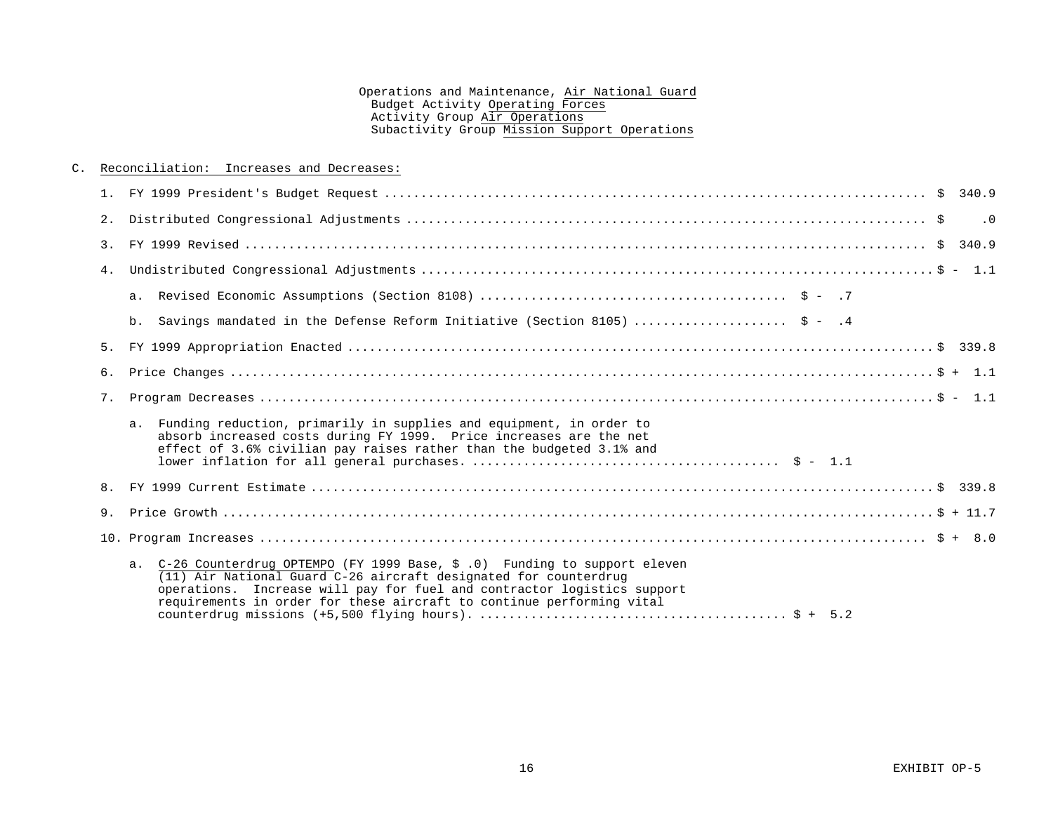Operations and Maintenance, Air National Guard
Budget Activity Operating Forces
Activity Group Air Operations
Subactivity Group Mission Support Operations

C. Reconciliation: Increases and Decreases:

1. FY 1999 President's Budget Request ............................................................ $ 340.9

2. Distributed Congressional Adjustments ............................................................ $ .0

3. FY 1999 Revised ............................................................ $ 340.9

4. Undistributed Congressional Adjustments ............................................................ $ - 1.1

   a. Revised Economic Assumptions (Section 8108) .................................... $ - .7

   b. Savings mandated in the Defense Reform Initiative (Section 8105) .................... $ - .4

5. FY 1999 Appropriation Enacted ............................................................ $ 339.8

6. Price Changes ............................................................ $ + 1.1

7. Program Decreases ............................................................ $ - 1.1

   a. Funding reduction, primarily in supplies and equipment, in order to absorb increased costs during FY 1999. Price increases are the net effect of 3.6% civilian pay raises rather than the budgeted 3.1% and lower inflation for all general purchases. .................................... $ - 1.1

8. FY 1999 Current Estimate ............................................................ $ 339.8

9. Price Growth ............................................................ $ + 11.7

10. Program Increases ............................................................ $ + 8.0

   a. C-26 Counterdrug OPTEMPO (FY 1999 Base, $ .0) Funding to support eleven (11) Air National Guard C-26 aircraft designated for counterdrug operations. Increase will pay for fuel and contractor logistics support requirements in order for these aircraft to continue performing vital counterdrug missions (+5,500 flying hours). .................................... $ + 5.2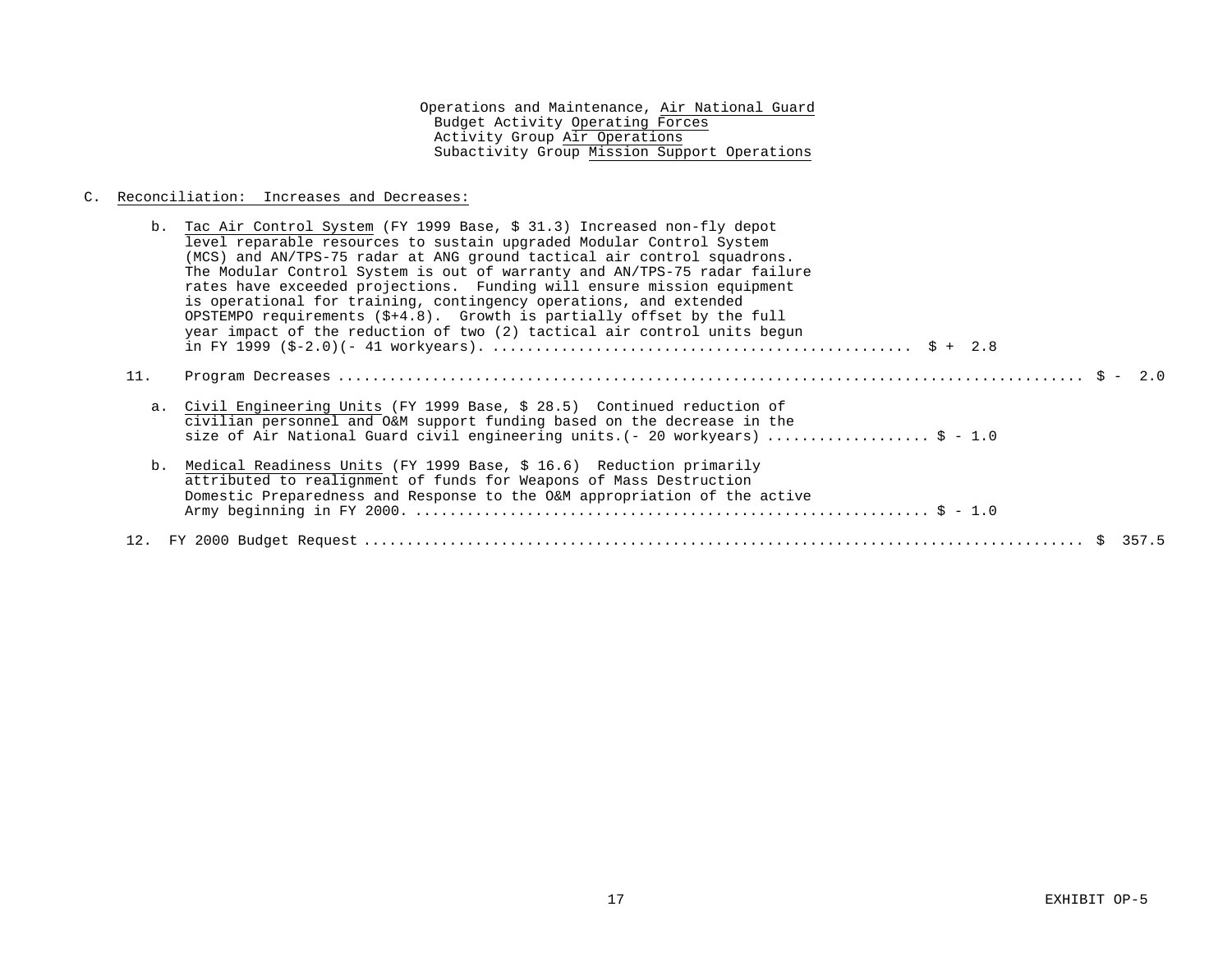Operations and Maintenance, Air National Guard
Budget Activity Operating Forces
Activity Group Air Operations
Subactivity Group Mission Support Operations

C. Reconciliation: Increases and Decreases:

b. Tac Air Control System (FY 1999 Base, $ 31.3) Increased non-fly depot level reparable resources to sustain upgraded Modular Control System (MCS) and AN/TPS-75 radar at ANG ground tactical air control squadrons. The Modular Control System is out of warranty and AN/TPS-75 radar failure rates have exceeded projections. Funding will ensure mission equipment is operational for training, contingency operations, and extended OPSTEMPO requirements ($+4.8). Growth is partially offset by the full year impact of the reduction of two (2) tactical air control units begun in FY 1999 ($-2.0)(- 41 workyears). ............................................... $ + 2.8

11. Program Decreases ............................................................................... $ - 2.0

a. Civil Engineering Units (FY 1999 Base, $ 28.5) Continued reduction of civilian personnel and O&M support funding based on the decrease in the size of Air National Guard civil engineering units.(- 20 workyears) .................. $ - 1.0

b. Medical Readiness Units (FY 1999 Base, $ 16.6) Reduction primarily attributed to realignment of funds for Weapons of Mass Destruction Domestic Preparedness and Response to the O&M appropriation of the active Army beginning in FY 2000. ........................................................... $ - 1.0

12. FY 2000 Budget Request ............................................................................... $ 357.5

EXHIBIT OP-5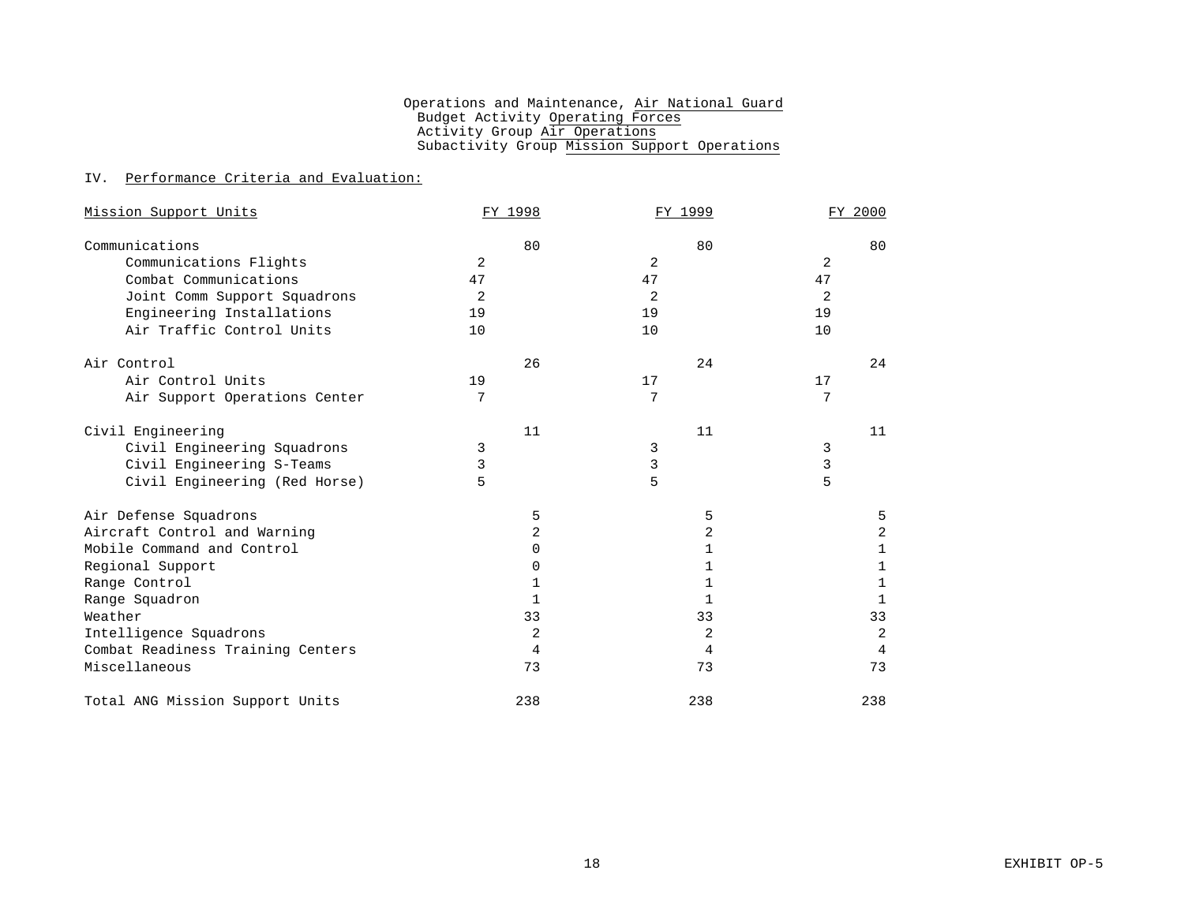Operations and Maintenance, Air National Guard
Budget Activity Operating Forces
Activity Group Air Operations
Subactivity Group Mission Support Operations

## IV. Performance Criteria and Evaluation:

| Mission Support Units | FY 1998 | | FY 1999 | | FY 2000 | |
|---|---|---|---|---|---|---|
| Communications | | 80 | | 80 | | 80 |
| Communications Flights | 2 | | 2 | | 2 | |
| Combat Communications | 47 | | 47 | | 47 | |
| Joint Comm Support Squadrons | 2 | | 2 | | 2 | |
| Engineering Installations | 19 | | 19 | | 19 | |
| Air Traffic Control Units | 10 | | 10 | | 10 | |
| Air Control | | 26 | | 24 | | 24 |
| Air Control Units | 19 | | 17 | | 17 | |
| Air Support Operations Center | 7 | | 7 | | 7 | |
| Civil Engineering | | 11 | | 11 | | 11 |
| Civil Engineering Squadrons | 3 | | 3 | | 3 | |
| Civil Engineering S-Teams | 3 | | 3 | | 3 | |
| Civil Engineering (Red Horse) | 5 | | 5 | | 5 | |
| Air Defense Squadrons | | 5 | | 5 | | 5 |
| Aircraft Control and Warning | | 2 | | 2 | | 2 |
| Mobile Command and Control | | 0 | | 1 | | 1 |
| Regional Support | | 0 | | 1 | | 1 |
| Range Control | | 1 | | 1 | | 1 |
| Range Squadron | | 1 | | 1 | | 1 |
| Weather | | 33 | | 33 | | 33 |
| Intelligence Squadrons | | 2 | | 2 | | 2 |
| Combat Readiness Training Centers | | 4 | | 4 | | 4 |
| Miscellaneous | | 73 | | 73 | | 73 |
| Total ANG Mission Support Units | | 238 | | 238 | | 238 |

EXHIBIT OP-5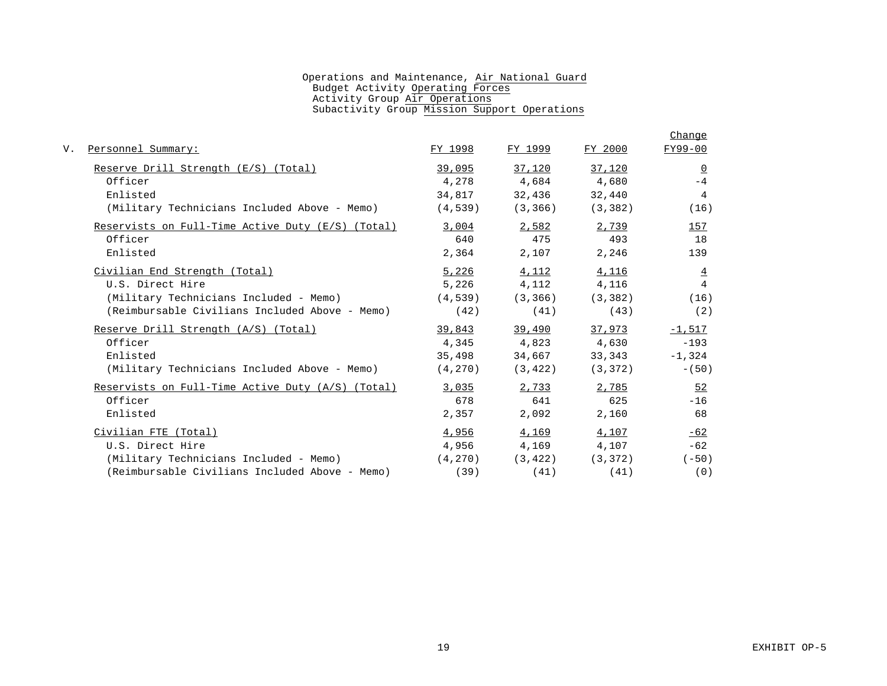Operations and Maintenance, Air National Guard
Budget Activity Operating Forces
Activity Group Air Operations
Subactivity Group Mission Support Operations

V. Personnel Summary:

| | FY 1998 | FY 1999 | FY 2000 | Change FY99-00 |
|---|---|---|---|---|
| Reserve Drill Strength (E/S) (Total) | 39,095 | 37,120 | 37,120 | 0 |
| Officer | 4,278 | 4,684 | 4,680 | -4 |
| Enlisted | 34,817 | 32,436 | 32,440 | 4 |
| (Military Technicians Included Above - Memo) | (4,539) | (3,366) | (3,382) | (16) |
| Reservists on Full-Time Active Duty (E/S) (Total) | 3,004 | 2,582 | 2,739 | 157 |
| Officer | 640 | 475 | 493 | 18 |
| Enlisted | 2,364 | 2,107 | 2,246 | 139 |
| Civilian End Strength (Total) | 5,226 | 4,112 | 4,116 | 4 |
| U.S. Direct Hire | 5,226 | 4,112 | 4,116 | 4 |
| (Military Technicians Included - Memo) | (4,539) | (3,366) | (3,382) | (16) |
| (Reimbursable Civilians Included Above - Memo) | (42) | (41) | (43) | (2) |
| Reserve Drill Strength (A/S) (Total) | 39,843 | 39,490 | 37,973 | -1,517 |
| Officer | 4,345 | 4,823 | 4,630 | -193 |
| Enlisted | 35,498 | 34,667 | 33,343 | -1,324 |
| (Military Technicians Included Above - Memo) | (4,270) | (3,422) | (3,372) | -(50) |
| Reservists on Full-Time Active Duty (A/S) (Total) | 3,035 | 2,733 | 2,785 | 52 |
| Officer | 678 | 641 | 625 | -16 |
| Enlisted | 2,357 | 2,092 | 2,160 | 68 |
| Civilian FTE (Total) | 4,956 | 4,169 | 4,107 | -62 |
| U.S. Direct Hire | 4,956 | 4,169 | 4,107 | -62 |
| (Military Technicians Included - Memo) | (4,270) | (3,422) | (3,372) | (-50) |
| (Reimbursable Civilians Included Above - Memo) | (39) | (41) | (41) | (0) |

EXHIBIT OP-5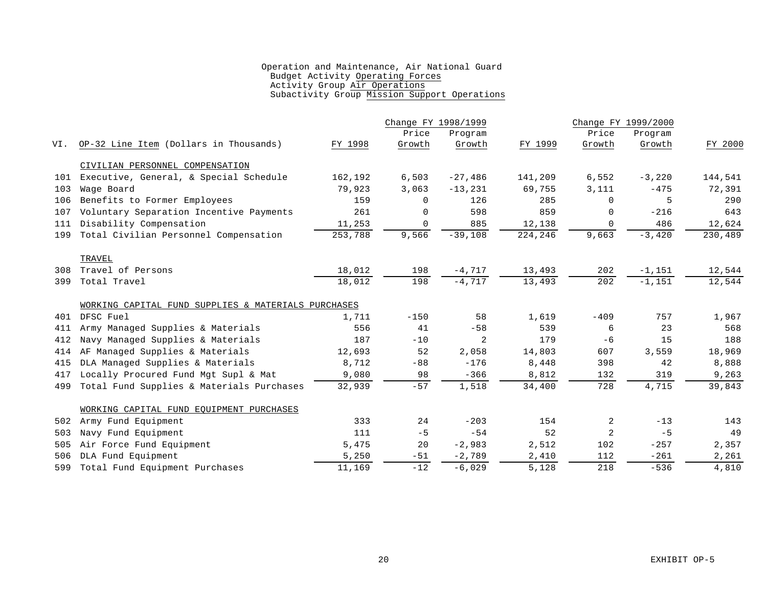Operation and Maintenance, Air National Guard
Budget Activity Operating Forces
Activity Group Air Operations
Subactivity Group Mission Support Operations

| VI. | OP-32 Line Item (Dollars in Thousands) | FY 1998 | Change FY 1998/1999 Price Growth | Change FY 1998/1999 Program Growth | FY 1999 | Change FY 1999/2000 Price Growth | Change FY 1999/2000 Program Growth | FY 2000 |
|---|---|---|---|---|---|---|---|---|
| | CIVILIAN PERSONNEL COMPENSATION | | | | | | | |
| 101 | Executive, General, & Special Schedule | 162,192 | 6,503 | -27,486 | 141,209 | 6,552 | -3,220 | 144,541 |
| 103 | Wage Board | 79,923 | 3,063 | -13,231 | 69,755 | 3,111 | -475 | 72,391 |
| 106 | Benefits to Former Employees | 159 | 0 | 126 | 285 | 0 | 5 | 290 |
| 107 | Voluntary Separation Incentive Payments | 261 | 0 | 598 | 859 | 0 | -216 | 643 |
| 111 | Disability Compensation | 11,253 | 0 | 885 | 12,138 | 0 | 486 | 12,624 |
| 199 | Total Civilian Personnel Compensation | 253,788 | 9,566 | -39,108 | 224,246 | 9,663 | -3,420 | 230,489 |
| | TRAVEL | | | | | | | |
| 308 | Travel of Persons | 18,012 | 198 | -4,717 | 13,493 | 202 | -1,151 | 12,544 |
| 399 | Total Travel | 18,012 | 198 | -4,717 | 13,493 | 202 | -1,151 | 12,544 |
| | WORKING CAPITAL FUND SUPPLIES & MATERIALS PURCHASES | | | | | | | |
| 401 | DFSC Fuel | 1,711 | -150 | 58 | 1,619 | -409 | 757 | 1,967 |
| 411 | Army Managed Supplies & Materials | 556 | 41 | -58 | 539 | 6 | 23 | 568 |
| 412 | Navy Managed Supplies & Materials | 187 | -10 | 2 | 179 | -6 | 15 | 188 |
| 414 | AF Managed Supplies & Materials | 12,693 | 52 | 2,058 | 14,803 | 607 | 3,559 | 18,969 |
| 415 | DLA Managed Supplies & Materials | 8,712 | -88 | -176 | 8,448 | 398 | 42 | 8,888 |
| 417 | Locally Procured Fund Mgt Supl & Mat | 9,080 | 98 | -366 | 8,812 | 132 | 319 | 9,263 |
| 499 | Total Fund Supplies & Materials Purchases | 32,939 | -57 | 1,518 | 34,400 | 728 | 4,715 | 39,843 |
| | WORKING CAPITAL FUND EQUIPMENT PURCHASES | | | | | | | |
| 502 | Army Fund Equipment | 333 | 24 | -203 | 154 | 2 | -13 | 143 |
| 503 | Navy Fund Equipment | 111 | -5 | -54 | 52 | 2 | -5 | 49 |
| 505 | Air Force Fund Equipment | 5,475 | 20 | -2,983 | 2,512 | 102 | -257 | 2,357 |
| 506 | DLA Fund Equipment | 5,250 | -51 | -2,789 | 2,410 | 112 | -261 | 2,261 |
| 599 | Total Fund Equipment Purchases | 11,169 | -12 | -6,029 | 5,128 | 218 | -536 | 4,810 |

EXHIBIT OP-5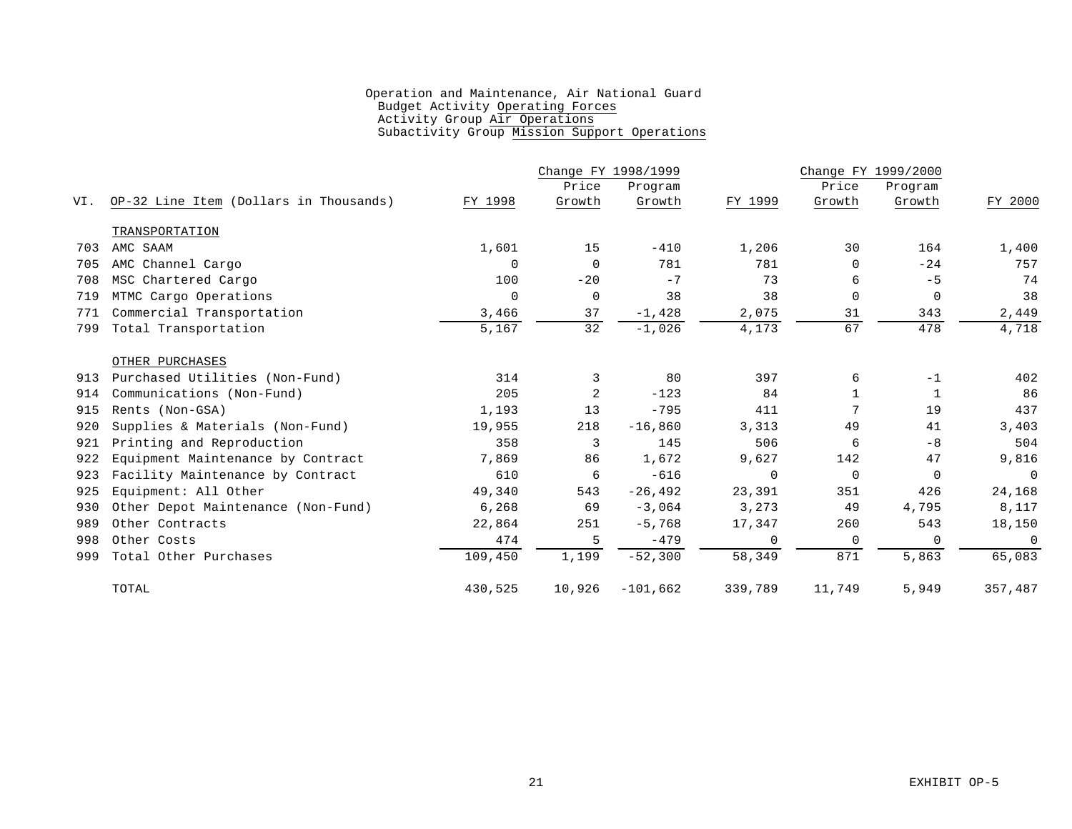Operation and Maintenance, Air National Guard
Budget Activity Operating Forces
Activity Group Air Operations
Subactivity Group Mission Support Operations

| VI. | OP-32 Line Item (Dollars in Thousands) | FY 1998 | Change FY 1998/1999 Price Growth | Change FY 1998/1999 Program Growth | FY 1999 | Change FY 1999/2000 Price Growth | Change FY 1999/2000 Program Growth | FY 2000 |
|---|---|---|---|---|---|---|---|---|
| | TRANSPORTATION | | | | | | | |
| 703 | AMC SAAM | 1,601 | 15 | -410 | 1,206 | 30 | 164 | 1,400 |
| 705 | AMC Channel Cargo | 0 | 0 | 781 | 781 | 0 | -24 | 757 |
| 708 | MSC Chartered Cargo | 100 | -20 | -7 | 73 | 6 | -5 | 74 |
| 719 | MTMC Cargo Operations | 0 | 0 | 38 | 38 | 0 | 0 | 38 |
| 771 | Commercial Transportation | 3,466 | 37 | -1,428 | 2,075 | 31 | 343 | 2,449 |
| 799 | Total Transportation | 5,167 | 32 | -1,026 | 4,173 | 67 | 478 | 4,718 |
| | OTHER PURCHASES | | | | | | | |
| 913 | Purchased Utilities (Non-Fund) | 314 | 3 | 80 | 397 | 6 | -1 | 402 |
| 914 | Communications (Non-Fund) | 205 | 2 | -123 | 84 | 1 | 1 | 86 |
| 915 | Rents (Non-GSA) | 1,193 | 13 | -795 | 411 | 7 | 19 | 437 |
| 920 | Supplies & Materials (Non-Fund) | 19,955 | 218 | -16,860 | 3,313 | 49 | 41 | 3,403 |
| 921 | Printing and Reproduction | 358 | 3 | 145 | 506 | 6 | -8 | 504 |
| 922 | Equipment Maintenance by Contract | 7,869 | 86 | 1,672 | 9,627 | 142 | 47 | 9,816 |
| 923 | Facility Maintenance by Contract | 610 | 6 | -616 | 0 | 0 | 0 | 0 |
| 925 | Equipment: All Other | 49,340 | 543 | -26,492 | 23,391 | 351 | 426 | 24,168 |
| 930 | Other Depot Maintenance (Non-Fund) | 6,268 | 69 | -3,064 | 3,273 | 49 | 4,795 | 8,117 |
| 989 | Other Contracts | 22,864 | 251 | -5,768 | 17,347 | 260 | 543 | 18,150 |
| 998 | Other Costs | 474 | 5 | -479 | 0 | 0 | 0 | 0 |
| 999 | Total Other Purchases | 109,450 | 1,199 | -52,300 | 58,349 | 871 | 5,863 | 65,083 |
| | TOTAL | 430,525 | 10,926 | -101,662 | 339,789 | 11,749 | 5,949 | 357,487 |

EXHIBIT OP-5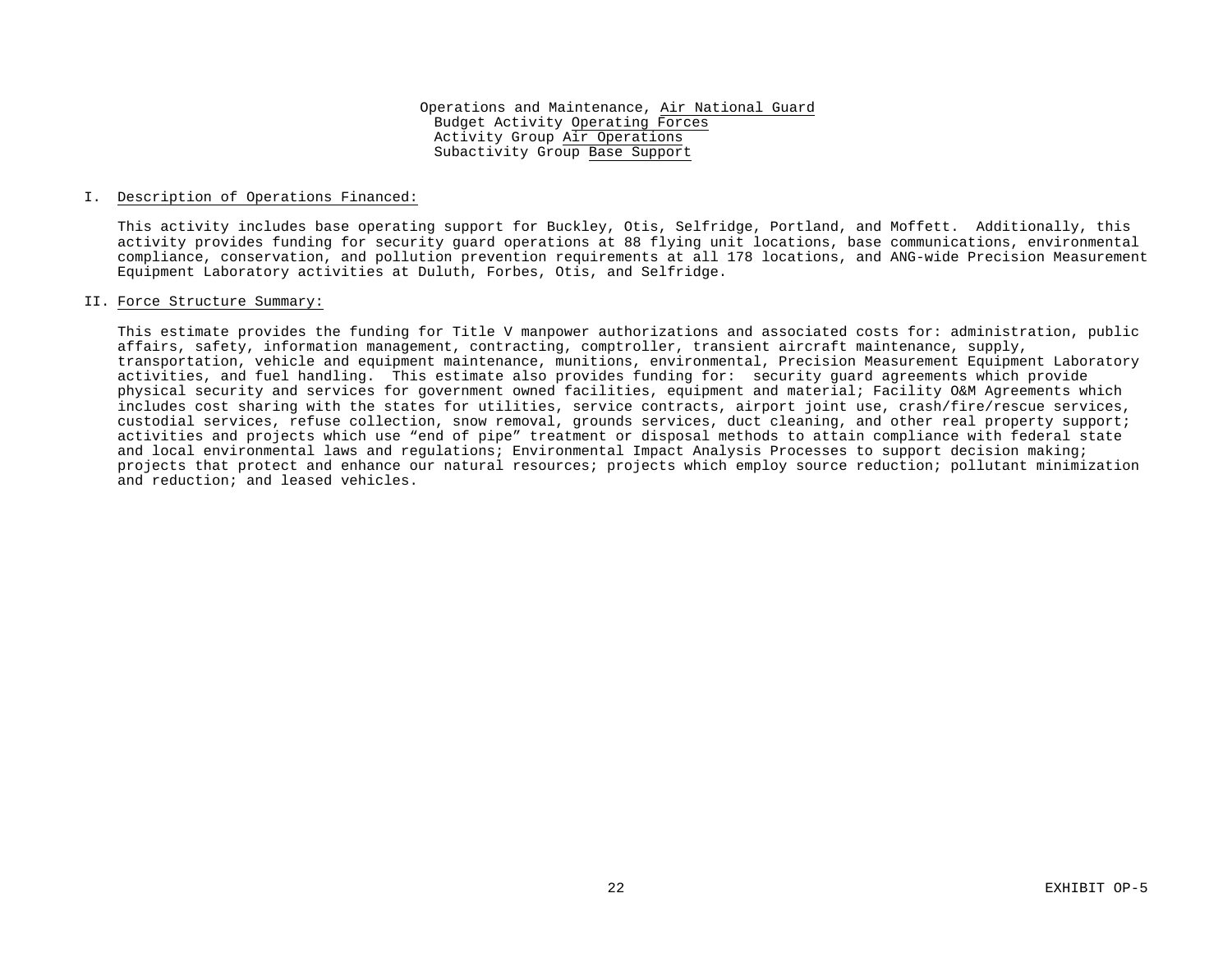Operations and Maintenance, Air National Guard
Budget Activity Operating Forces
Activity Group Air Operations
Subactivity Group Base Support

## I. Description of Operations Financed:

This activity includes base operating support for Buckley, Otis, Selfridge, Portland, and Moffett. Additionally, this activity provides funding for security guard operations at 88 flying unit locations, base communications, environmental compliance, conservation, and pollution prevention requirements at all 178 locations, and ANG-wide Precision Measurement Equipment Laboratory activities at Duluth, Forbes, Otis, and Selfridge.

## II. Force Structure Summary:

This estimate provides the funding for Title V manpower authorizations and associated costs for: administration, public affairs, safety, information management, contracting, comptroller, transient aircraft maintenance, supply, transportation, vehicle and equipment maintenance, munitions, environmental, Precision Measurement Equipment Laboratory activities, and fuel handling. This estimate also provides funding for: security guard agreements which provide physical security and services for government owned facilities, equipment and material; Facility O&M Agreements which includes cost sharing with the states for utilities, service contracts, airport joint use, crash/fire/rescue services, custodial services, refuse collection, snow removal, grounds services, duct cleaning, and other real property support; activities and projects which use "end of pipe" treatment or disposal methods to attain compliance with federal state and local environmental laws and regulations; Environmental Impact Analysis Processes to support decision making; projects that protect and enhance our natural resources; projects which employ source reduction; pollutant minimization and reduction; and leased vehicles.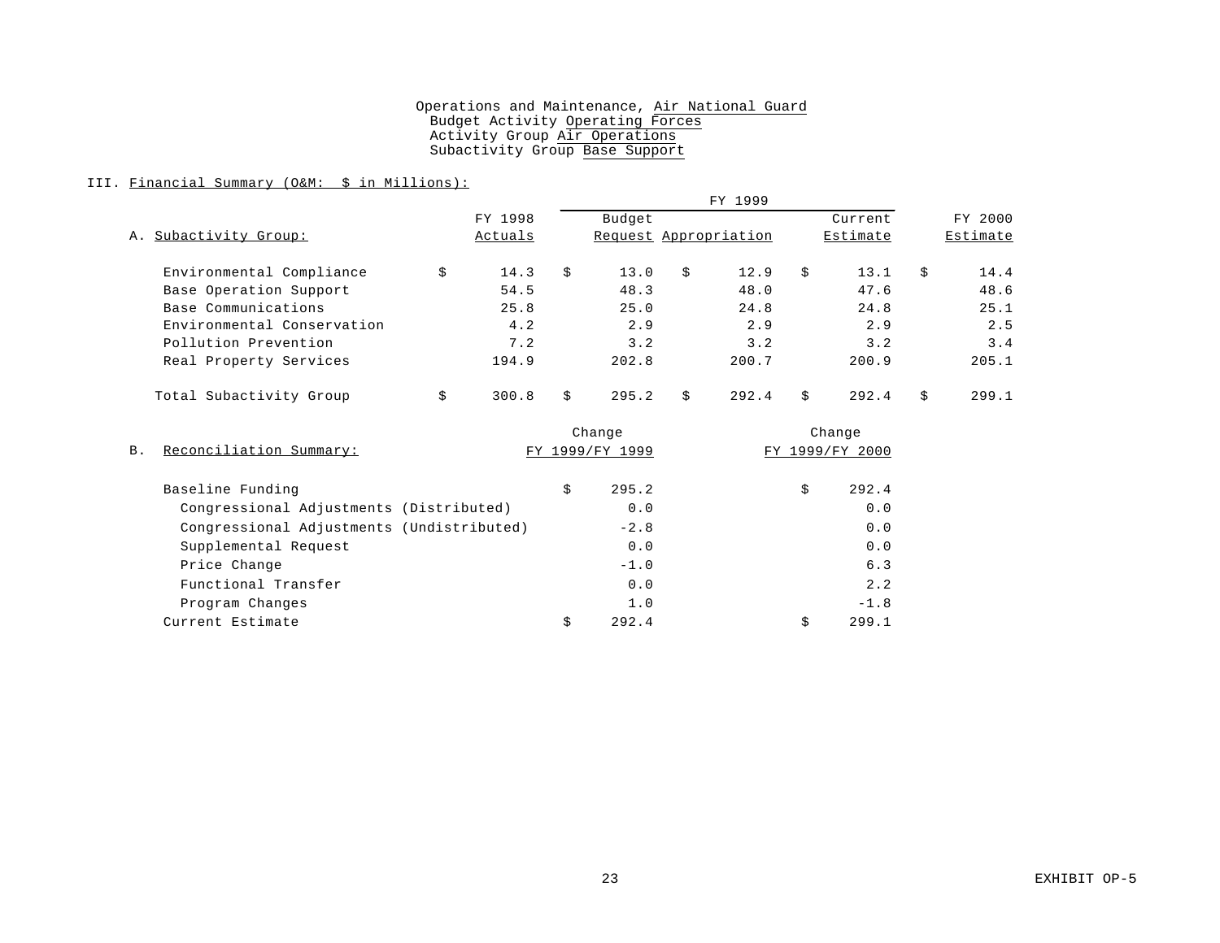Operations and Maintenance, Air National Guard
Budget Activity Operating Forces
Activity Group Air Operations
Subactivity Group Base Support

III. Financial Summary (O&M: $ in Millions):

| A. Subactivity Group: | FY 1998 Actuals | FY 1999 Budget Request | FY 1999 Appropriation | FY 1999 Current Estimate | FY 2000 Estimate |
|---|---|---|---|---|---|
| Environmental Compliance | $ 14.3 | $ 13.0 | $ 12.9 | $ 13.1 | $ 14.4 |
| Base Operation Support | 54.5 | 48.3 | 48.0 | 47.6 | 48.6 |
| Base Communications | 25.8 | 25.0 | 24.8 | 24.8 | 25.1 |
| Environmental Conservation | 4.2 | 2.9 | 2.9 | 2.9 | 2.5 |
| Pollution Prevention | 7.2 | 3.2 | 3.2 | 3.2 | 3.4 |
| Real Property Services | 194.9 | 202.8 | 200.7 | 200.9 | 205.1 |
| Total Subactivity Group | $ 300.8 | $ 295.2 | $ 292.4 | $ 292.4 | $ 299.1 |

| B. Reconciliation Summary: | Change FY 1999/FY 1999 | Change FY 1999/FY 2000 |
|---|---|---|
| Baseline Funding | $ 295.2 | $ 292.4 |
| Congressional Adjustments (Distributed) | 0.0 | 0.0 |
| Congressional Adjustments (Undistributed) | -2.8 | 0.0 |
| Supplemental Request | 0.0 | 0.0 |
| Price Change | -1.0 | 6.3 |
| Functional Transfer | 0.0 | 2.2 |
| Program Changes | 1.0 | -1.8 |
| Current Estimate | $ 292.4 | $ 299.1 |

EXHIBIT OP-5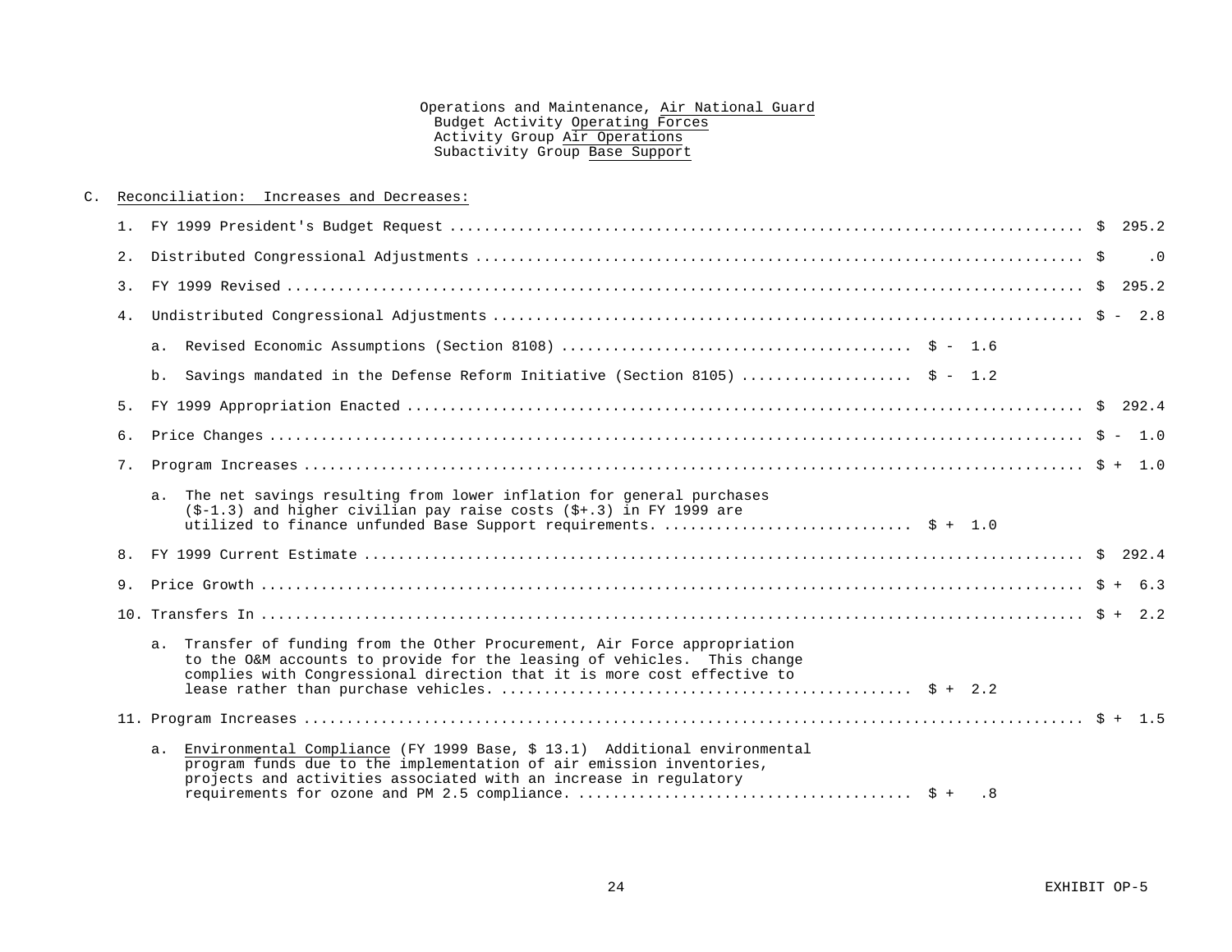Operations and Maintenance, Air National Guard
Budget Activity Operating Forces
Activity Group Air Operations
Subactivity Group Base Support

C. Reconciliation: Increases and Decreases:

1. FY 1999 President's Budget Request .......................................................................... $ 295.2

2. Distributed Congressional Adjustments .......................................................................... $ .0

3. FY 1999 Revised .......................................................................... $ 295.2

4. Undistributed Congressional Adjustments .......................................................................... $ - 2.8

   a. Revised Economic Assumptions (Section 8108) .......................................... $ - 1.6

   b. Savings mandated in the Defense Reform Initiative (Section 8105) .................... $ - 1.2

5. FY 1999 Appropriation Enacted .......................................................................... $ 292.4

6. Price Changes .......................................................................... $ - 1.0

7. Program Increases .......................................................................... $ + 1.0

   a. The net savings resulting from lower inflation for general purchases ($-1.3) and higher civilian pay raise costs ($+.3) in FY 1999 are utilized to finance unfunded Base Support requirements. ............................ $ + 1.0

8. FY 1999 Current Estimate .......................................................................... $ 292.4

9. Price Growth .......................................................................... $ + 6.3

10. Transfers In .......................................................................... $ + 2.2

   a. Transfer of funding from the Other Procurement, Air Force appropriation to the O&M accounts to provide for the leasing of vehicles. This change complies with Congressional direction that it is more cost effective to lease rather than purchase vehicles. ................................................ $ + 2.2

11. Program Increases .......................................................................... $ + 1.5

   a. Environmental Compliance (FY 1999 Base, $ 13.1) Additional environmental program funds due to the implementation of air emission inventories, projects and activities associated with an increase in regulatory requirements for ozone and PM 2.5 compliance. ....................................... $ + .8

EXHIBIT OP-5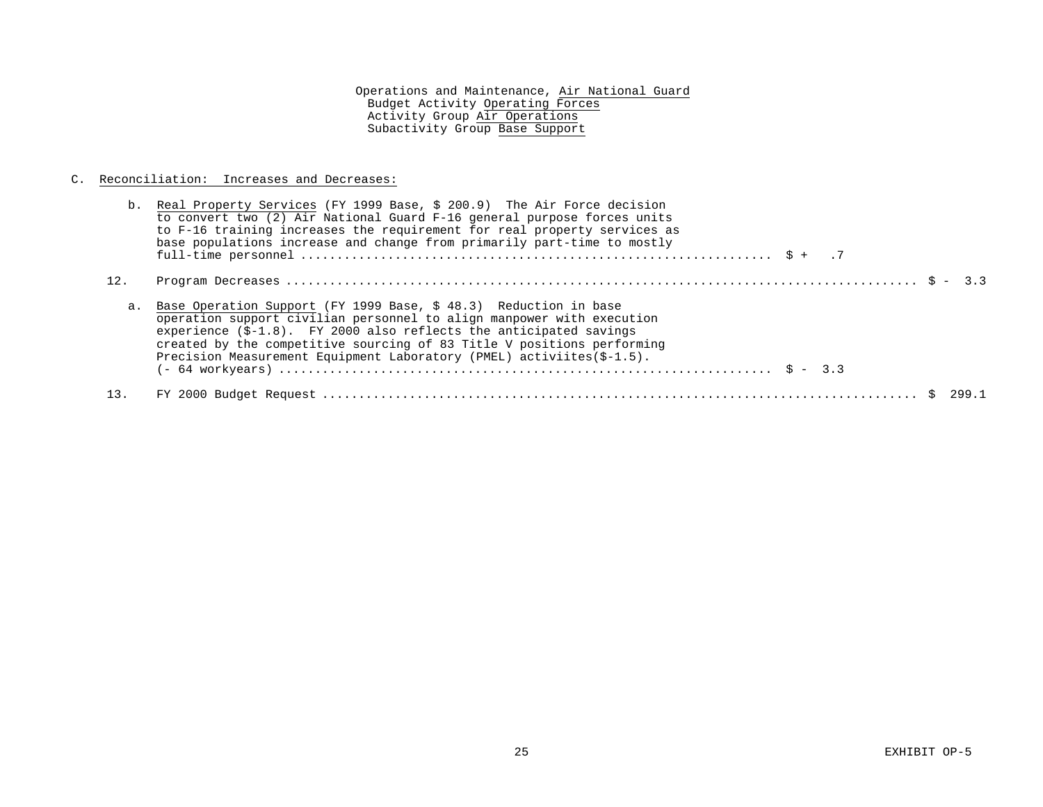Operations and Maintenance, Air National Guard
Budget Activity Operating Forces
Activity Group Air Operations
Subactivity Group Base Support

C. Reconciliation: Increases and Decreases:

b. Real Property Services (FY 1999 Base, $ 200.9) The Air Force decision to convert two (2) Air National Guard F-16 general purpose forces units to F-16 training increases the requirement for real property services as base populations increase and change from primarily part-time to mostly full-time personnel .................................................................. $ + .7

12. Program Decreases ................................................................................. $ - 3.3

a. Base Operation Support (FY 1999 Base, $ 48.3) Reduction in base operation support civilian personnel to align manpower with execution experience ($-1.8). FY 2000 also reflects the anticipated savings created by the competitive sourcing of 83 Title V positions performing Precision Measurement Equipment Laboratory (PMEL) activiites($-1.5). (- 64 workyears) .................................................................. $ - 3.3

13. FY 2000 Budget Request ................................................................................. $ 299.1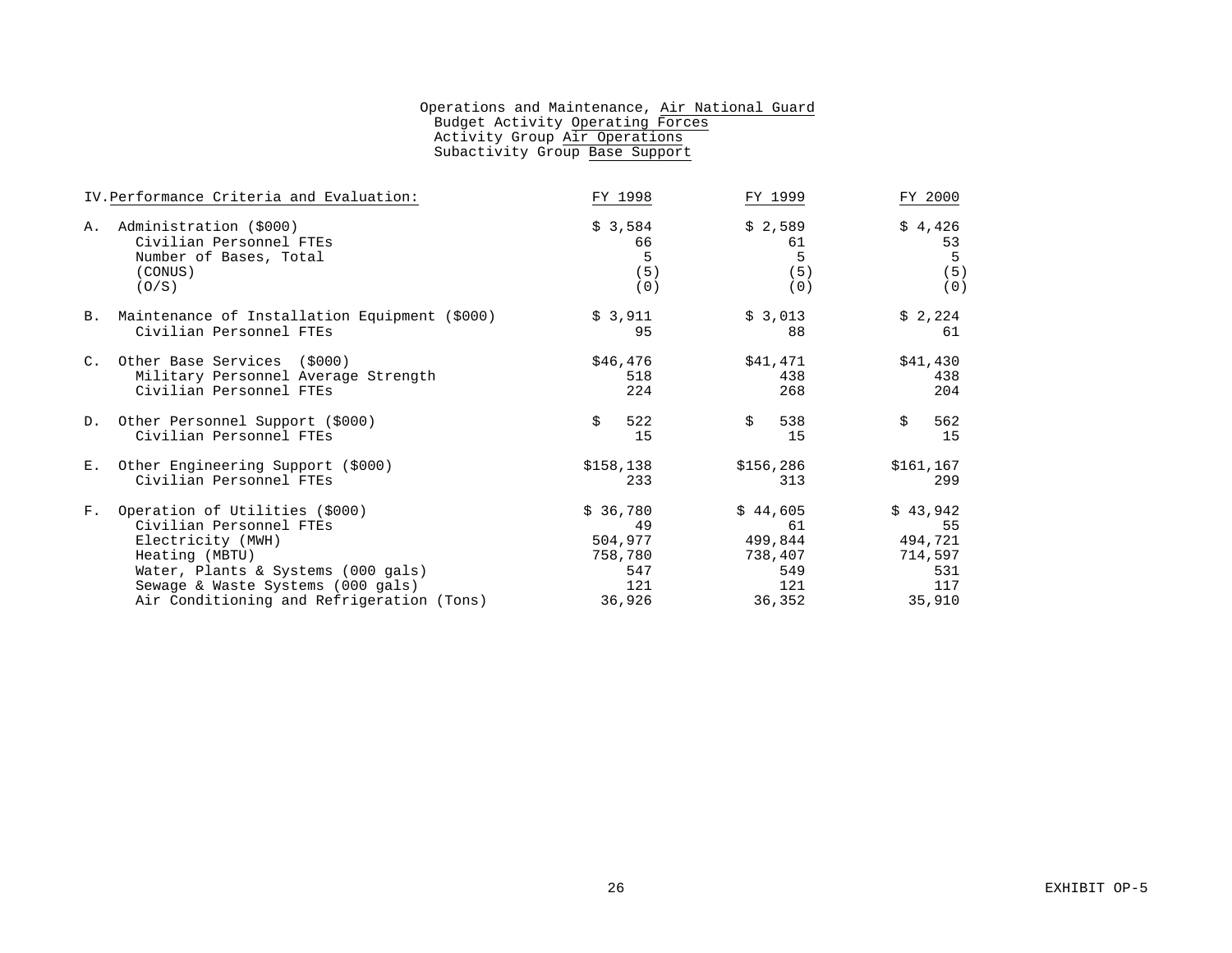Operations and Maintenance, Air National Guard
Budget Activity Operating Forces
Activity Group Air Operations
Subactivity Group Base Support

| IV. Performance Criteria and Evaluation: | FY 1998 | FY 1999 | FY 2000 |
|---|---|---|---|
| A. Administration ($000) | $ 3,584 | $ 2,589 | $ 4,426 |
| Civilian Personnel FTEs | 66 | 61 | 53 |
| Number of Bases, Total | 5 | 5 | 5 |
| (CONUS) | (5) | (5) | (5) |
| (O/S) | (0) | (0) | (0) |
| B. Maintenance of Installation Equipment ($000) | $ 3,911 | $ 3,013 | $ 2,224 |
| Civilian Personnel FTEs | 95 | 88 | 61 |
| C. Other Base Services ($000) | $46,476 | $41,471 | $41,430 |
| Military Personnel Average Strength | 518 | 438 | 438 |
| Civilian Personnel FTEs | 224 | 268 | 204 |
| D. Other Personnel Support ($000) | $ 522 | $ 538 | $ 562 |
| Civilian Personnel FTEs | 15 | 15 | 15 |
| E. Other Engineering Support ($000) | $158,138 | $156,286 | $161,167 |
| Civilian Personnel FTEs | 233 | 313 | 299 |
| F. Operation of Utilities ($000) | $ 36,780 | $ 44,605 | $ 43,942 |
| Civilian Personnel FTEs | 49 | 61 | 55 |
| Electricity (MWH) | 504,977 | 499,844 | 494,721 |
| Heating (MBTU) | 758,780 | 738,407 | 714,597 |
| Water, Plants & Systems (000 gals) | 547 | 549 | 531 |
| Sewage & Waste Systems (000 gals) | 121 | 121 | 117 |
| Air Conditioning and Refrigeration (Tons) | 36,926 | 36,352 | 35,910 |

EXHIBIT OP-5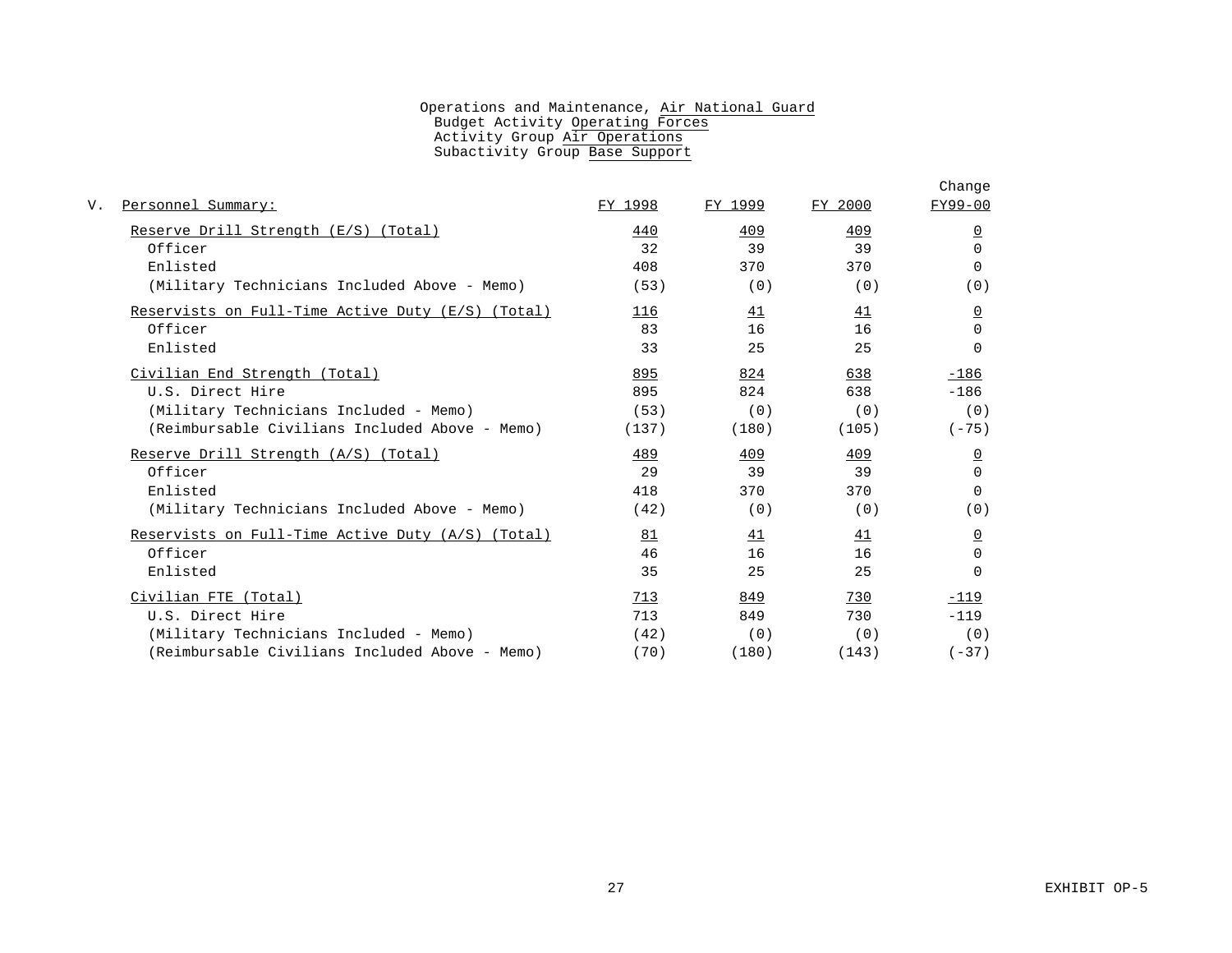Operations and Maintenance, Air National Guard
Budget Activity Operating Forces
Activity Group Air Operations
Subactivity Group Base Support

| V. Personnel Summary: | FY 1998 | FY 1999 | FY 2000 | Change FY99-00 |
|---|---|---|---|---|
| Reserve Drill Strength (E/S) (Total) | 440 | 409 | 409 | 0 |
| Officer | 32 | 39 | 39 | 0 |
| Enlisted | 408 | 370 | 370 | 0 |
| (Military Technicians Included Above - Memo) | (53) | (0) | (0) | (0) |
| Reservists on Full-Time Active Duty (E/S) (Total) | 116 | 41 | 41 | 0 |
| Officer | 83 | 16 | 16 | 0 |
| Enlisted | 33 | 25 | 25 | 0 |
| Civilian End Strength (Total) | 895 | 824 | 638 | -186 |
| U.S. Direct Hire | 895 | 824 | 638 | -186 |
| (Military Technicians Included - Memo) | (53) | (0) | (0) | (0) |
| (Reimbursable Civilians Included Above - Memo) | (137) | (180) | (105) | (-75) |
| Reserve Drill Strength (A/S) (Total) | 489 | 409 | 409 | 0 |
| Officer | 29 | 39 | 39 | 0 |
| Enlisted | 418 | 370 | 370 | 0 |
| (Military Technicians Included Above - Memo) | (42) | (0) | (0) | (0) |
| Reservists on Full-Time Active Duty (A/S) (Total) | 81 | 41 | 41 | 0 |
| Officer | 46 | 16 | 16 | 0 |
| Enlisted | 35 | 25 | 25 | 0 |
| Civilian FTE (Total) | 713 | 849 | 730 | -119 |
| U.S. Direct Hire | 713 | 849 | 730 | -119 |
| (Military Technicians Included - Memo) | (42) | (0) | (0) | (0) |
| (Reimbursable Civilians Included Above - Memo) | (70) | (180) | (143) | (-37) |

EXHIBIT OP-5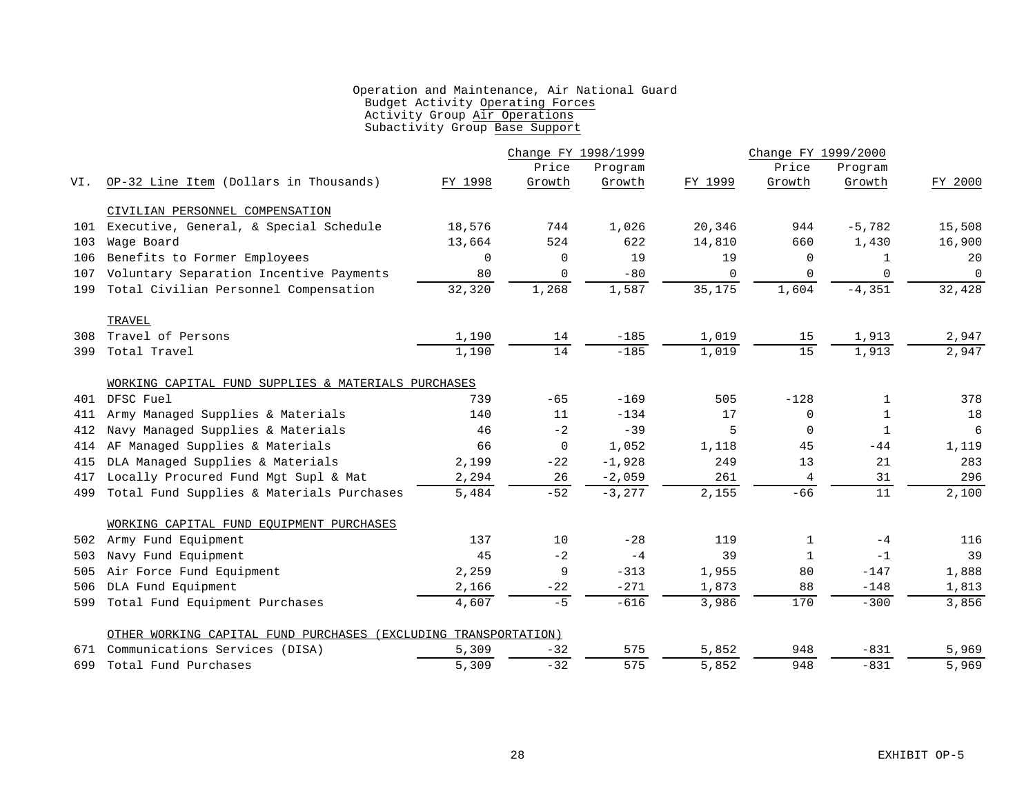Operation and Maintenance, Air National Guard
Budget Activity Operating Forces
Activity Group Air Operations
Subactivity Group Base Support

| VI. | OP-32 Line Item (Dollars in Thousands) | FY 1998 | Change FY 1998/1999 Price Growth | Change FY 1998/1999 Program Growth | FY 1999 | Change FY 1999/2000 Price Growth | Change FY 1999/2000 Program Growth | FY 2000 |
|---|---|---|---|---|---|---|---|---|
| | CIVILIAN PERSONNEL COMPENSATION | | | | | | | |
| 101 | Executive, General, & Special Schedule | 18,576 | 744 | 1,026 | 20,346 | 944 | -5,782 | 15,508 |
| 103 | Wage Board | 13,664 | 524 | 622 | 14,810 | 660 | 1,430 | 16,900 |
| 106 | Benefits to Former Employees | 0 | 0 | 19 | 19 | 0 | 1 | 20 |
| 107 | Voluntary Separation Incentive Payments | 80 | 0 | -80 | 0 | 0 | 0 | 0 |
| 199 | Total Civilian Personnel Compensation | 32,320 | 1,268 | 1,587 | 35,175 | 1,604 | -4,351 | 32,428 |
| | TRAVEL | | | | | | | |
| 308 | Travel of Persons | 1,190 | 14 | -185 | 1,019 | 15 | 1,913 | 2,947 |
| 399 | Total Travel | 1,190 | 14 | -185 | 1,019 | 15 | 1,913 | 2,947 |
| | WORKING CAPITAL FUND SUPPLIES & MATERIALS PURCHASES | | | | | | | |
| 401 | DFSC Fuel | 739 | -65 | -169 | 505 | -128 | 1 | 378 |
| 411 | Army Managed Supplies & Materials | 140 | 11 | -134 | 17 | 0 | 1 | 18 |
| 412 | Navy Managed Supplies & Materials | 46 | -2 | -39 | 5 | 0 | 1 | 6 |
| 414 | AF Managed Supplies & Materials | 66 | 0 | 1,052 | 1,118 | 45 | -44 | 1,119 |
| 415 | DLA Managed Supplies & Materials | 2,199 | -22 | -1,928 | 249 | 13 | 21 | 283 |
| 417 | Locally Procured Fund Mgt Supl & Mat | 2,294 | 26 | -2,059 | 261 | 4 | 31 | 296 |
| 499 | Total Fund Supplies & Materials Purchases | 5,484 | -52 | -3,277 | 2,155 | -66 | 11 | 2,100 |
| | WORKING CAPITAL FUND EQUIPMENT PURCHASES | | | | | | | |
| 502 | Army Fund Equipment | 137 | 10 | -28 | 119 | 1 | -4 | 116 |
| 503 | Navy Fund Equipment | 45 | -2 | -4 | 39 | 1 | -1 | 39 |
| 505 | Air Force Fund Equipment | 2,259 | 9 | -313 | 1,955 | 80 | -147 | 1,888 |
| 506 | DLA Fund Equipment | 2,166 | -22 | -271 | 1,873 | 88 | -148 | 1,813 |
| 599 | Total Fund Equipment Purchases | 4,607 | -5 | -616 | 3,986 | 170 | -300 | 3,856 |
| | OTHER WORKING CAPITAL FUND PURCHASES (EXCLUDING TRANSPORTATION) | | | | | | | |
| 671 | Communications Services (DISA) | 5,309 | -32 | 575 | 5,852 | 948 | -831 | 5,969 |
| 699 | Total Fund Purchases | 5,309 | -32 | 575 | 5,852 | 948 | -831 | 5,969 |

EXHIBIT OP-5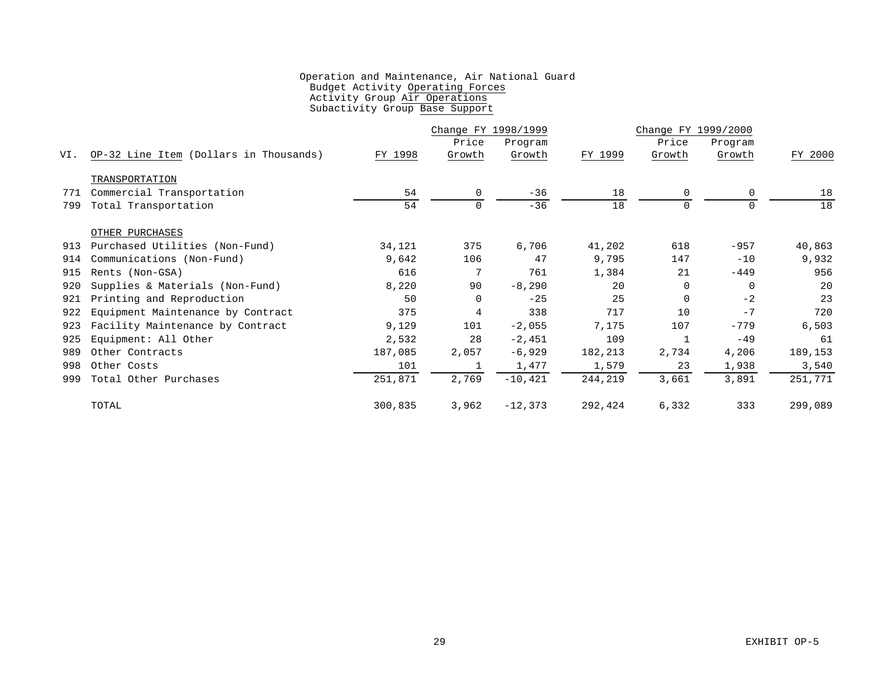Operation and Maintenance, Air National Guard
Budget Activity Operating Forces
Activity Group Air Operations
Subactivity Group Base Support

| VI. | OP-32 Line Item (Dollars in Thousands) | FY 1998 | Change FY 1998/1999 Price Growth | Change FY 1998/1999 Program Growth | FY 1999 | Change FY 1999/2000 Price Growth | Change FY 1999/2000 Program Growth | FY 2000 |
|---|---|---|---|---|---|---|---|---|
| | TRANSPORTATION | | | | | | | |
| 771 | Commercial Transportation | 54 | 0 | -36 | 18 | 0 | 0 | 18 |
| 799 | Total Transportation | 54 | 0 | -36 | 18 | 0 | 0 | 18 |
| | OTHER PURCHASES | | | | | | | |
| 913 | Purchased Utilities (Non-Fund) | 34,121 | 375 | 6,706 | 41,202 | 618 | -957 | 40,863 |
| 914 | Communications (Non-Fund) | 9,642 | 106 | 47 | 9,795 | 147 | -10 | 9,932 |
| 915 | Rents (Non-GSA) | 616 | 7 | 761 | 1,384 | 21 | -449 | 956 |
| 920 | Supplies & Materials (Non-Fund) | 8,220 | 90 | -8,290 | 20 | 0 | 0 | 20 |
| 921 | Printing and Reproduction | 50 | 0 | -25 | 25 | 0 | -2 | 23 |
| 922 | Equipment Maintenance by Contract | 375 | 4 | 338 | 717 | 10 | -7 | 720 |
| 923 | Facility Maintenance by Contract | 9,129 | 101 | -2,055 | 7,175 | 107 | -779 | 6,503 |
| 925 | Equipment: All Other | 2,532 | 28 | -2,451 | 109 | 1 | -49 | 61 |
| 989 | Other Contracts | 187,085 | 2,057 | -6,929 | 182,213 | 2,734 | 4,206 | 189,153 |
| 998 | Other Costs | 101 | 1 | 1,477 | 1,579 | 23 | 1,938 | 3,540 |
| 999 | Total Other Purchases | 251,871 | 2,769 | -10,421 | 244,219 | 3,661 | 3,891 | 251,771 |
| | TOTAL | 300,835 | 3,962 | -12,373 | 292,424 | 6,332 | 333 | 299,089 |

EXHIBIT OP-5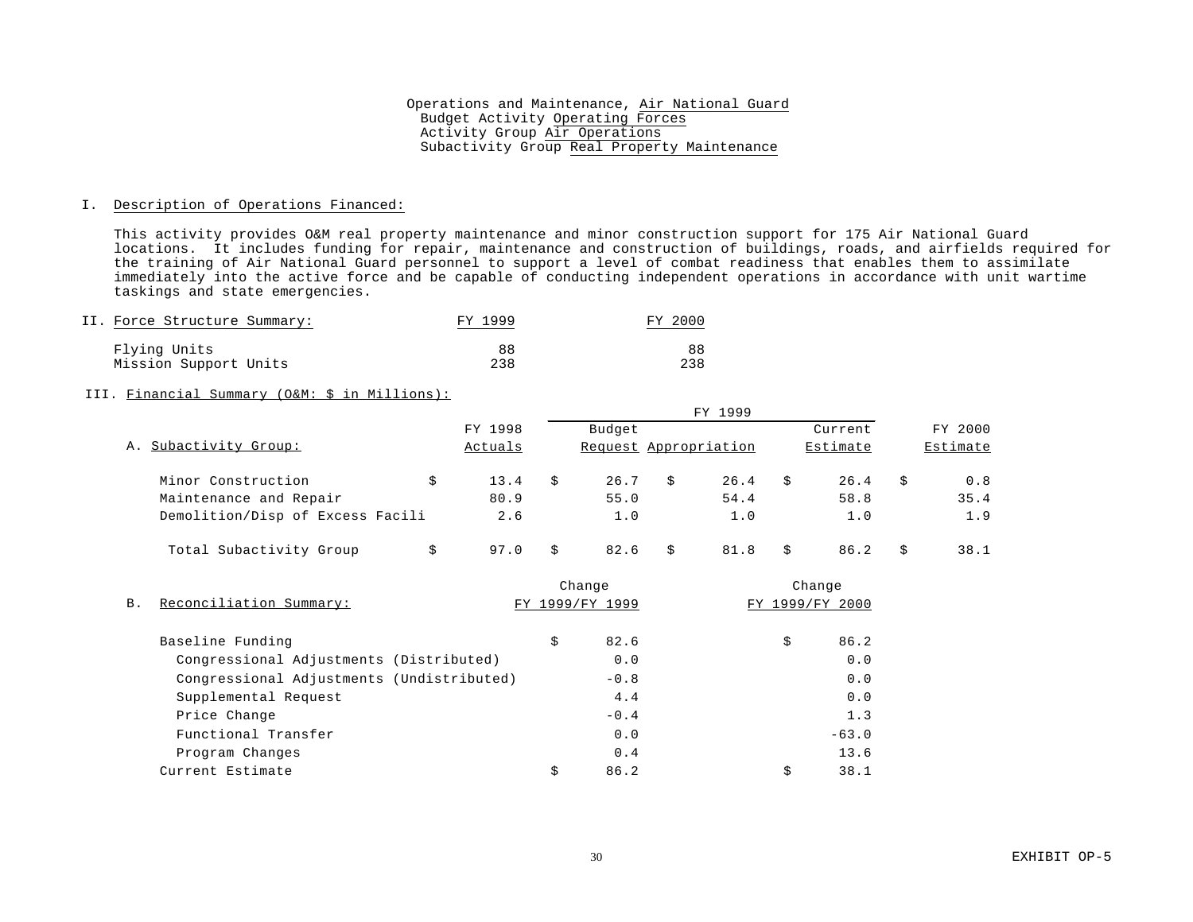Operations and Maintenance, Air National Guard
Budget Activity Operating Forces
Activity Group Air Operations
Subactivity Group Real Property Maintenance

## I. Description of Operations Financed:

This activity provides O&M real property maintenance and minor construction support for 175 Air National Guard locations. It includes funding for repair, maintenance and construction of buildings, roads, and airfields required for the training of Air National Guard personnel to support a level of combat readiness that enables them to assimilate immediately into the active force and be capable of conducting independent operations in accordance with unit wartime taskings and state emergencies.

## II. Force Structure Summary:

| | FY 1999 | FY 2000 |
|---|---|---|
| Flying Units | 88 | 88 |
| Mission Support Units | 238 | 238 |

## III. Financial Summary (O&M: $ in Millions):

### A. Subactivity Group:

| | FY 1998 Actuals | FY 1999 Budget Request | FY 1999 Appropriation | FY 1999 Current Estimate | FY 2000 Estimate |
|---|---|---|---|---|---|
| Minor Construction | $ 13.4 | $ 26.7 | $ 26.4 | $ 26.4 | $ 0.8 |
| Maintenance and Repair | 80.9 | 55.0 | 54.4 | 58.8 | 35.4 |
| Demolition/Disp of Excess Facili | 2.6 | 1.0 | 1.0 | 1.0 | 1.9 |
| Total Subactivity Group | $ 97.0 | $ 82.6 | $ 81.8 | $ 86.2 | $ 38.1 |

### B. Reconciliation Summary:

| | Change FY 1999/FY 1999 | Change FY 1999/FY 2000 |
|---|---|---|
| Baseline Funding | $ 82.6 | $ 86.2 |
| Congressional Adjustments (Distributed) | 0.0 | 0.0 |
| Congressional Adjustments (Undistributed) | -0.8 | 0.0 |
| Supplemental Request | 4.4 | 0.0 |
| Price Change | -0.4 | 1.3 |
| Functional Transfer | 0.0 | -63.0 |
| Program Changes | 0.4 | 13.6 |
| Current Estimate | $ 86.2 | $ 38.1 |

EXHIBIT OP-5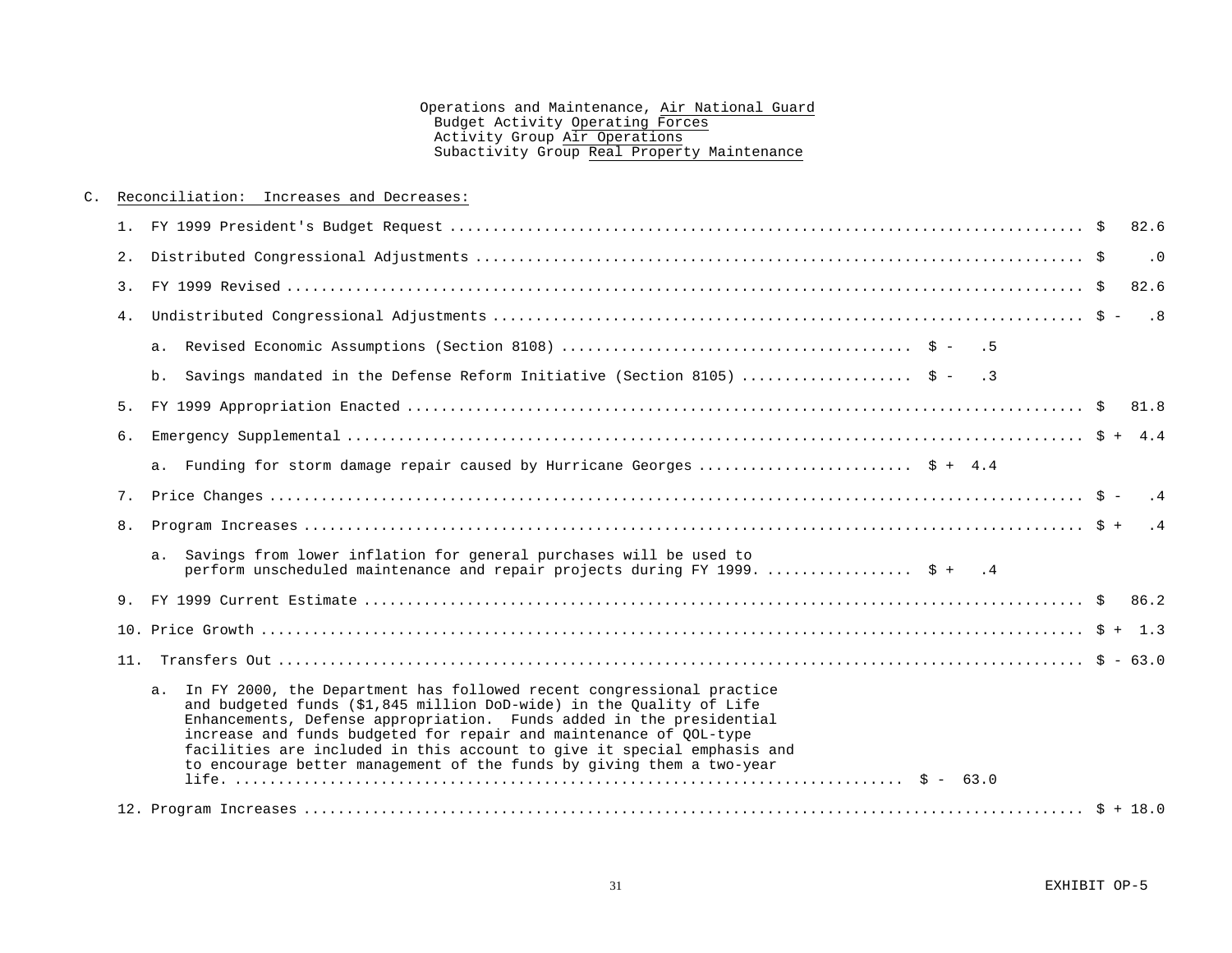Operations and Maintenance, Air National Guard
Budget Activity Operating Forces
Activity Group Air Operations
Subactivity Group Real Property Maintenance

C. Reconciliation: Increases and Decreases:

| | | | |
|---|---|---|---|
| 1. | FY 1999 President's Budget Request | | $ 82.6 |
| 2. | Distributed Congressional Adjustments | | $ .0 |
| 3. | FY 1999 Revised | | $ 82.6 |
| 4. | Undistributed Congressional Adjustments | | $ - .8 |
| | a. Revised Economic Assumptions (Section 8108) | $ - .5 | |
| | b. Savings mandated in the Defense Reform Initiative (Section 8105) | $ - .3 | |
| 5. | FY 1999 Appropriation Enacted | | $ 81.8 |
| 6. | Emergency Supplemental | | $ + 4.4 |
| | a. Funding for storm damage repair caused by Hurricane Georges | $ + 4.4 | |
| 7. | Price Changes | | $ - .4 |
| 8. | Program Increases | | $ + .4 |
| | a. Savings from lower inflation for general purchases will be used to perform unscheduled maintenance and repair projects during FY 1999. | $ + .4 | |
| 9. | FY 1999 Current Estimate | | $ 86.2 |
| 10. | Price Growth | | $ + 1.3 |
| 11. | Transfers Out | | $ - 63.0 |
| | a. In FY 2000, the Department has followed recent congressional practice and budgeted funds ($1,845 million DoD-wide) in the Quality of Life Enhancements, Defense appropriation. Funds added in the presidential increase and funds budgeted for repair and maintenance of QOL-type facilities are included in this account to give it special emphasis and to encourage better management of the funds by giving them a two-year life. | $ - 63.0 | |
| 12. | Program Increases | | $ + 18.0 |

EXHIBIT OP-5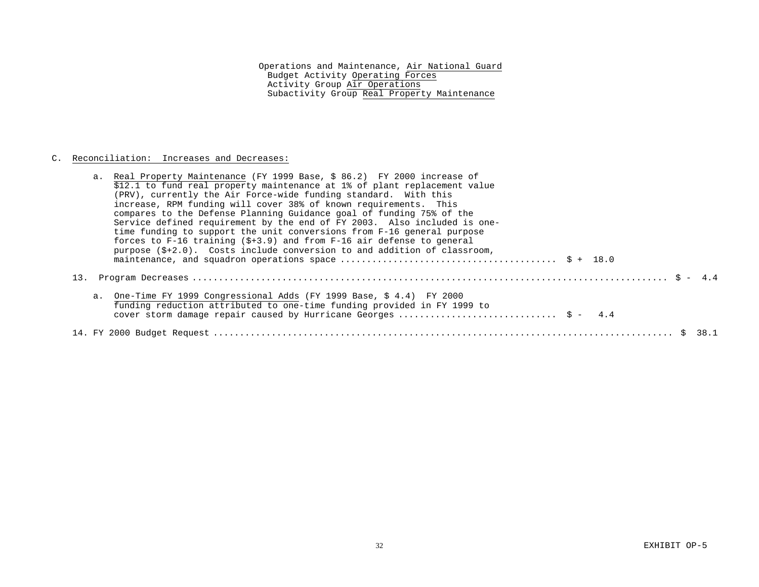Operations and Maintenance, Air National Guard
Budget Activity Operating Forces
Activity Group Air Operations
Subactivity Group Real Property Maintenance

C. Reconciliation: Increases and Decreases:

a. Real Property Maintenance (FY 1999 Base, $ 86.2) FY 2000 increase of $12.1 to fund real property maintenance at 1% of plant replacement value (PRV), currently the Air Force-wide funding standard. With this increase, RPM funding will cover 38% of known requirements. This compares to the Defense Planning Guidance goal of funding 75% of the Service defined requirement by the end of FY 2003. Also included is one-time funding to support the unit conversions from F-16 general purpose forces to F-16 training ($+3.9) and from F-16 air defense to general purpose ($+2.0). Costs include conversion to and addition of classroom, maintenance, and squadron operations space ........................................ $ + 18.0

13. Program Decreases ........................................................................................ $ - 4.4

a. One-Time FY 1999 Congressional Adds (FY 1999 Base, $ 4.4) FY 2000 funding reduction attributed to one-time funding provided in FY 1999 to cover storm damage repair caused by Hurricane Georges ............................. $ - 4.4

14. FY 2000 Budget Request ........................................................................................ $ 38.1

EXHIBIT OP-5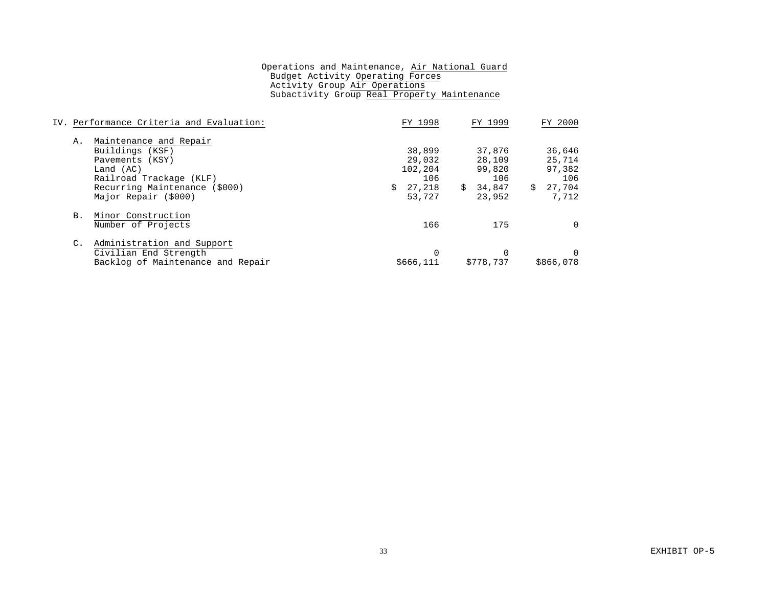Operations and Maintenance, Air National Guard
Budget Activity Operating Forces
Activity Group Air Operations
Subactivity Group Real Property Maintenance

## IV. Performance Criteria and Evaluation:

| | FY 1998 | FY 1999 | FY 2000 |
|---|---|---|---|
| **A. Maintenance and Repair** | | | |
| Buildings (KSF) | 38,899 | 37,876 | 36,646 |
| Pavements (KSY) | 29,032 | 28,109 | 25,714 |
| Land (AC) | 102,204 | 99,820 | 97,382 |
| Railroad Trackage (KLF) | 106 | 106 | 106 |
| Recurring Maintenance ($000) | $ 27,218 | $ 34,847 | $ 27,704 |
| Major Repair ($000) | 53,727 | 23,952 | 7,712 |
| **B. Minor Construction** | | | |
| Number of Projects | 166 | 175 | 0 |
| **C. Administration and Support** | | | |
| Civilian End Strength | 0 | 0 | 0 |
| Backlog of Maintenance and Repair | $666,111 | $778,737 | $866,078 |

EXHIBIT OP-5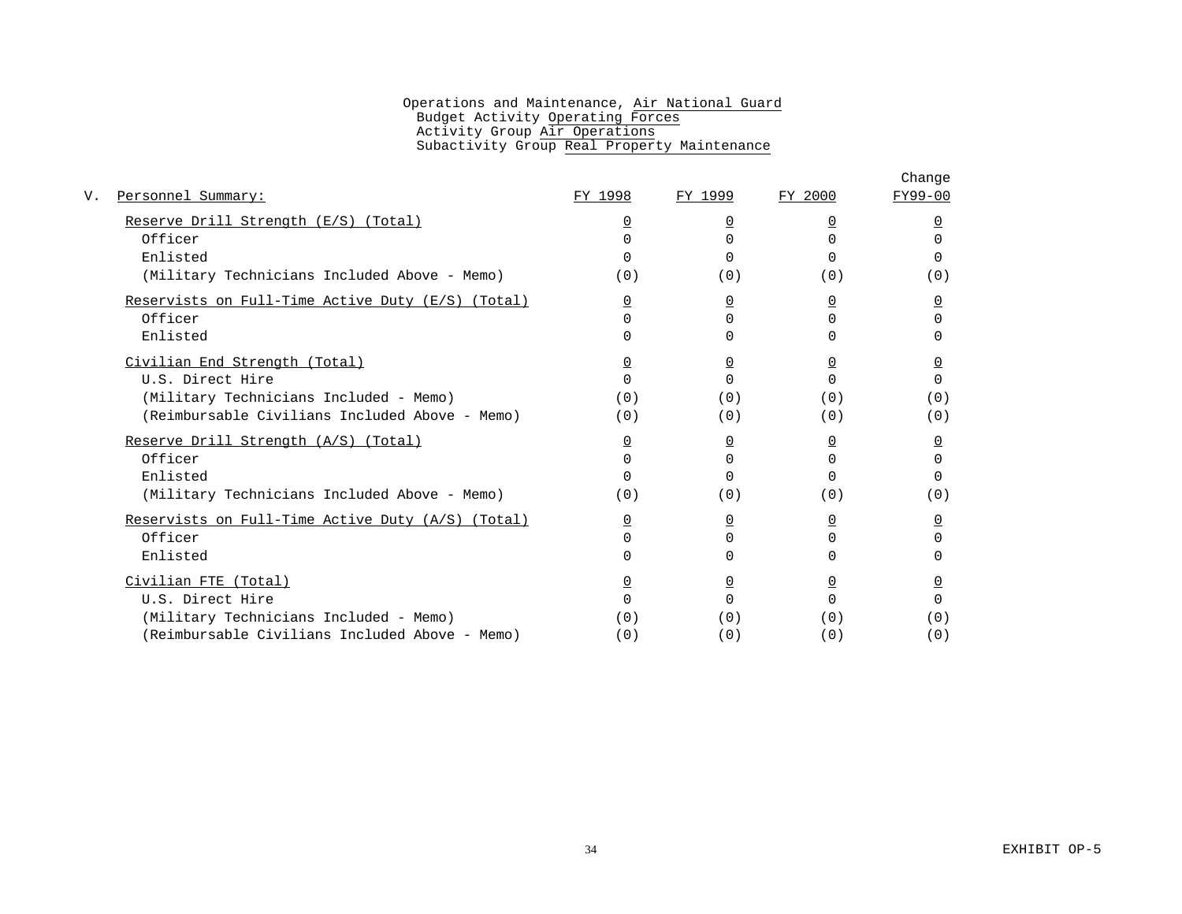Operations and Maintenance, Air National Guard
Budget Activity Operating Forces
Activity Group Air Operations
Subactivity Group Real Property Maintenance

| V. Personnel Summary: | FY 1998 | FY 1999 | FY 2000 | Change FY99-00 |
|---|---|---|---|---|
| Reserve Drill Strength (E/S) (Total) | 0 | 0 | 0 | 0 |
| Officer | 0 | 0 | 0 | 0 |
| Enlisted | 0 | 0 | 0 | 0 |
| (Military Technicians Included Above - Memo) | (0) | (0) | (0) | (0) |
| Reservists on Full-Time Active Duty (E/S) (Total) | 0 | 0 | 0 | 0 |
| Officer | 0 | 0 | 0 | 0 |
| Enlisted | 0 | 0 | 0 | 0 |
| Civilian End Strength (Total) | 0 | 0 | 0 | 0 |
| U.S. Direct Hire | 0 | 0 | 0 | 0 |
| (Military Technicians Included - Memo) | (0) | (0) | (0) | (0) |
| (Reimbursable Civilians Included Above - Memo) | (0) | (0) | (0) | (0) |
| Reserve Drill Strength (A/S) (Total) | 0 | 0 | 0 | 0 |
| Officer | 0 | 0 | 0 | 0 |
| Enlisted | 0 | 0 | 0 | 0 |
| (Military Technicians Included Above - Memo) | (0) | (0) | (0) | (0) |
| Reservists on Full-Time Active Duty (A/S) (Total) | 0 | 0 | 0 | 0 |
| Officer | 0 | 0 | 0 | 0 |
| Enlisted | 0 | 0 | 0 | 0 |
| Civilian FTE (Total) | 0 | 0 | 0 | 0 |
| U.S. Direct Hire | 0 | 0 | 0 | 0 |
| (Military Technicians Included - Memo) | (0) | (0) | (0) | (0) |
| (Reimbursable Civilians Included Above - Memo) | (0) | (0) | (0) | (0) |

EXHIBIT OP-5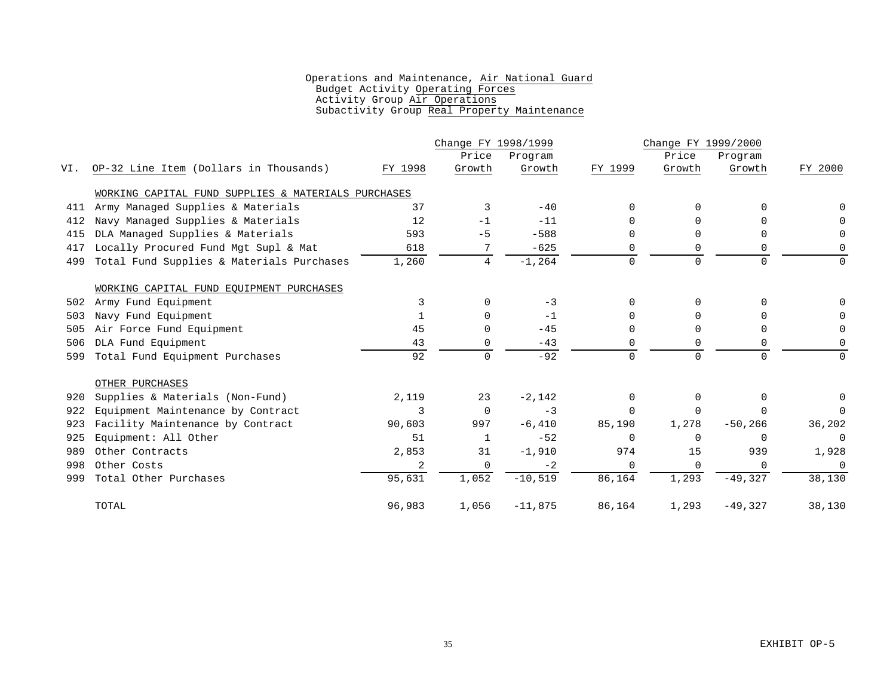Operations and Maintenance, Air National Guard
Budget Activity Operating Forces
Activity Group Air Operations
Subactivity Group Real Property Maintenance

| VI. | OP-32 Line Item (Dollars in Thousands) | FY 1998 | Change FY 1998/1999 Price Growth | Change FY 1998/1999 Program Growth | FY 1999 | Change FY 1999/2000 Price Growth | Change FY 1999/2000 Program Growth | FY 2000 |
|---|---|---|---|---|---|---|---|---|
| | WORKING CAPITAL FUND SUPPLIES & MATERIALS PURCHASES | | | | | | | |
| 411 | Army Managed Supplies & Materials | 37 | 3 | -40 | 0 | 0 | 0 | 0 |
| 412 | Navy Managed Supplies & Materials | 12 | -1 | -11 | 0 | 0 | 0 | 0 |
| 415 | DLA Managed Supplies & Materials | 593 | -5 | -588 | 0 | 0 | 0 | 0 |
| 417 | Locally Procured Fund Mgt Supl & Mat | 618 | 7 | -625 | 0 | 0 | 0 | 0 |
| 499 | Total Fund Supplies & Materials Purchases | 1,260 | 4 | -1,264 | 0 | 0 | 0 | 0 |
| | WORKING CAPITAL FUND EQUIPMENT PURCHASES | | | | | | | |
| 502 | Army Fund Equipment | 3 | 0 | -3 | 0 | 0 | 0 | 0 |
| 503 | Navy Fund Equipment | 1 | 0 | -1 | 0 | 0 | 0 | 0 |
| 505 | Air Force Fund Equipment | 45 | 0 | -45 | 0 | 0 | 0 | 0 |
| 506 | DLA Fund Equipment | 43 | 0 | -43 | 0 | 0 | 0 | 0 |
| 599 | Total Fund Equipment Purchases | 92 | 0 | -92 | 0 | 0 | 0 | 0 |
| | OTHER PURCHASES | | | | | | | |
| 920 | Supplies & Materials (Non-Fund) | 2,119 | 23 | -2,142 | 0 | 0 | 0 | 0 |
| 922 | Equipment Maintenance by Contract | 3 | 0 | -3 | 0 | 0 | 0 | 0 |
| 923 | Facility Maintenance by Contract | 90,603 | 997 | -6,410 | 85,190 | 1,278 | -50,266 | 36,202 |
| 925 | Equipment: All Other | 51 | 1 | -52 | 0 | 0 | 0 | 0 |
| 989 | Other Contracts | 2,853 | 31 | -1,910 | 974 | 15 | 939 | 1,928 |
| 998 | Other Costs | 2 | 0 | -2 | 0 | 0 | 0 | 0 |
| 999 | Total Other Purchases | 95,631 | 1,052 | -10,519 | 86,164 | 1,293 | -49,327 | 38,130 |
| | TOTAL | 96,983 | 1,056 | -11,875 | 86,164 | 1,293 | -49,327 | 38,130 |

EXHIBIT OP-5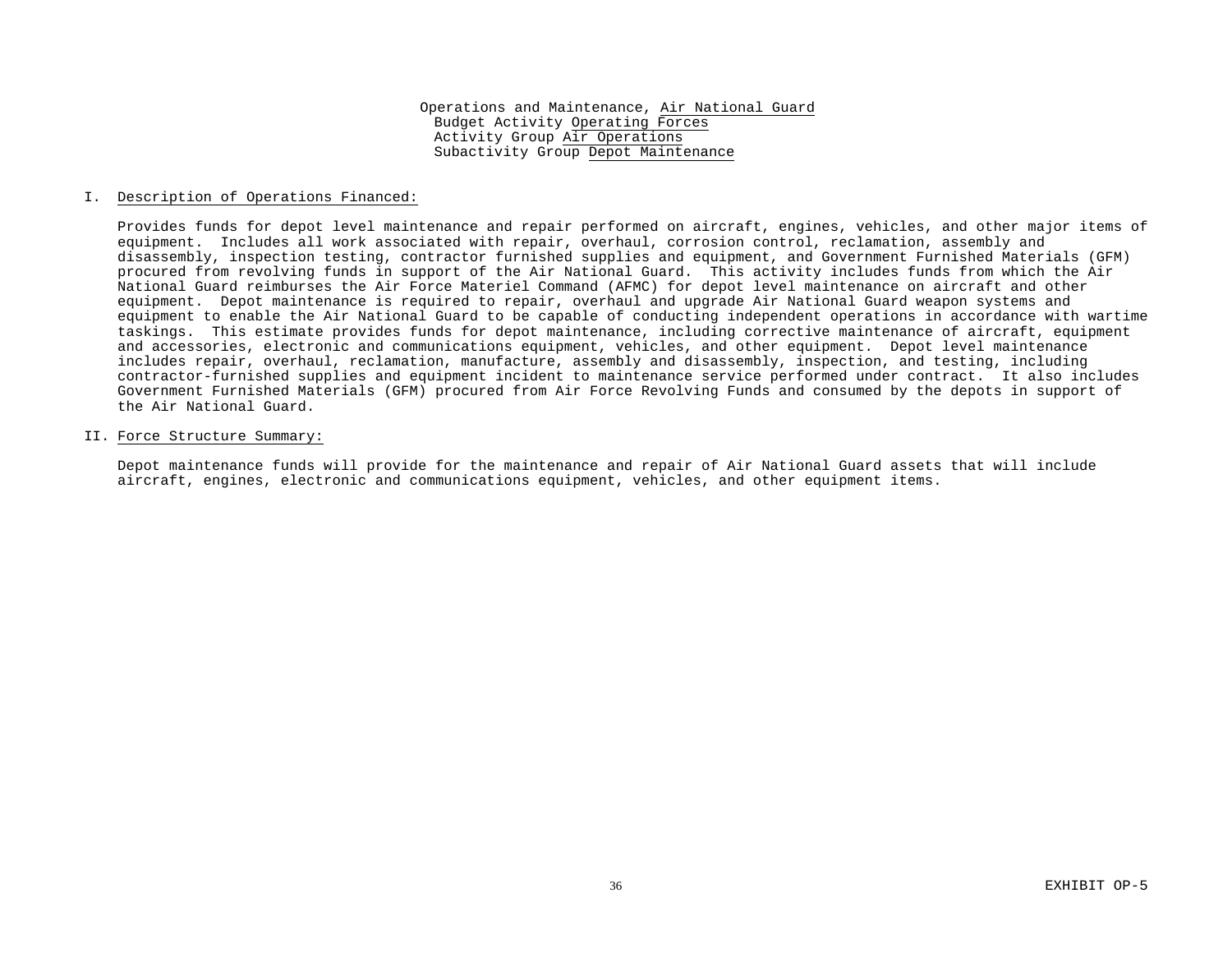Operations and Maintenance, Air National Guard
Budget Activity Operating Forces
Activity Group Air Operations
Subactivity Group Depot Maintenance

## I. Description of Operations Financed:

Provides funds for depot level maintenance and repair performed on aircraft, engines, vehicles, and other major items of equipment. Includes all work associated with repair, overhaul, corrosion control, reclamation, assembly and disassembly, inspection testing, contractor furnished supplies and equipment, and Government Furnished Materials (GFM) procured from revolving funds in support of the Air National Guard. This activity includes funds from which the Air National Guard reimburses the Air Force Materiel Command (AFMC) for depot level maintenance on aircraft and other equipment. Depot maintenance is required to repair, overhaul and upgrade Air National Guard weapon systems and equipment to enable the Air National Guard to be capable of conducting independent operations in accordance with wartime taskings. This estimate provides funds for depot maintenance, including corrective maintenance of aircraft, equipment and accessories, electronic and communications equipment, vehicles, and other equipment. Depot level maintenance includes repair, overhaul, reclamation, manufacture, assembly and disassembly, inspection, and testing, including contractor-furnished supplies and equipment incident to maintenance service performed under contract. It also includes Government Furnished Materials (GFM) procured from Air Force Revolving Funds and consumed by the depots in support of the Air National Guard.

## II. Force Structure Summary:

Depot maintenance funds will provide for the maintenance and repair of Air National Guard assets that will include aircraft, engines, electronic and communications equipment, vehicles, and other equipment items.

EXHIBIT OP-5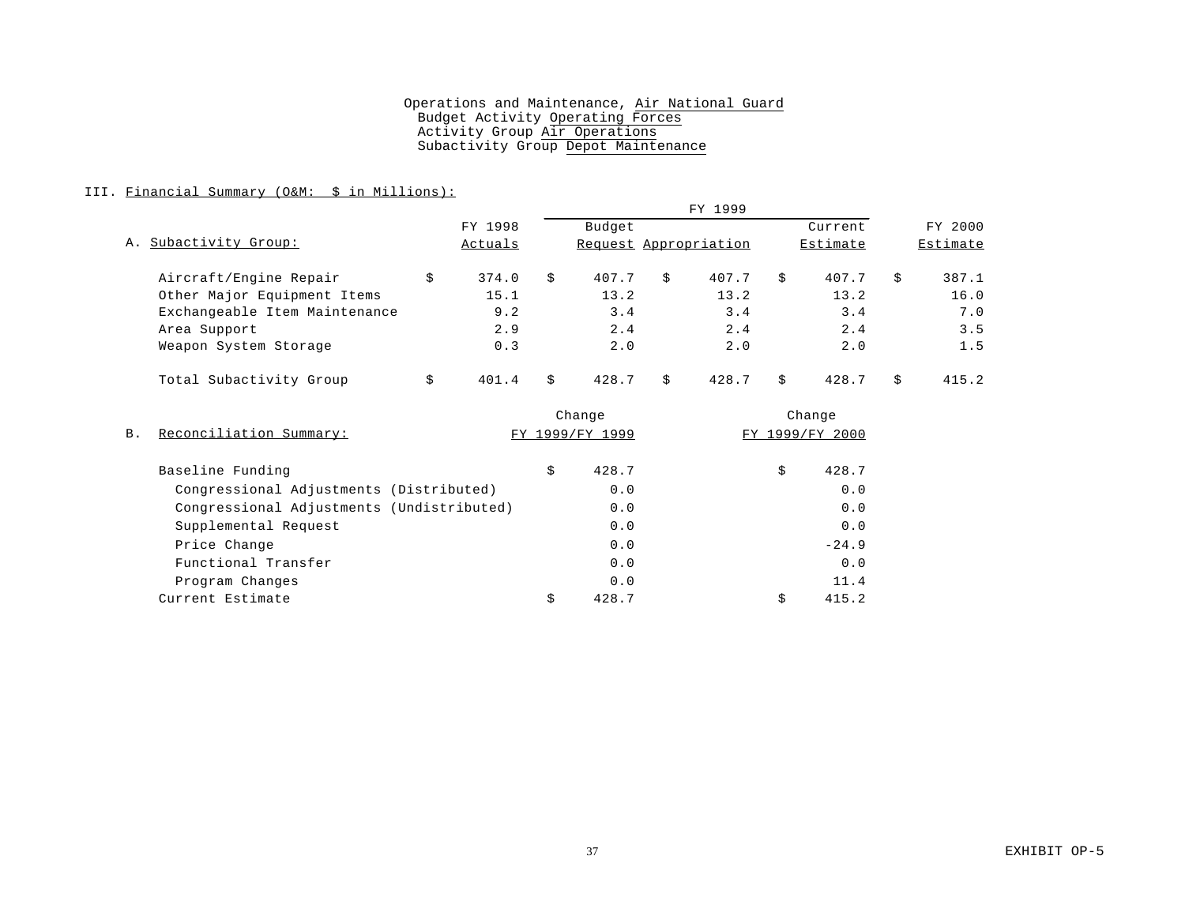Operations and Maintenance, Air National Guard
Budget Activity Operating Forces
Activity Group Air Operations
Subactivity Group Depot Maintenance

III. Financial Summary (O&M: $ in Millions):

A. Subactivity Group:

| | FY 1998 Actuals | FY 1999 Budget Request | FY 1999 Appropriation | FY 1999 Current Estimate | FY 2000 Estimate |
|---|---|---|---|---|---|
| Aircraft/Engine Repair | $ 374.0 | $ 407.7 | $ 407.7 | $ 407.7 | $ 387.1 |
| Other Major Equipment Items | 15.1 | 13.2 | 13.2 | 13.2 | 16.0 |
| Exchangeable Item Maintenance | 9.2 | 3.4 | 3.4 | 3.4 | 7.0 |
| Area Support | 2.9 | 2.4 | 2.4 | 2.4 | 3.5 |
| Weapon System Storage | 0.3 | 2.0 | 2.0 | 2.0 | 1.5 |
| Total Subactivity Group | $ 401.4 | $ 428.7 | $ 428.7 | $ 428.7 | $ 415.2 |

B. Reconciliation Summary:

| | Change FY 1999/FY 1999 | Change FY 1999/FY 2000 |
|---|---|---|
| Baseline Funding | $ 428.7 | $ 428.7 |
| Congressional Adjustments (Distributed) | 0.0 | 0.0 |
| Congressional Adjustments (Undistributed) | 0.0 | 0.0 |
| Supplemental Request | 0.0 | 0.0 |
| Price Change | 0.0 | -24.9 |
| Functional Transfer | 0.0 | 0.0 |
| Program Changes | 0.0 | 11.4 |
| Current Estimate | $ 428.7 | $ 415.2 |

EXHIBIT OP-5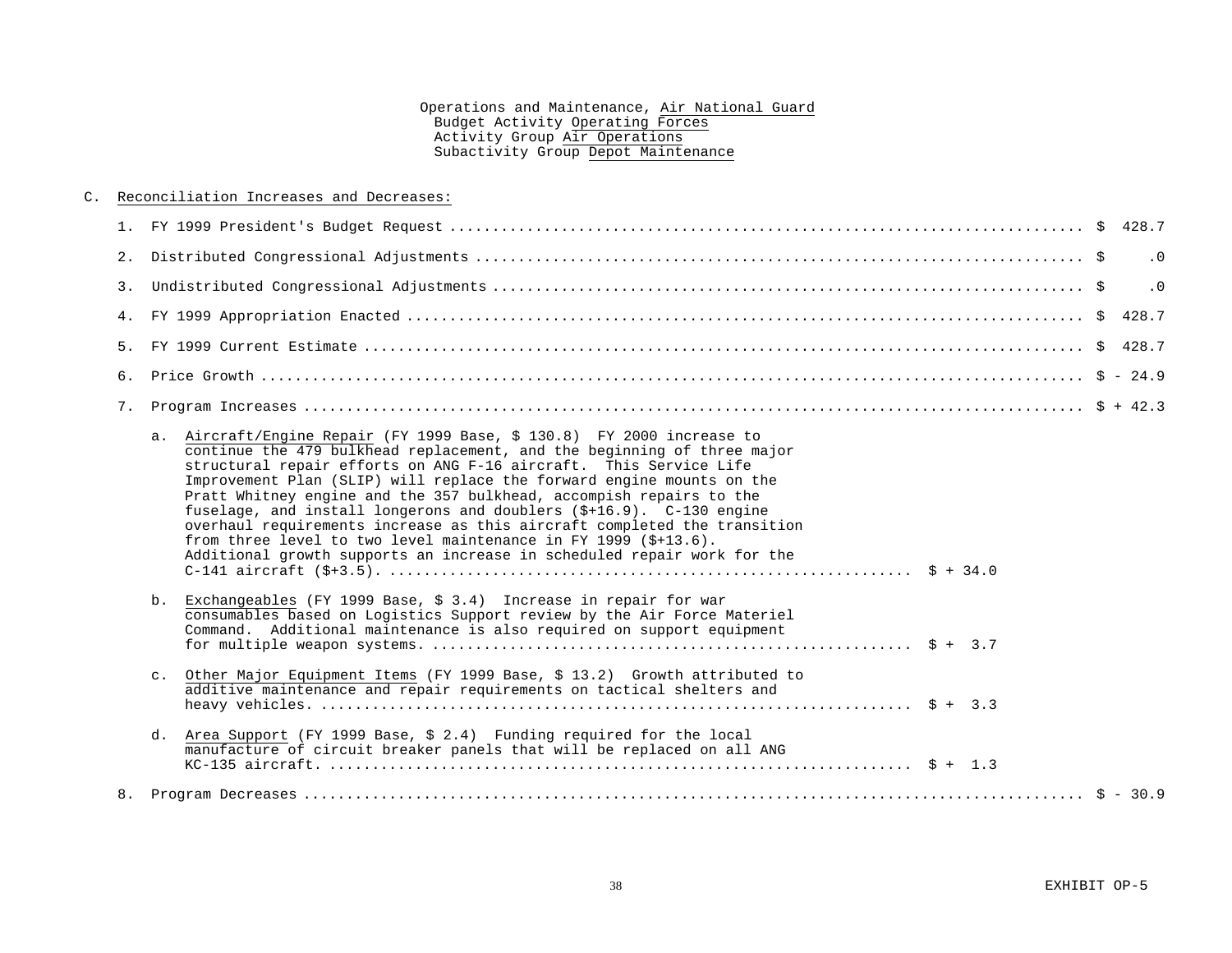Operations and Maintenance, Air National Guard
Budget Activity Operating Forces
Activity Group Air Operations
Subactivity Group Depot Maintenance

C. Reconciliation Increases and Decreases:

1. FY 1999 President's Budget Request .......................................................................... $ 428.7

2. Distributed Congressional Adjustments .......................................................................... $ .0

3. Undistributed Congressional Adjustments .......................................................................... $ .0

4. FY 1999 Appropriation Enacted .......................................................................... $ 428.7

5. FY 1999 Current Estimate .......................................................................... $ 428.7

6. Price Growth .......................................................................... $ - 24.9

7. Program Increases .......................................................................... $ + 42.3

   a. Aircraft/Engine Repair (FY 1999 Base, $ 130.8) FY 2000 increase to continue the 479 bulkhead replacement, and the beginning of three major structural repair efforts on ANG F-16 aircraft. This Service Life Improvement Plan (SLIP) will replace the forward engine mounts on the Pratt Whitney engine and the 357 bulkhead, accompish repairs to the fuselage, and install longerons and doublers ($+16.9). C-130 engine overhaul requirements increase as this aircraft completed the transition from three level to two level maintenance in FY 1999 ($+13.6). Additional growth supports an increase in scheduled repair work for the C-141 aircraft ($+3.5). .......................................................... $ + 34.0

   b. Exchangeables (FY 1999 Base, $ 3.4) Increase in repair for war consumables based on Logistics Support review by the Air Force Materiel Command. Additional maintenance is also required on support equipment for multiple weapon systems. .......................................................... $ + 3.7

   c. Other Major Equipment Items (FY 1999 Base, $ 13.2) Growth attributed to additive maintenance and repair requirements on tactical shelters and heavy vehicles. .......................................................... $ + 3.3

   d. Area Support (FY 1999 Base, $ 2.4) Funding required for the local manufacture of circuit breaker panels that will be replaced on all ANG KC-135 aircraft. .......................................................... $ + 1.3

8. Program Decreases .......................................................................... $ - 30.9

EXHIBIT OP-5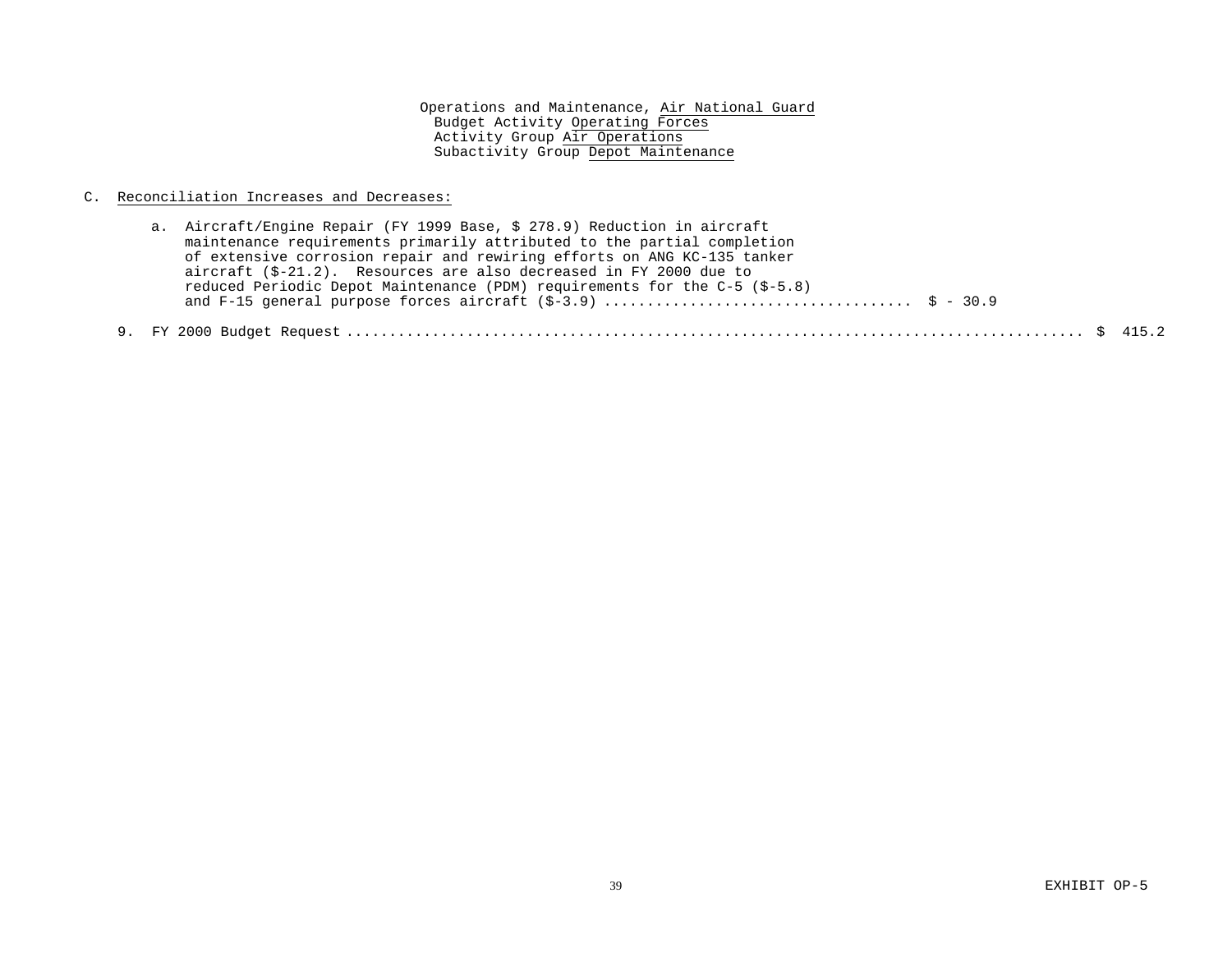Operations and Maintenance, Air National Guard
Budget Activity Operating Forces
Activity Group Air Operations
Subactivity Group Depot Maintenance

C. Reconciliation Increases and Decreases:

a. Aircraft/Engine Repair (FY 1999 Base, $ 278.9) Reduction in aircraft maintenance requirements primarily attributed to the partial completion of extensive corrosion repair and rewiring efforts on ANG KC-135 tanker aircraft ($-21.2). Resources are also decreased in FY 2000 due to reduced Periodic Depot Maintenance (PDM) requirements for the C-5 ($-5.8) and F-15 general purpose forces aircraft ($-3.9) .................................... $ - 30.9

9. FY 2000 Budget Request ........................................................................................ $ 415.2

EXHIBIT OP-5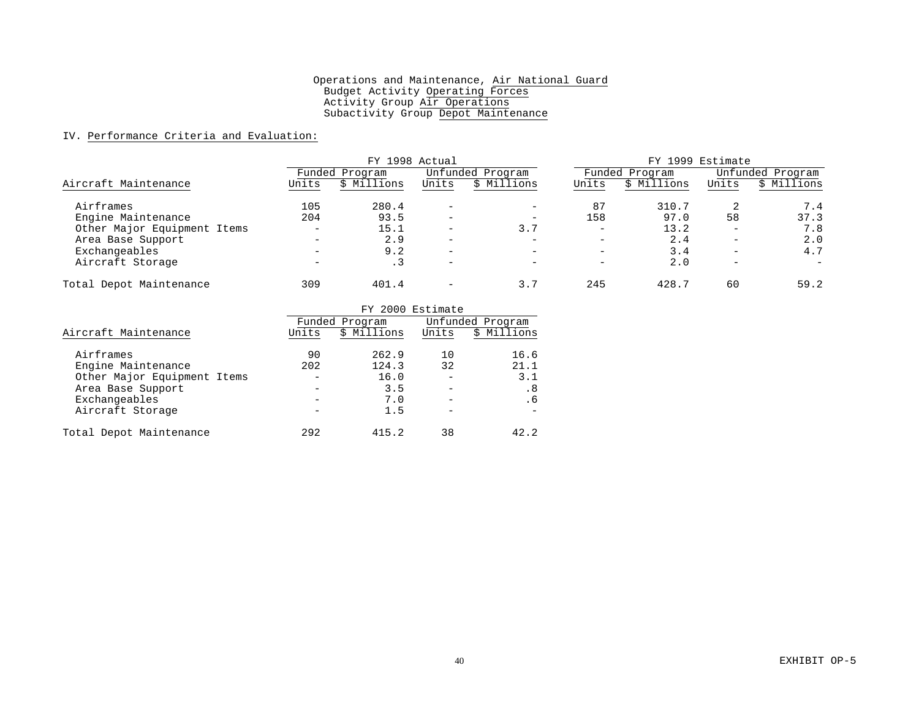Operations and Maintenance, Air National Guard
Budget Activity Operating Forces
Activity Group Air Operations
Subactivity Group Depot Maintenance

IV. Performance Criteria and Evaluation:

| | FY 1998 Actual | | | | FY 1999 Estimate | | | |
|---|---|---|---|---|---|---|---|---|
| | Funded Program | | Unfunded Program | | Funded Program | | Unfunded Program | |
| Aircraft Maintenance | Units | $ Millions | Units | $ Millions | Units | $ Millions | Units | $ Millions |
| Airframes | 105 | 280.4 | - | - | 87 | 310.7 | 2 | 7.4 |
| Engine Maintenance | 204 | 93.5 | - | - | 158 | 97.0 | 58 | 37.3 |
| Other Major Equipment Items | - | 15.1 | - | 3.7 | - | 13.2 | - | 7.8 |
| Area Base Support | - | 2.9 | - | - | - | 2.4 | - | 2.0 |
| Exchangeables | - | 9.2 | - | - | - | 3.4 | - | 4.7 |
| Aircraft Storage | - | .3 | - | - | - | 2.0 | - | - |
| Total Depot Maintenance | 309 | 401.4 | - | 3.7 | 245 | 428.7 | 60 | 59.2 |

| | FY 2000 Estimate | | | |
|---|---|---|---|---|
| | Funded Program | | Unfunded Program | |
| Aircraft Maintenance | Units | $ Millions | Units | $ Millions |
| Airframes | 90 | 262.9 | 10 | 16.6 |
| Engine Maintenance | 202 | 124.3 | 32 | 21.1 |
| Other Major Equipment Items | - | 16.0 | - | 3.1 |
| Area Base Support | - | 3.5 | - | .8 |
| Exchangeables | - | 7.0 | - | .6 |
| Aircraft Storage | - | 1.5 | - | - |
| Total Depot Maintenance | 292 | 415.2 | 38 | 42.2 |

EXHIBIT OP-5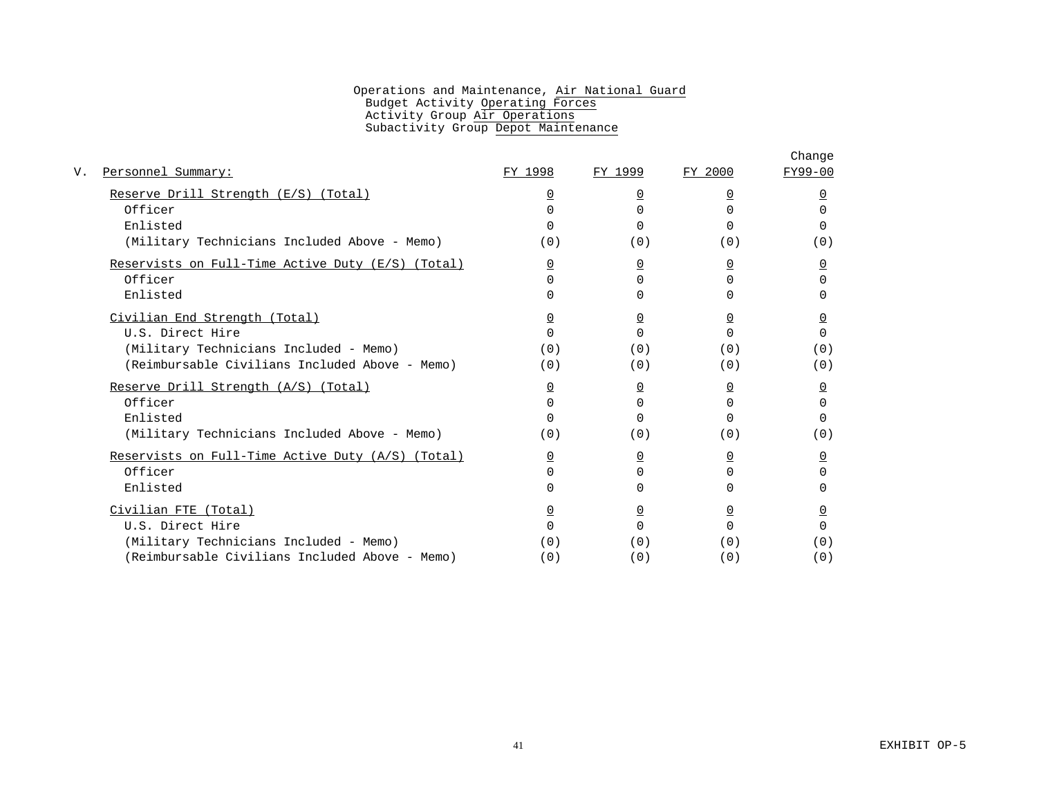Operations and Maintenance, Air National Guard
Budget Activity Operating Forces
Activity Group Air Operations
Subactivity Group Depot Maintenance

| V. Personnel Summary: | FY 1998 | FY 1999 | FY 2000 | Change FY99-00 |
|---|---|---|---|---|
| Reserve Drill Strength (E/S) (Total) | 0 | 0 | 0 | 0 |
| Officer | 0 | 0 | 0 | 0 |
| Enlisted | 0 | 0 | 0 | 0 |
| (Military Technicians Included Above - Memo) | (0) | (0) | (0) | (0) |
| Reservists on Full-Time Active Duty (E/S) (Total) | 0 | 0 | 0 | 0 |
| Officer | 0 | 0 | 0 | 0 |
| Enlisted | 0 | 0 | 0 | 0 |
| Civilian End Strength (Total) | 0 | 0 | 0 | 0 |
| U.S. Direct Hire | 0 | 0 | 0 | 0 |
| (Military Technicians Included - Memo) | (0) | (0) | (0) | (0) |
| (Reimbursable Civilians Included Above - Memo) | (0) | (0) | (0) | (0) |
| Reserve Drill Strength (A/S) (Total) | 0 | 0 | 0 | 0 |
| Officer | 0 | 0 | 0 | 0 |
| Enlisted | 0 | 0 | 0 | 0 |
| (Military Technicians Included Above - Memo) | (0) | (0) | (0) | (0) |
| Reservists on Full-Time Active Duty (A/S) (Total) | 0 | 0 | 0 | 0 |
| Officer | 0 | 0 | 0 | 0 |
| Enlisted | 0 | 0 | 0 | 0 |
| Civilian FTE (Total) | 0 | 0 | 0 | 0 |
| U.S. Direct Hire | 0 | 0 | 0 | 0 |
| (Military Technicians Included - Memo) | (0) | (0) | (0) | (0) |
| (Reimbursable Civilians Included Above - Memo) | (0) | (0) | (0) | (0) |

EXHIBIT OP-5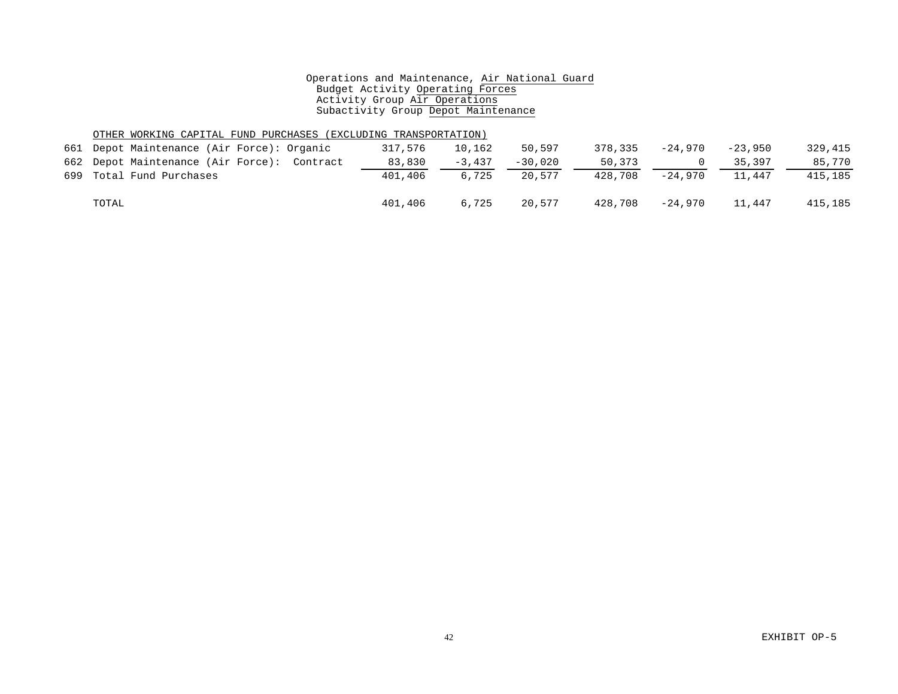Operations and Maintenance, Air National Guard
Budget Activity Operating Forces
Activity Group Air Operations
Subactivity Group Depot Maintenance

| | | | | | | | | |
|---|---|---|---|---|---|---|---|---|
| | OTHER WORKING CAPITAL FUND PURCHASES (EXCLUDING TRANSPORTATION) | | | | | | | |
| 661 | Depot Maintenance (Air Force): Organic | 317,576 | 10,162 | 50,597 | 378,335 | -24,970 | -23,950 | 329,415 |
| 662 | Depot Maintenance (Air Force): Contract | 83,830 | -3,437 | -30,020 | 50,373 | 0 | 35,397 | 85,770 |
| 699 | Total Fund Purchases | 401,406 | 6,725 | 20,577 | 428,708 | -24,970 | 11,447 | 415,185 |
| | TOTAL | 401,406 | 6,725 | 20,577 | 428,708 | -24,970 | 11,447 | 415,185 |

EXHIBIT OP-5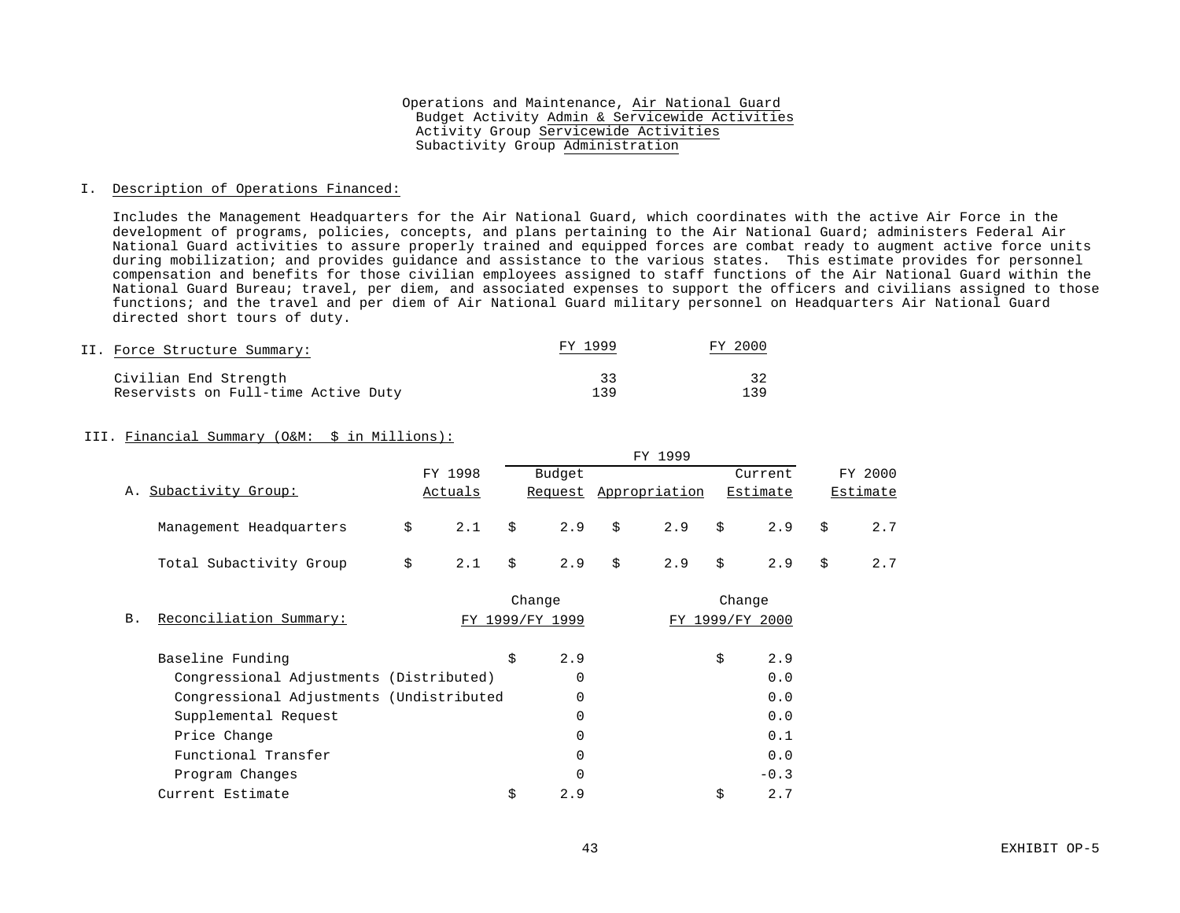Operations and Maintenance, Air National Guard
Budget Activity Admin & Servicewide Activities
Activity Group Servicewide Activities
Subactivity Group Administration

## I. Description of Operations Financed:

Includes the Management Headquarters for the Air National Guard, which coordinates with the active Air Force in the development of programs, policies, concepts, and plans pertaining to the Air National Guard; administers Federal Air National Guard activities to assure properly trained and equipped forces are combat ready to augment active force units during mobilization; and provides guidance and assistance to the various states. This estimate provides for personnel compensation and benefits for those civilian employees assigned to staff functions of the Air National Guard within the National Guard Bureau; travel, per diem, and associated expenses to support the officers and civilians assigned to those functions; and the travel and per diem of Air National Guard military personnel on Headquarters Air National Guard directed short tours of duty.

## II. Force Structure Summary:

| | FY 1999 | FY 2000 |
|---|---|---|
| Civilian End Strength | 33 | 32 |
| Reservists on Full-time Active Duty | 139 | 139 |

## III. Financial Summary (O&M: $ in Millions):

| A. Subactivity Group: | FY 1998 Actuals | FY 1999 Budget Request | FY 1999 Appropriation | FY 1999 Current Estimate | FY 2000 Estimate |
|---|---|---|---|---|---|
| Management Headquarters | $ 2.1 | $ 2.9 | $ 2.9 | $ 2.9 | $ 2.7 |
| Total Subactivity Group | $ 2.1 | $ 2.9 | $ 2.9 | $ 2.9 | $ 2.7 |

| B. Reconciliation Summary: | Change FY 1999/FY 1999 | Change FY 1999/FY 2000 |
|---|---|---|
| Baseline Funding | $ 2.9 | $ 2.9 |
| Congressional Adjustments (Distributed) | 0 | 0.0 |
| Congressional Adjustments (Undistributed | 0 | 0.0 |
| Supplemental Request | 0 | 0.0 |
| Price Change | 0 | 0.1 |
| Functional Transfer | 0 | 0.0 |
| Program Changes | 0 | -0.3 |
| Current Estimate | $ 2.9 | $ 2.7 |

EXHIBIT OP-5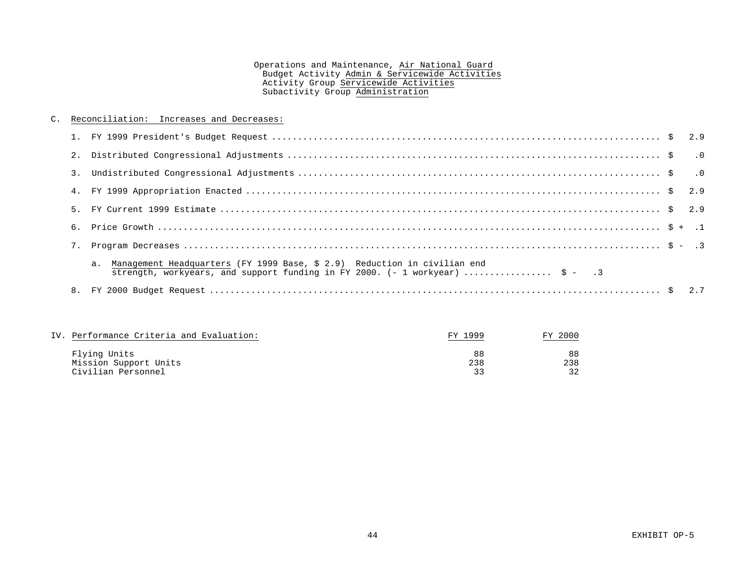Operations and Maintenance, Air National Guard
Budget Activity Admin & Servicewide Activities
Activity Group Servicewide Activities
Subactivity Group Administration

C. Reconciliation: Increases and Decreases:

1. FY 1999 President's Budget Request ..... $ 2.9

2. Distributed Congressional Adjustments ..... $ .0

3. Undistributed Congressional Adjustments ..... $ .0

4. FY 1999 Appropriation Enacted ..... $ 2.9

5. FY Current 1999 Estimate ..... $ 2.9

6. Price Growth ..... $ + .1

7. Program Decreases ..... $ - .3

   a. Management Headquarters (FY 1999 Base, $ 2.9) Reduction in civilian end strength, workyears, and support funding in FY 2000. (- 1 workyear) ..... $ - .3

8. FY 2000 Budget Request ..... $ 2.7

IV. Performance Criteria and Evaluation:

| | FY 1999 | FY 2000 |
|---|---|---|
| Flying Units | 88 | 88 |
| Mission Support Units | 238 | 238 |
| Civilian Personnel | 33 | 32 |

EXHIBIT OP-5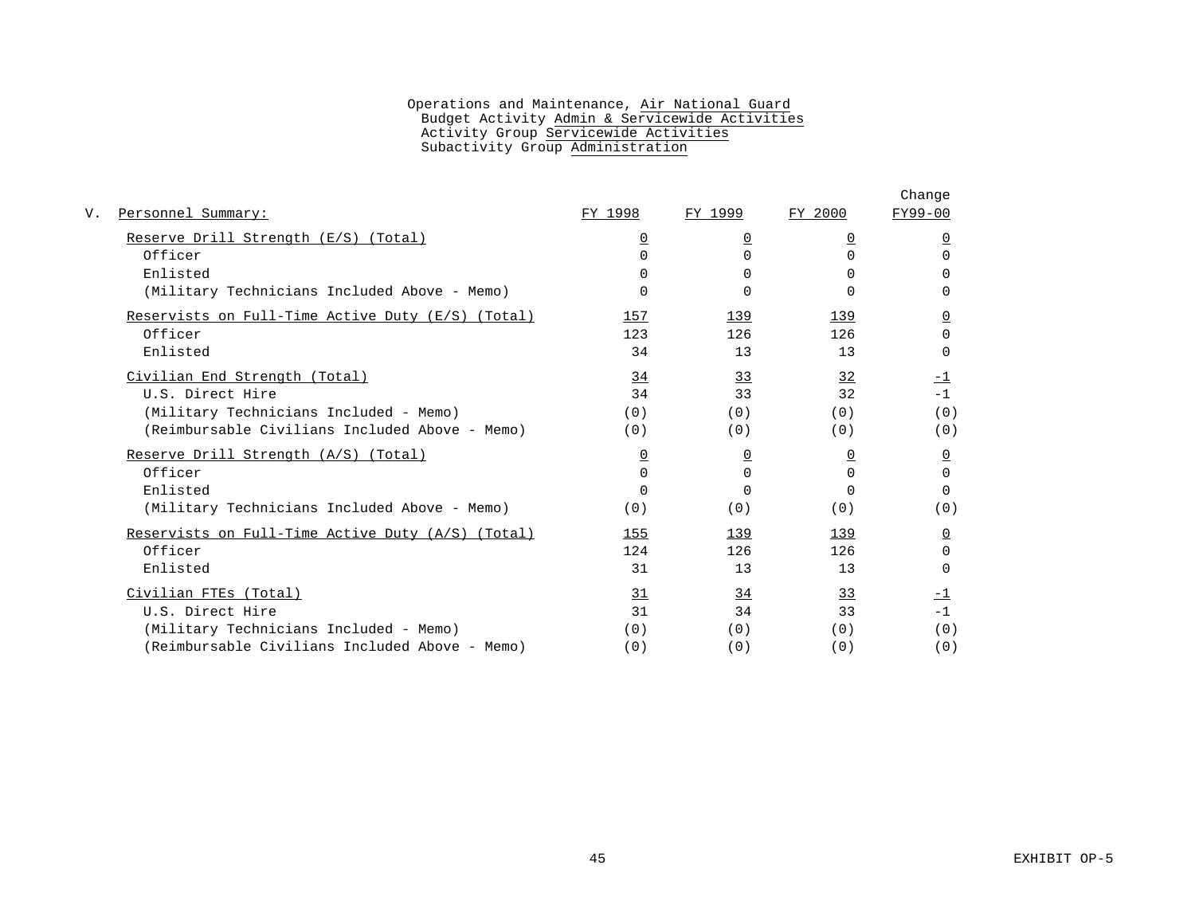Operations and Maintenance, Air National Guard
Budget Activity Admin & Servicewide Activities
Activity Group Servicewide Activities
Subactivity Group Administration

| V. Personnel Summary: | FY 1998 | FY 1999 | FY 2000 | Change FY99-00 |
|---|---|---|---|---|
| Reserve Drill Strength (E/S) (Total) | 0 | 0 | 0 | 0 |
| Officer | 0 | 0 | 0 | 0 |
| Enlisted | 0 | 0 | 0 | 0 |
| (Military Technicians Included Above - Memo) | 0 | 0 | 0 | 0 |
| Reservists on Full-Time Active Duty (E/S) (Total) | 157 | 139 | 139 | 0 |
| Officer | 123 | 126 | 126 | 0 |
| Enlisted | 34 | 13 | 13 | 0 |
| Civilian End Strength (Total) | 34 | 33 | 32 | -1 |
| U.S. Direct Hire | 34 | 33 | 32 | -1 |
| (Military Technicians Included - Memo) | (0) | (0) | (0) | (0) |
| (Reimbursable Civilians Included Above - Memo) | (0) | (0) | (0) | (0) |
| Reserve Drill Strength (A/S) (Total) | 0 | 0 | 0 | 0 |
| Officer | 0 | 0 | 0 | 0 |
| Enlisted | 0 | 0 | 0 | 0 |
| (Military Technicians Included Above - Memo) | (0) | (0) | (0) | (0) |
| Reservists on Full-Time Active Duty (A/S) (Total) | 155 | 139 | 139 | 0 |
| Officer | 124 | 126 | 126 | 0 |
| Enlisted | 31 | 13 | 13 | 0 |
| Civilian FTEs (Total) | 31 | 34 | 33 | -1 |
| U.S. Direct Hire | 31 | 34 | 33 | -1 |
| (Military Technicians Included - Memo) | (0) | (0) | (0) | (0) |
| (Reimbursable Civilians Included Above - Memo) | (0) | (0) | (0) | (0) |

EXHIBIT OP-5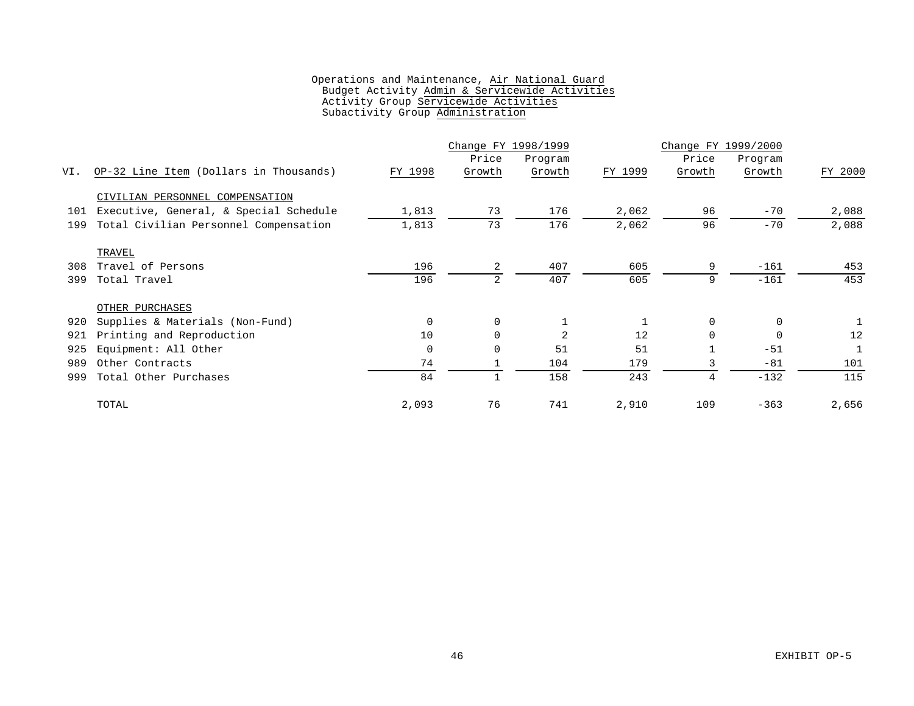Operations and Maintenance, Air National Guard
Budget Activity Admin & Servicewide Activities
Activity Group Servicewide Activities
Subactivity Group Administration

| VI. | OP-32 Line Item (Dollars in Thousands) | FY 1998 | Change FY 1998/1999 Price Growth | Change FY 1998/1999 Program Growth | FY 1999 | Change FY 1999/2000 Price Growth | Change FY 1999/2000 Program Growth | FY 2000 |
|---|---|---|---|---|---|---|---|---|
| | CIVILIAN PERSONNEL COMPENSATION | | | | | | | |
| 101 | Executive, General, & Special Schedule | 1,813 | 73 | 176 | 2,062 | 96 | -70 | 2,088 |
| 199 | Total Civilian Personnel Compensation | 1,813 | 73 | 176 | 2,062 | 96 | -70 | 2,088 |
| | TRAVEL | | | | | | | |
| 308 | Travel of Persons | 196 | 2 | 407 | 605 | 9 | -161 | 453 |
| 399 | Total Travel | 196 | 2 | 407 | 605 | 9 | -161 | 453 |
| | OTHER PURCHASES | | | | | | | |
| 920 | Supplies & Materials (Non-Fund) | 0 | 0 | 1 | 1 | 0 | 0 | 1 |
| 921 | Printing and Reproduction | 10 | 0 | 2 | 12 | 0 | 0 | 12 |
| 925 | Equipment: All Other | 0 | 0 | 51 | 51 | 1 | -51 | 1 |
| 989 | Other Contracts | 74 | 1 | 104 | 179 | 3 | -81 | 101 |
| 999 | Total Other Purchases | 84 | 1 | 158 | 243 | 4 | -132 | 115 |
| | TOTAL | 2,093 | 76 | 741 | 2,910 | 109 | -363 | 2,656 |

EXHIBIT OP-5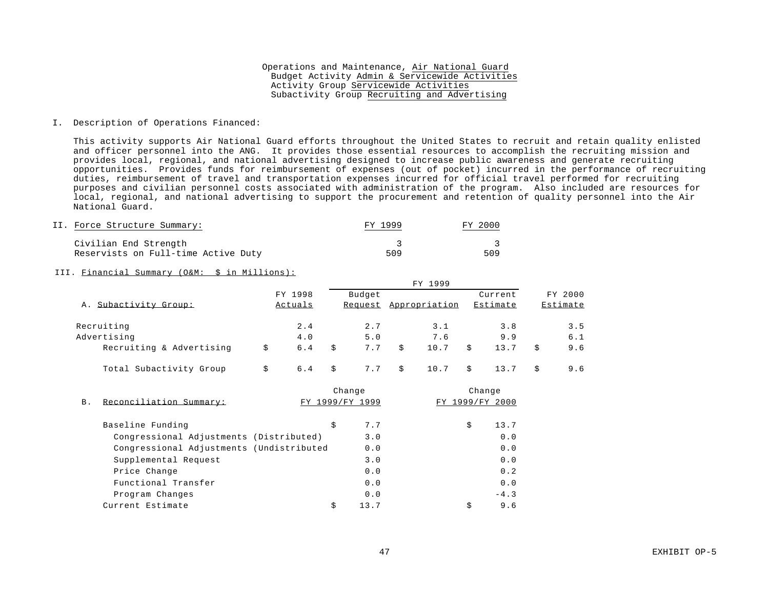Operations and Maintenance, Air National Guard
Budget Activity Admin & Servicewide Activities
Activity Group Servicewide Activities
Subactivity Group Recruiting and Advertising

I. Description of Operations Financed:

This activity supports Air National Guard efforts throughout the United States to recruit and retain quality enlisted and officer personnel into the ANG. It provides those essential resources to accomplish the recruiting mission and provides local, regional, and national advertising designed to increase public awareness and generate recruiting opportunities. Provides funds for reimbursement of expenses (out of pocket) incurred in the performance of recruiting duties, reimbursement of travel and transportation expenses incurred for official travel performed for recruiting purposes and civilian personnel costs associated with administration of the program. Also included are resources for local, regional, and national advertising to support the procurement and retention of quality personnel into the Air National Guard.

II. Force Structure Summary:

| | FY 1999 | FY 2000 |
|---|---|---|
| Civilian End Strength | 3 | 3 |
| Reservists on Full-time Active Duty | 509 | 509 |

III. Financial Summary (O&M: $ in Millions):

| | | FY 1999 | | | |
|---|---|---|---|---|---|
| A. Subactivity Group: | FY 1998 Actuals | Budget Request | Appropriation | Current Estimate | FY 2000 Estimate |
| Recruiting | 2.4 | 2.7 | 3.1 | 3.8 | 3.5 |
| Advertising | 4.0 | 5.0 | 7.6 | 9.9 | 6.1 |
| Recruiting & Advertising | $ 6.4 | $ 7.7 | $ 10.7 | $ 13.7 | $ 9.6 |
| Total Subactivity Group | $ 6.4 | $ 7.7 | $ 10.7 | $ 13.7 | $ 9.6 |

| B. Reconciliation Summary: | Change FY 1999/FY 1999 | Change FY 1999/FY 2000 |
|---|---|---|
| Baseline Funding | $ 7.7 | $ 13.7 |
| Congressional Adjustments (Distributed) | 3.0 | 0.0 |
| Congressional Adjustments (Undistributed | 0.0 | 0.0 |
| Supplemental Request | 3.0 | 0.0 |
| Price Change | 0.0 | 0.2 |
| Functional Transfer | 0.0 | 0.0 |
| Program Changes | 0.0 | -4.3 |
| Current Estimate | $ 13.7 | $ 9.6 |

EXHIBIT OP-5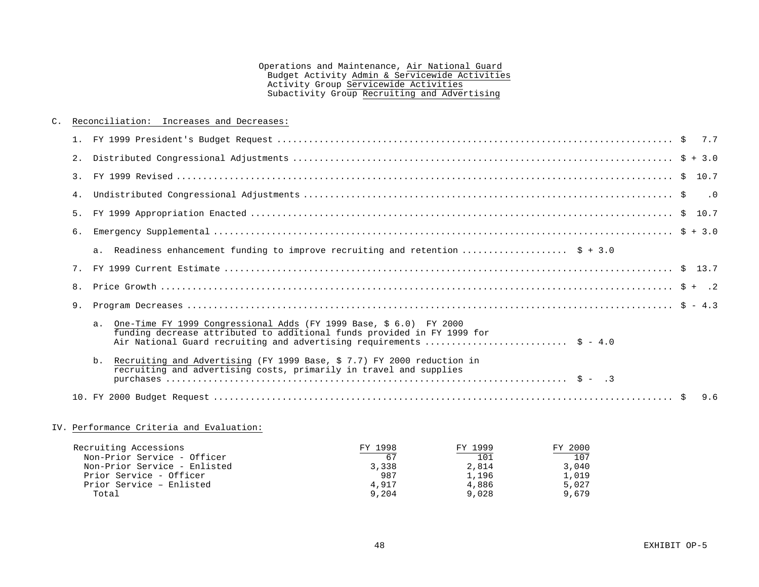Operations and Maintenance, Air National Guard
Budget Activity Admin & Servicewide Activities
Activity Group Servicewide Activities
Subactivity Group Recruiting and Advertising

C. Reconciliation: Increases and Decreases:

1. FY 1999 President's Budget Request .......... $ 7.7
2. Distributed Congressional Adjustments .......... $ + 3.0
3. FY 1999 Revised .......... $ 10.7
4. Undistributed Congressional Adjustments .......... $ .0
5. FY 1999 Appropriation Enacted .......... $ 10.7
6. Emergency Supplemental .......... $ + 3.0
   a. Readiness enhancement funding to improve recruiting and retention .......... $ + 3.0
7. FY 1999 Current Estimate .......... $ 13.7
8. Price Growth .......... $ + .2
9. Program Decreases .......... $ - 4.3
   a. One-Time FY 1999 Congressional Adds (FY 1999 Base, $ 6.0) FY 2000 funding decrease attributed to additional funds provided in FY 1999 for Air National Guard recruiting and advertising requirements .......... $ - 4.0
   b. Recruiting and Advertising (FY 1999 Base, $ 7.7) FY 2000 reduction in recruiting and advertising costs, primarily in travel and supplies purchases .......... $ - .3
10. FY 2000 Budget Request .......... $ 9.6

IV. Performance Criteria and Evaluation:

| Recruiting Accessions | FY 1998 | FY 1999 | FY 2000 |
|---|---|---|---|
| Non-Prior Service - Officer | 67 | 101 | 107 |
| Non-Prior Service - Enlisted | 3,338 | 2,814 | 3,040 |
| Prior Service - Officer | 987 | 1,196 | 1,019 |
| Prior Service – Enlisted | 4,917 | 4,886 | 5,027 |
| Total | 9,204 | 9,028 | 9,679 |

EXHIBIT OP-5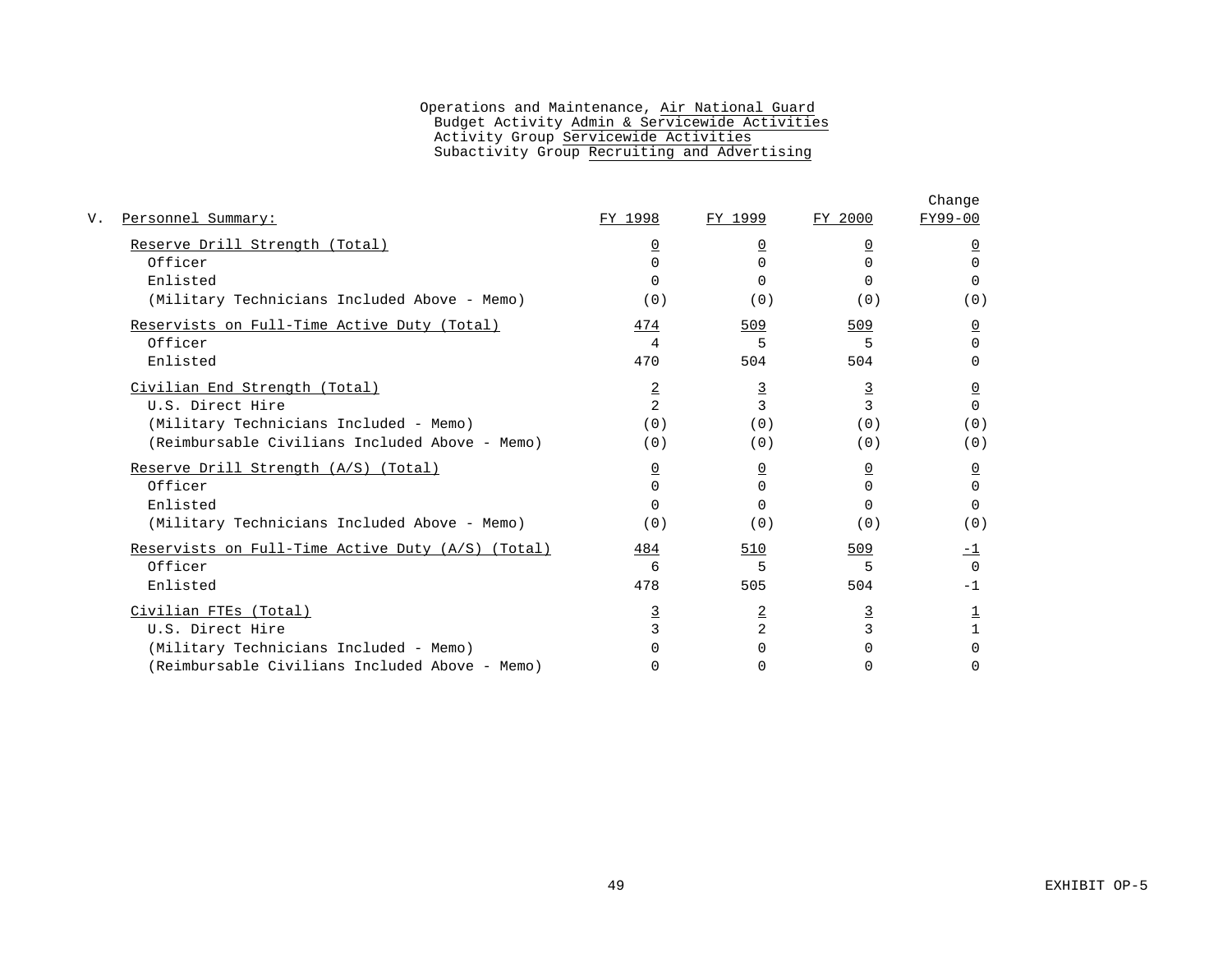Operations and Maintenance, Air National Guard
Budget Activity Admin & Servicewide Activities
Activity Group Servicewide Activities
Subactivity Group Recruiting and Advertising

| V. Personnel Summary: | FY 1998 | FY 1999 | FY 2000 | Change FY99-00 |
|---|---|---|---|---|
| Reserve Drill Strength (Total) | 0 | 0 | 0 | 0 |
| Officer | 0 | 0 | 0 | 0 |
| Enlisted | 0 | 0 | 0 | 0 |
| (Military Technicians Included Above - Memo) | (0) | (0) | (0) | (0) |
| Reservists on Full-Time Active Duty (Total) | 474 | 509 | 509 | 0 |
| Officer | 4 | 5 | 5 | 0 |
| Enlisted | 470 | 504 | 504 | 0 |
| Civilian End Strength (Total) | 2 | 3 | 3 | 0 |
| U.S. Direct Hire | 2 | 3 | 3 | 0 |
| (Military Technicians Included - Memo) | (0) | (0) | (0) | (0) |
| (Reimbursable Civilians Included Above - Memo) | (0) | (0) | (0) | (0) |
| Reserve Drill Strength (A/S) (Total) | 0 | 0 | 0 | 0 |
| Officer | 0 | 0 | 0 | 0 |
| Enlisted | 0 | 0 | 0 | 0 |
| (Military Technicians Included Above - Memo) | (0) | (0) | (0) | (0) |
| Reservists on Full-Time Active Duty (A/S) (Total) | 484 | 510 | 509 | -1 |
| Officer | 6 | 5 | 5 | 0 |
| Enlisted | 478 | 505 | 504 | -1 |
| Civilian FTEs (Total) | 3 | 2 | 3 | 1 |
| U.S. Direct Hire | 3 | 2 | 3 | 1 |
| (Military Technicians Included - Memo) | 0 | 0 | 0 | 0 |
| (Reimbursable Civilians Included Above - Memo) | 0 | 0 | 0 | 0 |

EXHIBIT OP-5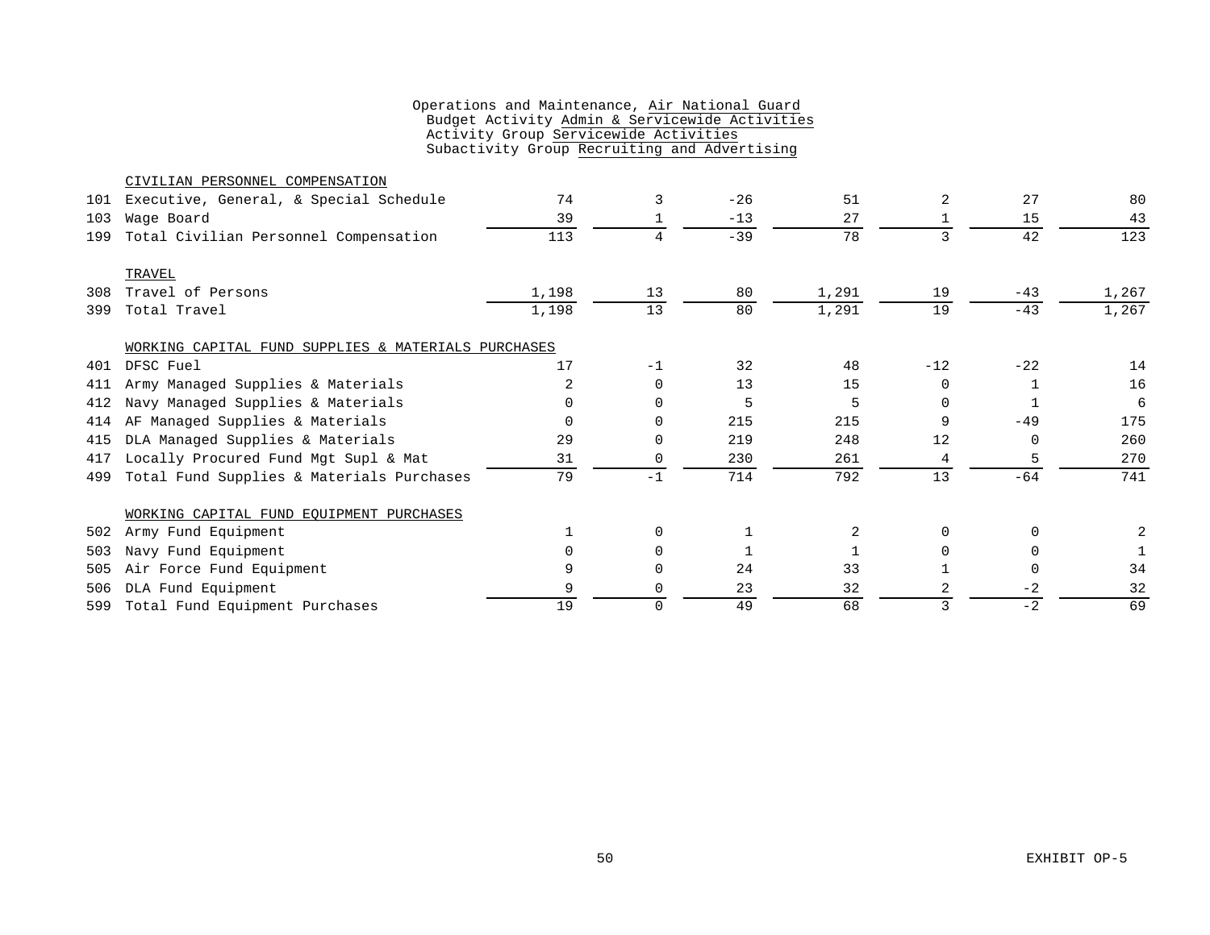Operations and Maintenance, Air National Guard
Budget Activity Admin & Servicewide Activities
Activity Group Servicewide Activities
Subactivity Group Recruiting and Advertising

| | | | | | | | | |
|---|---|---|---|---|---|---|---|---|
| | CIVILIAN PERSONNEL COMPENSATION | | | | | | | |
| 101 | Executive, General, & Special Schedule | 74 | 3 | -26 | 51 | 2 | 27 | 80 |
| 103 | Wage Board | 39 | 1 | -13 | 27 | 1 | 15 | 43 |
| 199 | Total Civilian Personnel Compensation | 113 | 4 | -39 | 78 | 3 | 42 | 123 |
| | TRAVEL | | | | | | | |
| 308 | Travel of Persons | 1,198 | 13 | 80 | 1,291 | 19 | -43 | 1,267 |
| 399 | Total Travel | 1,198 | 13 | 80 | 1,291 | 19 | -43 | 1,267 |
| | WORKING CAPITAL FUND SUPPLIES & MATERIALS PURCHASES | | | | | | | |
| 401 | DFSC Fuel | 17 | -1 | 32 | 48 | -12 | -22 | 14 |
| 411 | Army Managed Supplies & Materials | 2 | 0 | 13 | 15 | 0 | 1 | 16 |
| 412 | Navy Managed Supplies & Materials | 0 | 0 | 5 | 5 | 0 | 1 | 6 |
| 414 | AF Managed Supplies & Materials | 0 | 0 | 215 | 215 | 9 | -49 | 175 |
| 415 | DLA Managed Supplies & Materials | 29 | 0 | 219 | 248 | 12 | 0 | 260 |
| 417 | Locally Procured Fund Mgt Supl & Mat | 31 | 0 | 230 | 261 | 4 | 5 | 270 |
| 499 | Total Fund Supplies & Materials Purchases | 79 | -1 | 714 | 792 | 13 | -64 | 741 |
| | WORKING CAPITAL FUND EQUIPMENT PURCHASES | | | | | | | |
| 502 | Army Fund Equipment | 1 | 0 | 1 | 2 | 0 | 0 | 2 |
| 503 | Navy Fund Equipment | 0 | 0 | 1 | 1 | 0 | 0 | 1 |
| 505 | Air Force Fund Equipment | 9 | 0 | 24 | 33 | 1 | 0 | 34 |
| 506 | DLA Fund Equipment | 9 | 0 | 23 | 32 | 2 | -2 | 32 |
| 599 | Total Fund Equipment Purchases | 19 | 0 | 49 | 68 | 3 | -2 | 69 |

EXHIBIT OP-5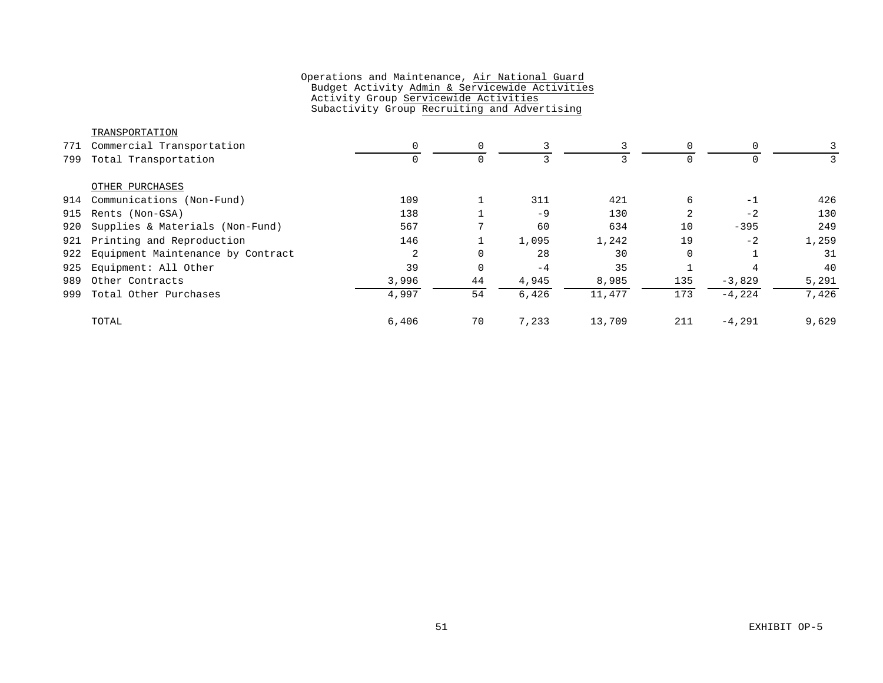Operations and Maintenance, Air National Guard
Budget Activity Admin & Servicewide Activities
Activity Group Servicewide Activities
Subactivity Group Recruiting and Advertising

| | | | | | | | | |
|---|---|---|---|---|---|---|---|---|
| | TRANSPORTATION | | | | | | | |
| 771 | Commercial Transportation | 0 | 0 | 3 | 3 | 0 | 0 | 3 |
| 799 | Total Transportation | 0 | 0 | 3 | 3 | 0 | 0 | 3 |
| | OTHER PURCHASES | | | | | | | |
| 914 | Communications (Non-Fund) | 109 | 1 | 311 | 421 | 6 | -1 | 426 |
| 915 | Rents (Non-GSA) | 138 | 1 | -9 | 130 | 2 | -2 | 130 |
| 920 | Supplies & Materials (Non-Fund) | 567 | 7 | 60 | 634 | 10 | -395 | 249 |
| 921 | Printing and Reproduction | 146 | 1 | 1,095 | 1,242 | 19 | -2 | 1,259 |
| 922 | Equipment Maintenance by Contract | 2 | 0 | 28 | 30 | 0 | 1 | 31 |
| 925 | Equipment: All Other | 39 | 0 | -4 | 35 | 1 | 4 | 40 |
| 989 | Other Contracts | 3,996 | 44 | 4,945 | 8,985 | 135 | -3,829 | 5,291 |
| 999 | Total Other Purchases | 4,997 | 54 | 6,426 | 11,477 | 173 | -4,224 | 7,426 |
| | TOTAL | 6,406 | 70 | 7,233 | 13,709 | 211 | -4,291 | 9,629 |

EXHIBIT OP-5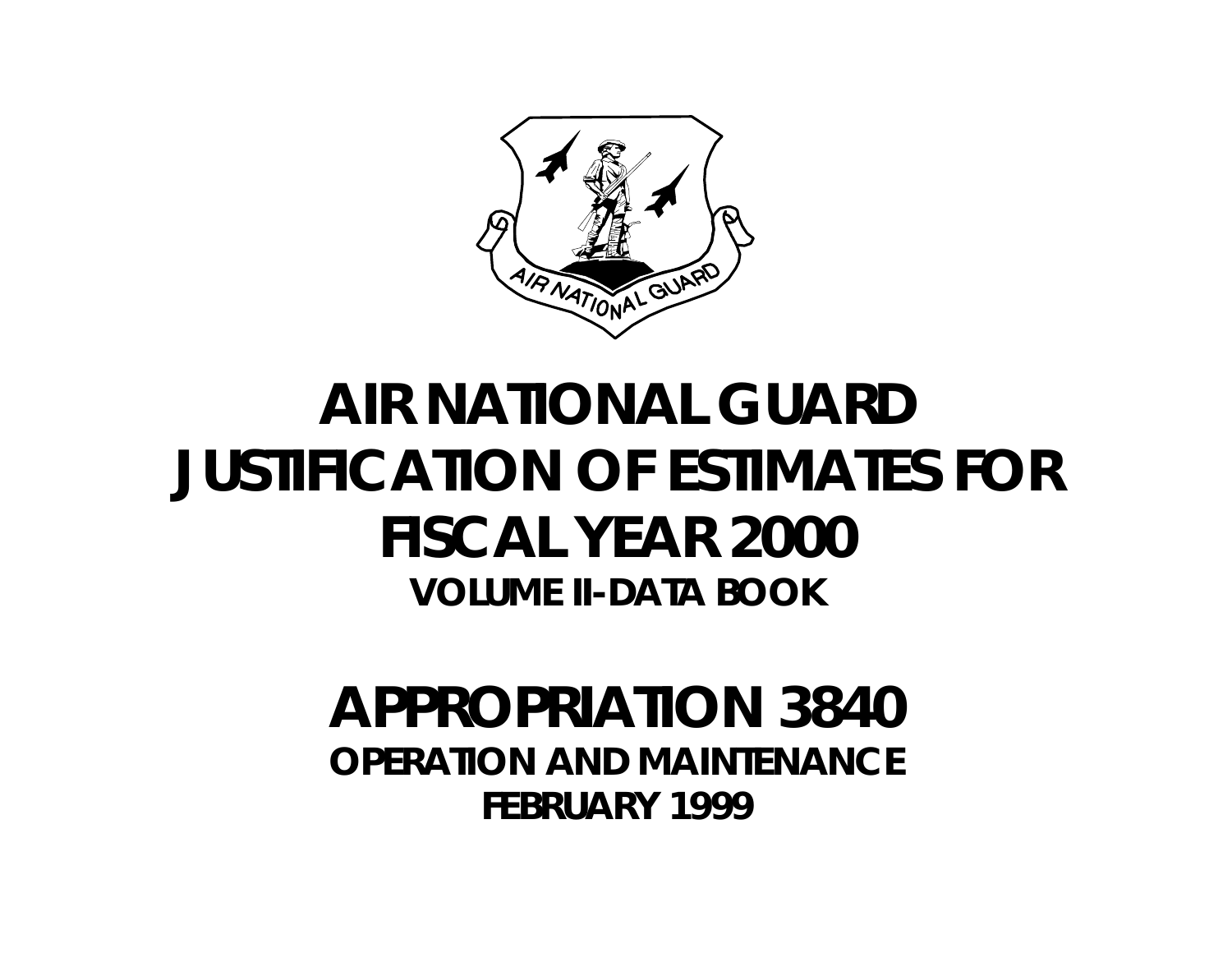# AIR NATIONAL GUARD JUSTIFICATION OF ESTIMATES FOR FISCAL YEAR 2000

## VOLUME II-DATA BOOK

# APPROPRIATION 3840

## OPERATION AND MAINTENANCE

## FEBRUARY 1999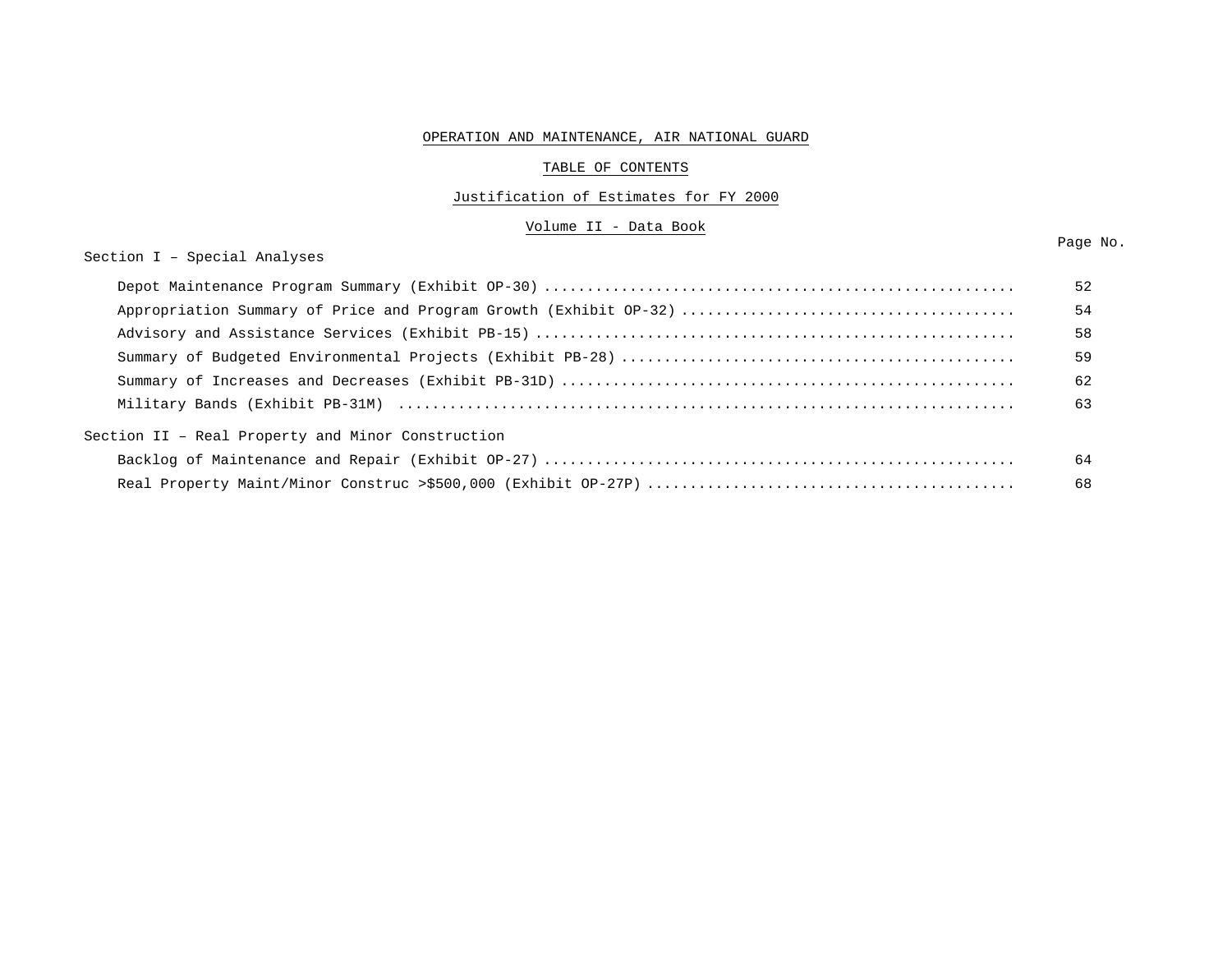# OPERATION AND MAINTENANCE, AIR NATIONAL GUARD

## TABLE OF CONTENTS

## Justification of Estimates for FY 2000

## Volume II - Data Book

| | Page No. |
|---|---|
| **Section I – Special Analyses** | |
| Depot Maintenance Program Summary (Exhibit OP-30) | 52 |
| Appropriation Summary of Price and Program Growth (Exhibit OP-32) | 54 |
| Advisory and Assistance Services (Exhibit PB-15) | 58 |
| Summary of Budgeted Environmental Projects (Exhibit PB-28) | 59 |
| Summary of Increases and Decreases (Exhibit PB-31D) | 62 |
| Military Bands (Exhibit PB-31M) | 63 |
| **Section II – Real Property and Minor Construction** | |
| Backlog of Maintenance and Repair (Exhibit OP-27) | 64 |
| Real Property Maint/Minor Construc >$500,000 (Exhibit OP-27P) | 68 |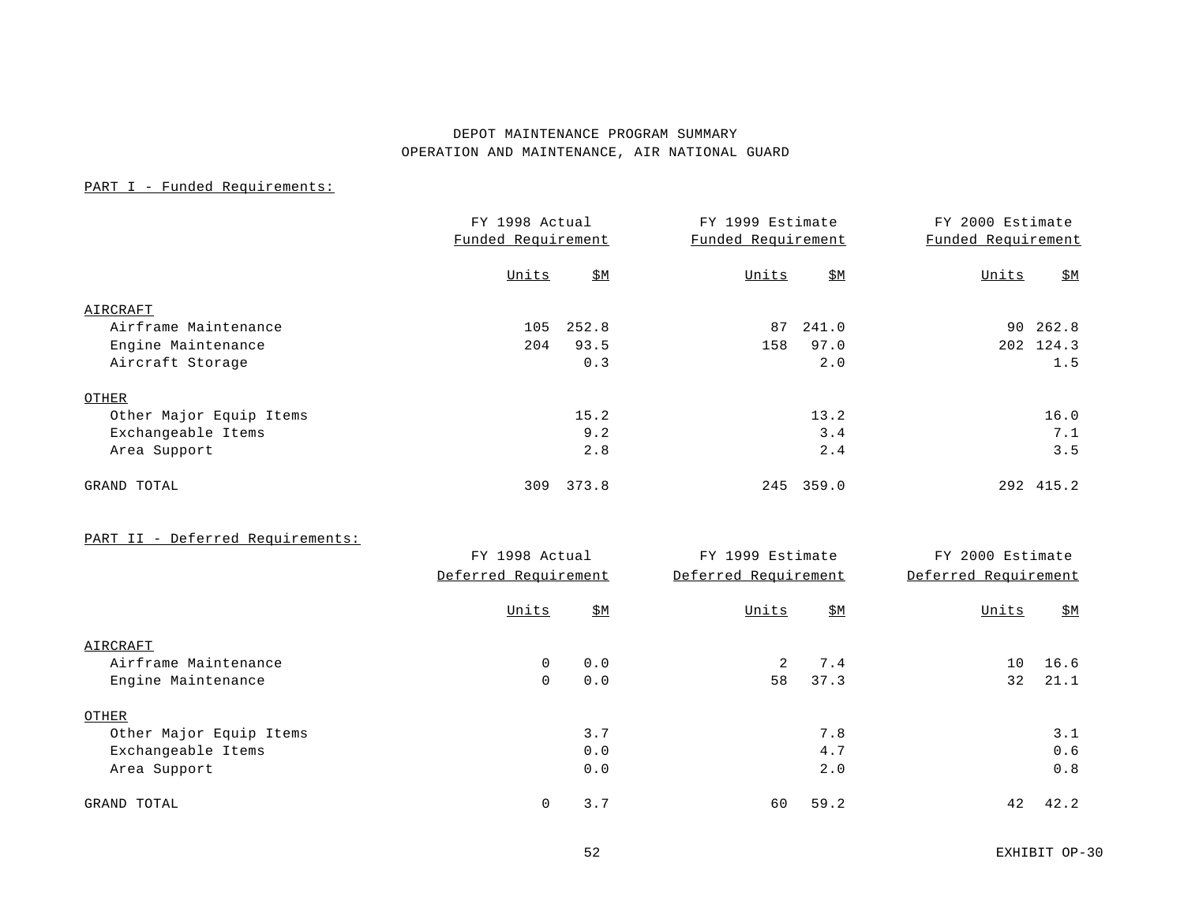# DEPOT MAINTENANCE PROGRAM SUMMARY
## OPERATION AND MAINTENANCE, AIR NATIONAL GUARD

PART I - Funded Requirements:

| | FY 1998 Actual Funded Requirement | | FY 1999 Estimate Funded Requirement | | FY 2000 Estimate Funded Requirement | |
|---|---|---|---|---|---|---|
| | Units | $M | Units | $M | Units | $M |
| AIRCRAFT | | | | | | |
| Airframe Maintenance | 105 | 252.8 | 87 | 241.0 | 90 | 262.8 |
| Engine Maintenance | 204 | 93.5 | 158 | 97.0 | 202 | 124.3 |
| Aircraft Storage | | 0.3 | | 2.0 | | 1.5 |
| OTHER | | | | | | |
| Other Major Equip Items | | 15.2 | | 13.2 | | 16.0 |
| Exchangeable Items | | 9.2 | | 3.4 | | 7.1 |
| Area Support | | 2.8 | | 2.4 | | 3.5 |
| GRAND TOTAL | 309 | 373.8 | 245 | 359.0 | 292 | 415.2 |

PART II - Deferred Requirements:

| | FY 1998 Actual Deferred Requirement | | FY 1999 Estimate Deferred Requirement | | FY 2000 Estimate Deferred Requirement | |
|---|---|---|---|---|---|---|
| | Units | $M | Units | $M | Units | $M |
| AIRCRAFT | | | | | | |
| Airframe Maintenance | 0 | 0.0 | 2 | 7.4 | 10 | 16.6 |
| Engine Maintenance | 0 | 0.0 | 58 | 37.3 | 32 | 21.1 |
| OTHER | | | | | | |
| Other Major Equip Items | | 3.7 | | 7.8 | | 3.1 |
| Exchangeable Items | | 0.0 | | 4.7 | | 0.6 |
| Area Support | | 0.0 | | 2.0 | | 0.8 |
| GRAND TOTAL | 0 | 3.7 | 60 | 59.2 | 42 | 42.2 |

EXHIBIT OP-30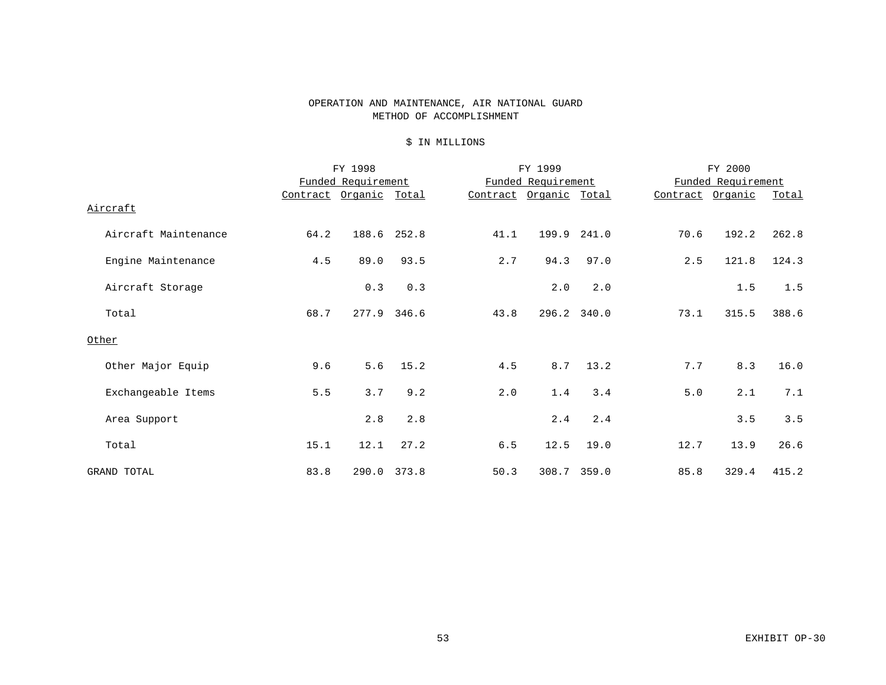# OPERATION AND MAINTENANCE, AIR NATIONAL GUARD
## METHOD OF ACCOMPLISHMENT

$ IN MILLIONS

| | FY 1998 | | | FY 1999 | | | FY 2000 | | |
|---|---|---|---|---|---|---|---|---|---|
| | Funded Requirement | | | Funded Requirement | | | Funded Requirement | | |
| | Contract | Organic | Total | Contract | Organic | Total | Contract | Organic | Total |
| Aircraft | | | | | | | | | |
| Aircraft Maintenance | 64.2 | 188.6 | 252.8 | 41.1 | 199.9 | 241.0 | 70.6 | 192.2 | 262.8 |
| Engine Maintenance | 4.5 | 89.0 | 93.5 | 2.7 | 94.3 | 97.0 | 2.5 | 121.8 | 124.3 |
| Aircraft Storage | | 0.3 | 0.3 | | 2.0 | 2.0 | | 1.5 | 1.5 |
| Total | 68.7 | 277.9 | 346.6 | 43.8 | 296.2 | 340.0 | 73.1 | 315.5 | 388.6 |
| Other | | | | | | | | | |
| Other Major Equip | 9.6 | 5.6 | 15.2 | 4.5 | 8.7 | 13.2 | 7.7 | 8.3 | 16.0 |
| Exchangeable Items | 5.5 | 3.7 | 9.2 | 2.0 | 1.4 | 3.4 | 5.0 | 2.1 | 7.1 |
| Area Support | | 2.8 | 2.8 | | 2.4 | 2.4 | | 3.5 | 3.5 |
| Total | 15.1 | 12.1 | 27.2 | 6.5 | 12.5 | 19.0 | 12.7 | 13.9 | 26.6 |
| GRAND TOTAL | 83.8 | 290.0 | 373.8 | 50.3 | 308.7 | 359.0 | 85.8 | 329.4 | 415.2 |

EXHIBIT OP-30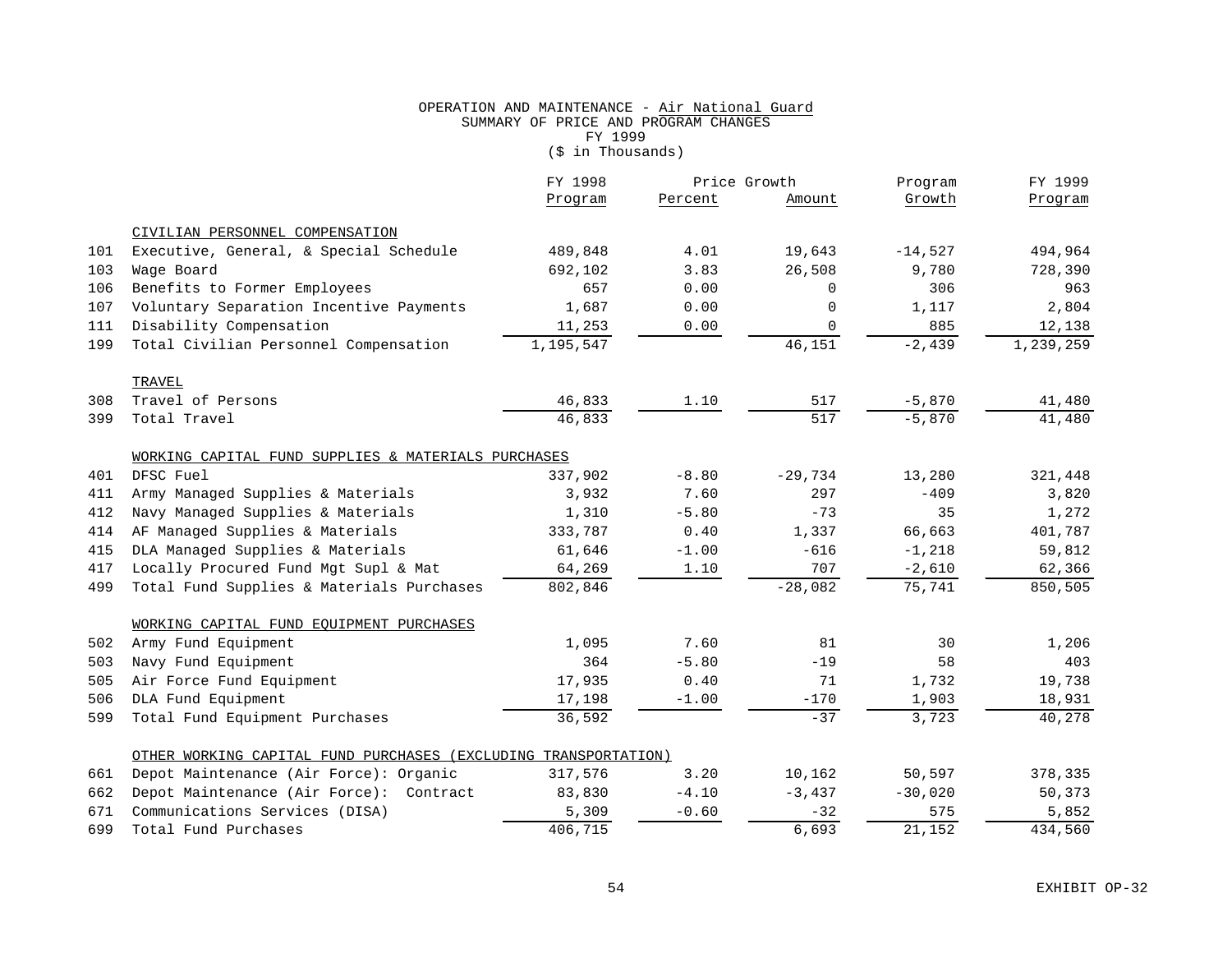# OPERATION AND MAINTENANCE - Air National Guard
## SUMMARY OF PRICE AND PROGRAM CHANGES
### FY 1999
($ in Thousands)

| | | FY 1998 Program | Price Growth Percent | Price Growth Amount | Program Growth | FY 1999 Program |
|---|---|---|---|---|---|---|
| | CIVILIAN PERSONNEL COMPENSATION | | | | | |
| 101 | Executive, General, & Special Schedule | 489,848 | 4.01 | 19,643 | -14,527 | 494,964 |
| 103 | Wage Board | 692,102 | 3.83 | 26,508 | 9,780 | 728,390 |
| 106 | Benefits to Former Employees | 657 | 0.00 | 0 | 306 | 963 |
| 107 | Voluntary Separation Incentive Payments | 1,687 | 0.00 | 0 | 1,117 | 2,804 |
| 111 | Disability Compensation | 11,253 | 0.00 | 0 | 885 | 12,138 |
| 199 | Total Civilian Personnel Compensation | 1,195,547 | | 46,151 | -2,439 | 1,239,259 |
| | TRAVEL | | | | | |
| 308 | Travel of Persons | 46,833 | 1.10 | 517 | -5,870 | 41,480 |
| 399 | Total Travel | 46,833 | | 517 | -5,870 | 41,480 |
| | WORKING CAPITAL FUND SUPPLIES & MATERIALS PURCHASES | | | | | |
| 401 | DFSC Fuel | 337,902 | -8.80 | -29,734 | 13,280 | 321,448 |
| 411 | Army Managed Supplies & Materials | 3,932 | 7.60 | 297 | -409 | 3,820 |
| 412 | Navy Managed Supplies & Materials | 1,310 | -5.80 | -73 | 35 | 1,272 |
| 414 | AF Managed Supplies & Materials | 333,787 | 0.40 | 1,337 | 66,663 | 401,787 |
| 415 | DLA Managed Supplies & Materials | 61,646 | -1.00 | -616 | -1,218 | 59,812 |
| 417 | Locally Procured Fund Mgt Supl & Mat | 64,269 | 1.10 | 707 | -2,610 | 62,366 |
| 499 | Total Fund Supplies & Materials Purchases | 802,846 | | -28,082 | 75,741 | 850,505 |
| | WORKING CAPITAL FUND EQUIPMENT PURCHASES | | | | | |
| 502 | Army Fund Equipment | 1,095 | 7.60 | 81 | 30 | 1,206 |
| 503 | Navy Fund Equipment | 364 | -5.80 | -19 | 58 | 403 |
| 505 | Air Force Fund Equipment | 17,935 | 0.40 | 71 | 1,732 | 19,738 |
| 506 | DLA Fund Equipment | 17,198 | -1.00 | -170 | 1,903 | 18,931 |
| 599 | Total Fund Equipment Purchases | 36,592 | | -37 | 3,723 | 40,278 |
| | OTHER WORKING CAPITAL FUND PURCHASES (EXCLUDING TRANSPORTATION) | | | | | |
| 661 | Depot Maintenance (Air Force): Organic | 317,576 | 3.20 | 10,162 | 50,597 | 378,335 |
| 662 | Depot Maintenance (Air Force): Contract | 83,830 | -4.10 | -3,437 | -30,020 | 50,373 |
| 671 | Communications Services (DISA) | 5,309 | -0.60 | -32 | 575 | 5,852 |
| 699 | Total Fund Purchases | 406,715 | | 6,693 | 21,152 | 434,560 |

EXHIBIT OP-32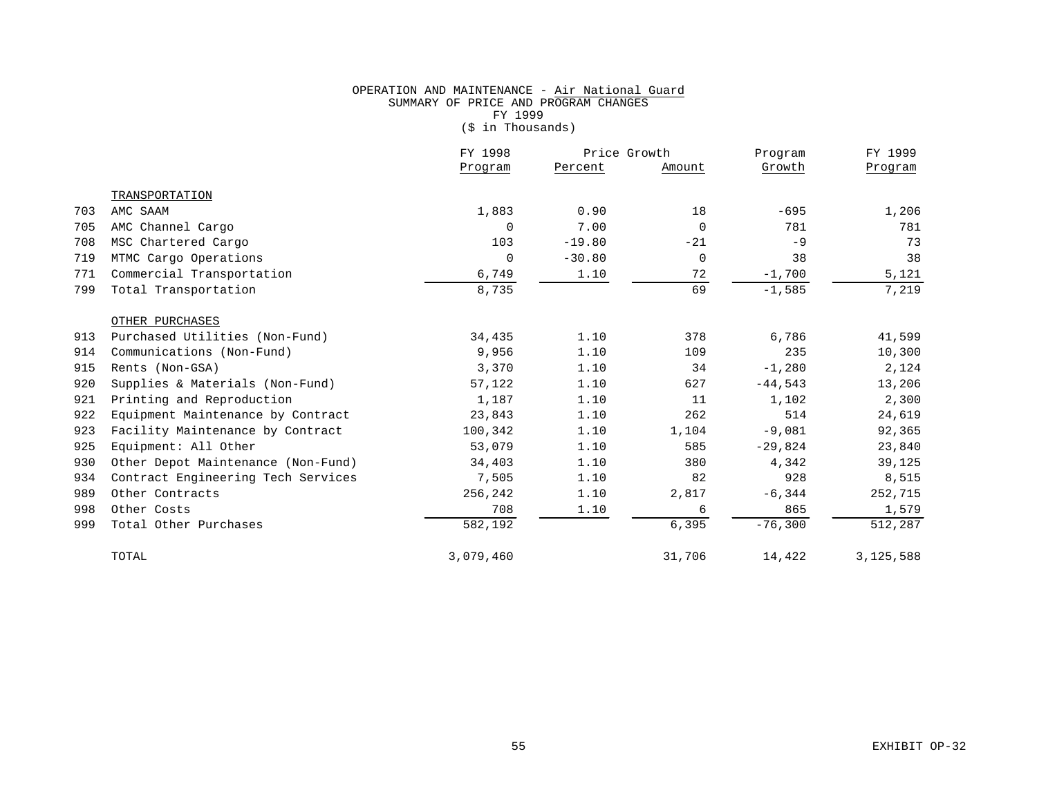OPERATION AND MAINTENANCE - Air National Guard
SUMMARY OF PRICE AND PROGRAM CHANGES
FY 1999
($ in Thousands)

| | | FY 1998 Program | Price Growth Percent | Price Growth Amount | Program Growth | FY 1999 Program |
|---|---|---|---|---|---|---|
| | TRANSPORTATION | | | | | |
| 703 | AMC SAAM | 1,883 | 0.90 | 18 | -695 | 1,206 |
| 705 | AMC Channel Cargo | 0 | 7.00 | 0 | 781 | 781 |
| 708 | MSC Chartered Cargo | 103 | -19.80 | -21 | -9 | 73 |
| 719 | MTMC Cargo Operations | 0 | -30.80 | 0 | 38 | 38 |
| 771 | Commercial Transportation | 6,749 | 1.10 | 72 | -1,700 | 5,121 |
| 799 | Total Transportation | 8,735 | | 69 | -1,585 | 7,219 |
| | OTHER PURCHASES | | | | | |
| 913 | Purchased Utilities (Non-Fund) | 34,435 | 1.10 | 378 | 6,786 | 41,599 |
| 914 | Communications (Non-Fund) | 9,956 | 1.10 | 109 | 235 | 10,300 |
| 915 | Rents (Non-GSA) | 3,370 | 1.10 | 34 | -1,280 | 2,124 |
| 920 | Supplies & Materials (Non-Fund) | 57,122 | 1.10 | 627 | -44,543 | 13,206 |
| 921 | Printing and Reproduction | 1,187 | 1.10 | 11 | 1,102 | 2,300 |
| 922 | Equipment Maintenance by Contract | 23,843 | 1.10 | 262 | 514 | 24,619 |
| 923 | Facility Maintenance by Contract | 100,342 | 1.10 | 1,104 | -9,081 | 92,365 |
| 925 | Equipment: All Other | 53,079 | 1.10 | 585 | -29,824 | 23,840 |
| 930 | Other Depot Maintenance (Non-Fund) | 34,403 | 1.10 | 380 | 4,342 | 39,125 |
| 934 | Contract Engineering Tech Services | 7,505 | 1.10 | 82 | 928 | 8,515 |
| 989 | Other Contracts | 256,242 | 1.10 | 2,817 | -6,344 | 252,715 |
| 998 | Other Costs | 708 | 1.10 | 6 | 865 | 1,579 |
| 999 | Total Other Purchases | 582,192 | | 6,395 | -76,300 | 512,287 |
| | TOTAL | 3,079,460 | | 31,706 | 14,422 | 3,125,588 |

EXHIBIT OP-32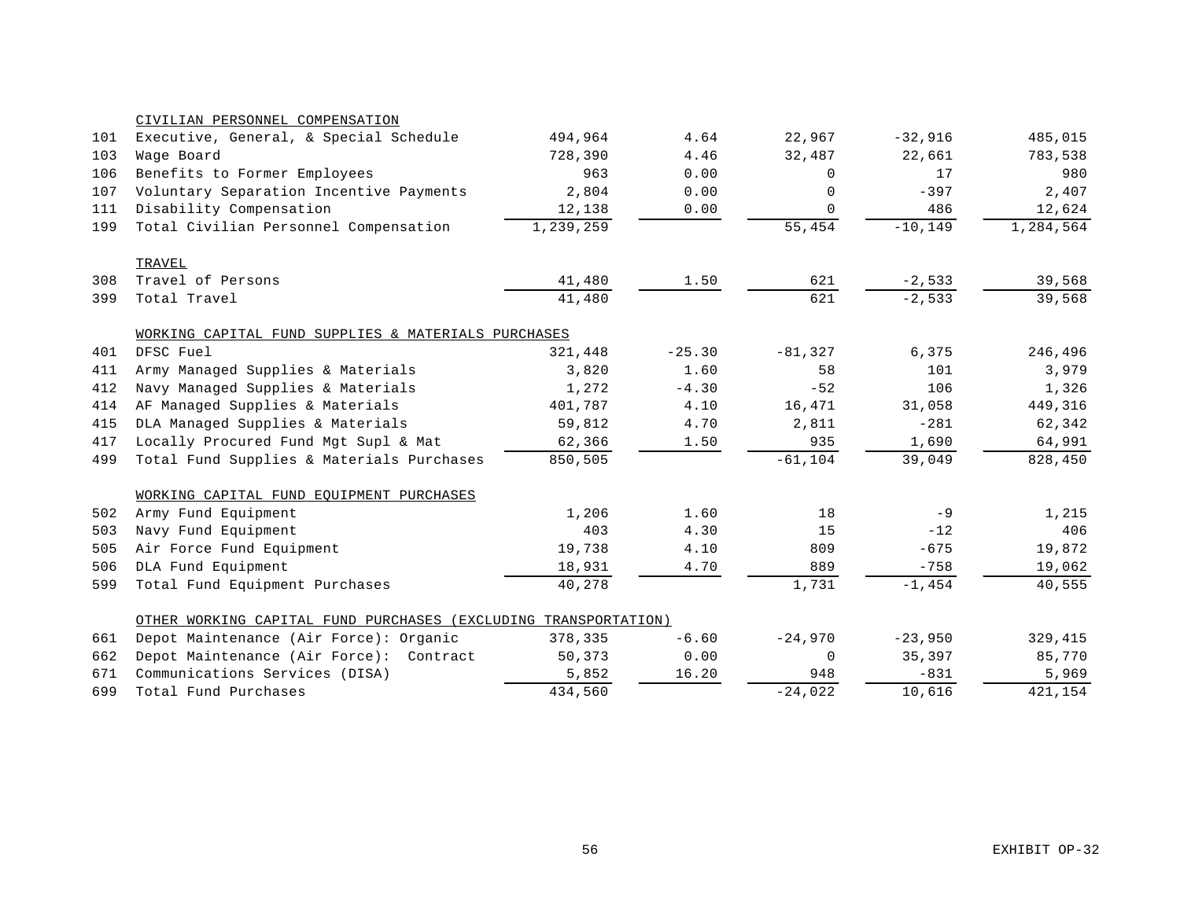| | | | | | | |
|---|---|---|---|---|---|---|
| | CIVILIAN PERSONNEL COMPENSATION | | | | | |
| 101 | Executive, General, & Special Schedule | 494,964 | 4.64 | 22,967 | -32,916 | 485,015 |
| 103 | Wage Board | 728,390 | 4.46 | 32,487 | 22,661 | 783,538 |
| 106 | Benefits to Former Employees | 963 | 0.00 | 0 | 17 | 980 |
| 107 | Voluntary Separation Incentive Payments | 2,804 | 0.00 | 0 | -397 | 2,407 |
| 111 | Disability Compensation | 12,138 | 0.00 | 0 | 486 | 12,624 |
| 199 | Total Civilian Personnel Compensation | 1,239,259 | | 55,454 | -10,149 | 1,284,564 |
| | TRAVEL | | | | | |
| 308 | Travel of Persons | 41,480 | 1.50 | 621 | -2,533 | 39,568 |
| 399 | Total Travel | 41,480 | | 621 | -2,533 | 39,568 |
| | WORKING CAPITAL FUND SUPPLIES & MATERIALS PURCHASES | | | | | |
| 401 | DFSC Fuel | 321,448 | -25.30 | -81,327 | 6,375 | 246,496 |
| 411 | Army Managed Supplies & Materials | 3,820 | 1.60 | 58 | 101 | 3,979 |
| 412 | Navy Managed Supplies & Materials | 1,272 | -4.30 | -52 | 106 | 1,326 |
| 414 | AF Managed Supplies & Materials | 401,787 | 4.10 | 16,471 | 31,058 | 449,316 |
| 415 | DLA Managed Supplies & Materials | 59,812 | 4.70 | 2,811 | -281 | 62,342 |
| 417 | Locally Procured Fund Mgt Supl & Mat | 62,366 | 1.50 | 935 | 1,690 | 64,991 |
| 499 | Total Fund Supplies & Materials Purchases | 850,505 | | -61,104 | 39,049 | 828,450 |
| | WORKING CAPITAL FUND EQUIPMENT PURCHASES | | | | | |
| 502 | Army Fund Equipment | 1,206 | 1.60 | 18 | -9 | 1,215 |
| 503 | Navy Fund Equipment | 403 | 4.30 | 15 | -12 | 406 |
| 505 | Air Force Fund Equipment | 19,738 | 4.10 | 809 | -675 | 19,872 |
| 506 | DLA Fund Equipment | 18,931 | 4.70 | 889 | -758 | 19,062 |
| 599 | Total Fund Equipment Purchases | 40,278 | | 1,731 | -1,454 | 40,555 |
| | OTHER WORKING CAPITAL FUND PURCHASES (EXCLUDING TRANSPORTATION) | | | | | |
| 661 | Depot Maintenance (Air Force): Organic | 378,335 | -6.60 | -24,970 | -23,950 | 329,415 |
| 662 | Depot Maintenance (Air Force): Contract | 50,373 | 0.00 | 0 | 35,397 | 85,770 |
| 671 | Communications Services (DISA) | 5,852 | 16.20 | 948 | -831 | 5,969 |
| 699 | Total Fund Purchases | 434,560 | | -24,022 | 10,616 | 421,154 |

EXHIBIT OP-32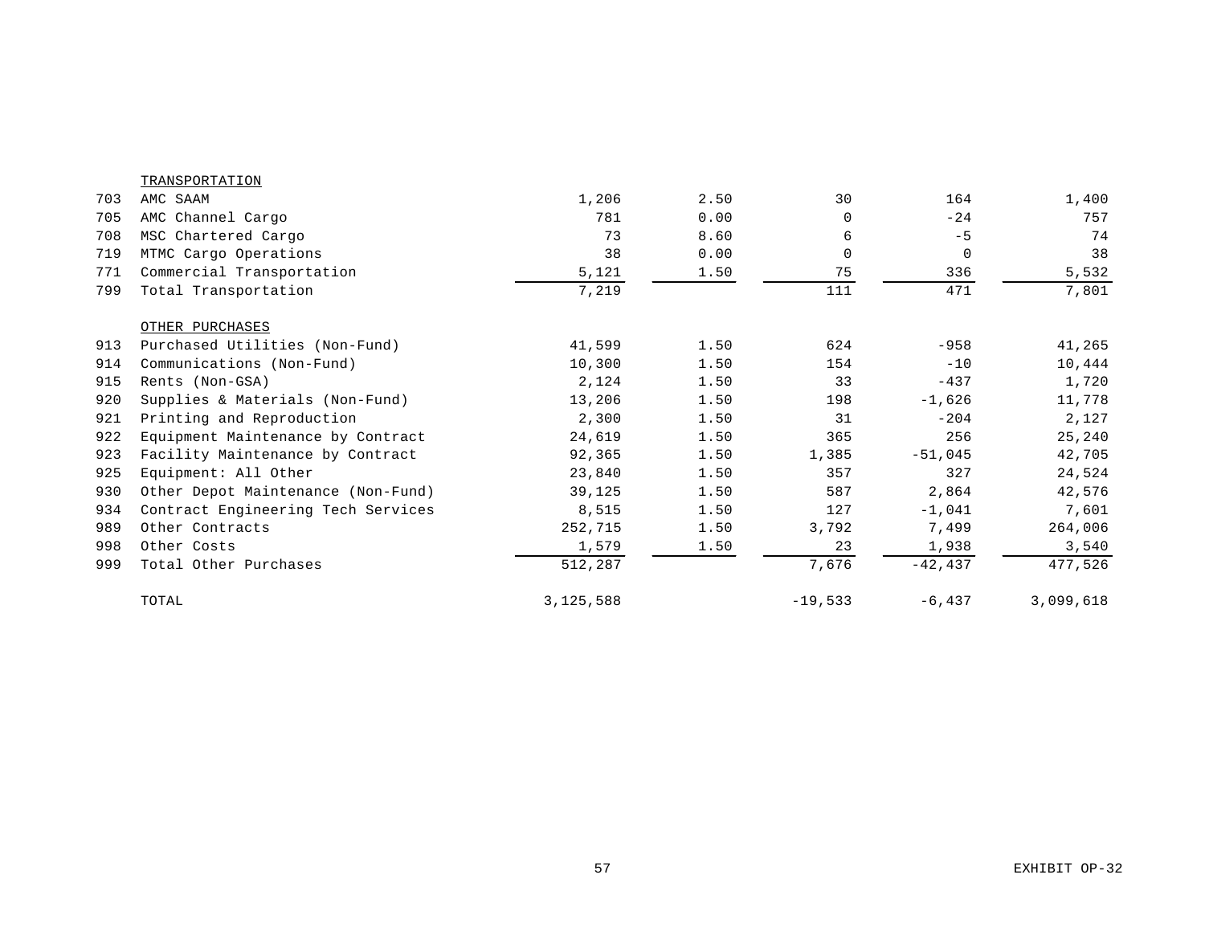| | | | | | | |
|---|---|---|---|---|---|---|
| | TRANSPORTATION | | | | | |
| 703 | AMC SAAM | 1,206 | 2.50 | 30 | 164 | 1,400 |
| 705 | AMC Channel Cargo | 781 | 0.00 | 0 | -24 | 757 |
| 708 | MSC Chartered Cargo | 73 | 8.60 | 6 | -5 | 74 |
| 719 | MTMC Cargo Operations | 38 | 0.00 | 0 | 0 | 38 |
| 771 | Commercial Transportation | 5,121 | 1.50 | 75 | 336 | 5,532 |
| 799 | Total Transportation | 7,219 | | 111 | 471 | 7,801 |
| | OTHER PURCHASES | | | | | |
| 913 | Purchased Utilities (Non-Fund) | 41,599 | 1.50 | 624 | -958 | 41,265 |
| 914 | Communications (Non-Fund) | 10,300 | 1.50 | 154 | -10 | 10,444 |
| 915 | Rents (Non-GSA) | 2,124 | 1.50 | 33 | -437 | 1,720 |
| 920 | Supplies & Materials (Non-Fund) | 13,206 | 1.50 | 198 | -1,626 | 11,778 |
| 921 | Printing and Reproduction | 2,300 | 1.50 | 31 | -204 | 2,127 |
| 922 | Equipment Maintenance by Contract | 24,619 | 1.50 | 365 | 256 | 25,240 |
| 923 | Facility Maintenance by Contract | 92,365 | 1.50 | 1,385 | -51,045 | 42,705 |
| 925 | Equipment: All Other | 23,840 | 1.50 | 357 | 327 | 24,524 |
| 930 | Other Depot Maintenance (Non-Fund) | 39,125 | 1.50 | 587 | 2,864 | 42,576 |
| 934 | Contract Engineering Tech Services | 8,515 | 1.50 | 127 | -1,041 | 7,601 |
| 989 | Other Contracts | 252,715 | 1.50 | 3,792 | 7,499 | 264,006 |
| 998 | Other Costs | 1,579 | 1.50 | 23 | 1,938 | 3,540 |
| 999 | Total Other Purchases | 512,287 | | 7,676 | -42,437 | 477,526 |
| | TOTAL | 3,125,588 | | -19,533 | -6,437 | 3,099,618 |

EXHIBIT OP-32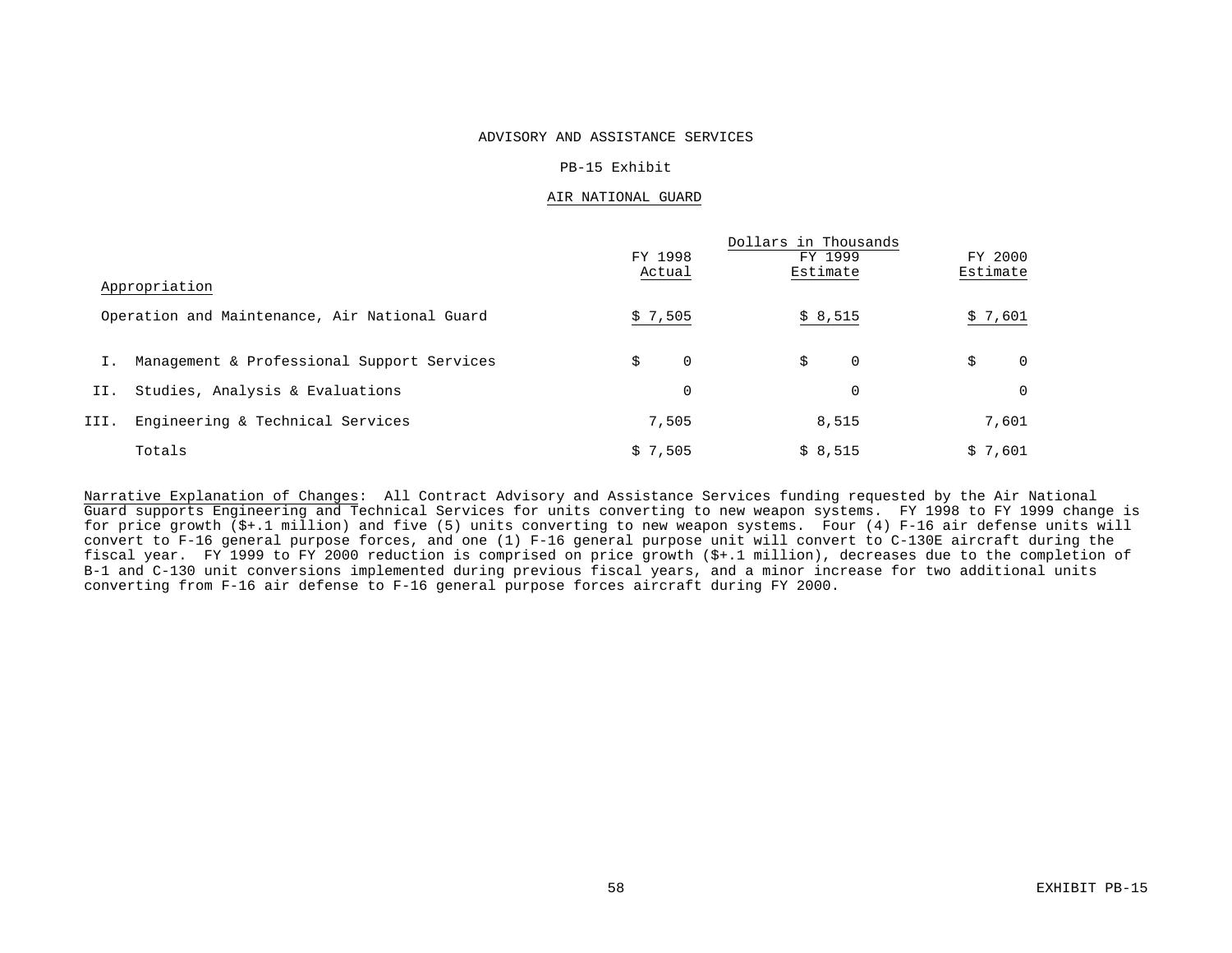# ADVISORY AND ASSISTANCE SERVICES

## PB-15 Exhibit

### AIR NATIONAL GUARD

| Appropriation | FY 1998 Actual | FY 1999 Estimate | FY 2000 Estimate |
|---|---|---|---|
| | | Dollars in Thousands | |
| Operation and Maintenance, Air National Guard | $ 7,505 | $ 8,515 | $ 7,601 |
| I. Management & Professional Support Services | $ 0 | $ 0 | $ 0 |
| II. Studies, Analysis & Evaluations | 0 | 0 | 0 |
| III. Engineering & Technical Services | 7,505 | 8,515 | 7,601 |
| Totals | $ 7,505 | $ 8,515 | $ 7,601 |

Narrative Explanation of Changes: All Contract Advisory and Assistance Services funding requested by the Air National Guard supports Engineering and Technical Services for units converting to new weapon systems. FY 1998 to FY 1999 change is for price growth ($+.1 million) and five (5) units converting to new weapon systems. Four (4) F-16 air defense units will convert to F-16 general purpose forces, and one (1) F-16 general purpose unit will convert to C-130E aircraft during the fiscal year. FY 1999 to FY 2000 reduction is comprised on price growth ($+.1 million), decreases due to the completion of B-1 and C-130 unit conversions implemented during previous fiscal years, and a minor increase for two additional units converting from F-16 air defense to F-16 general purpose forces aircraft during FY 2000.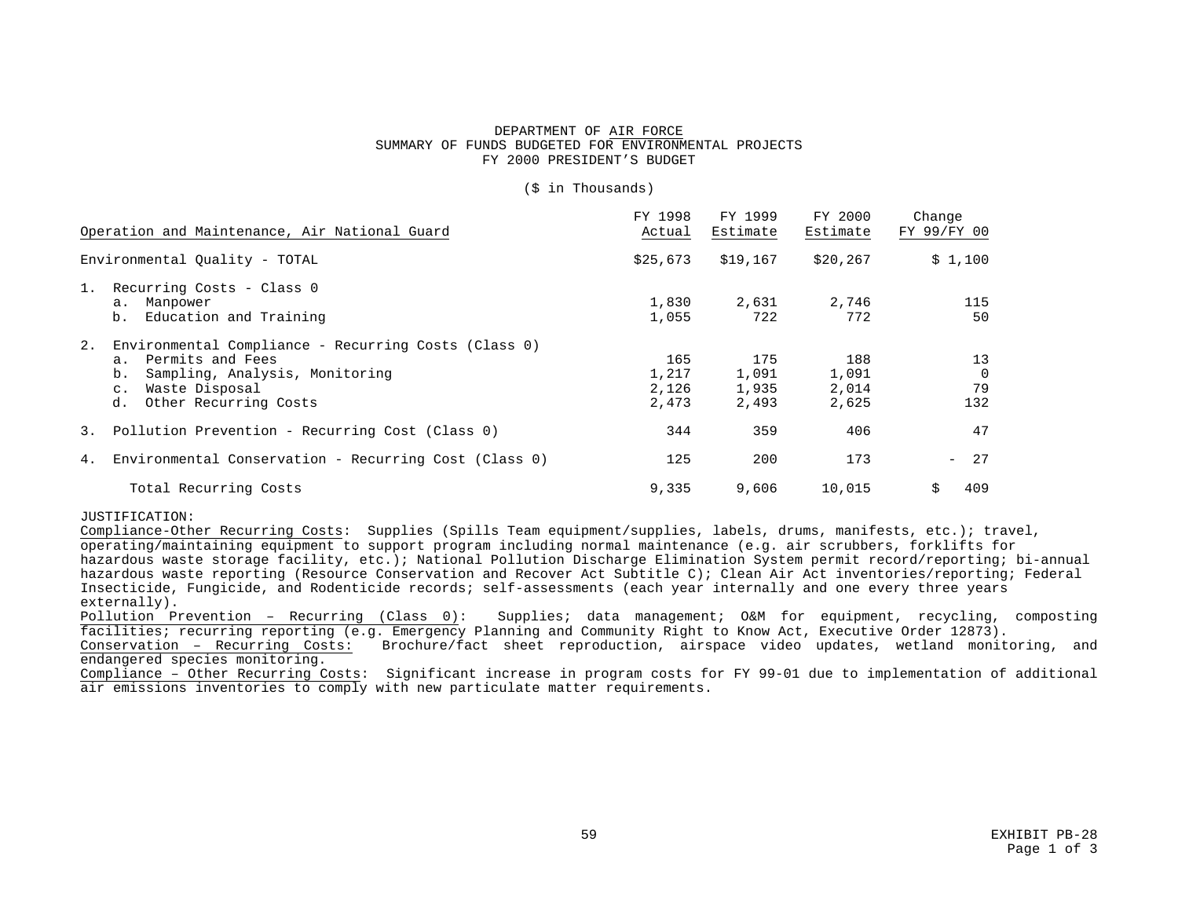DEPARTMENT OF AIR FORCE
SUMMARY OF FUNDS BUDGETED FOR ENVIRONMENTAL PROJECTS
FY 2000 PRESIDENT'S BUDGET

($ in Thousands)

| Operation and Maintenance, Air National Guard | FY 1998 Actual | FY 1999 Estimate | FY 2000 Estimate | Change FY 99/FY 00 |
|---|---|---|---|---|
| Environmental Quality - TOTAL | $25,673 | $19,167 | $20,267 | $ 1,100 |
| 1. Recurring Costs - Class 0 | | | | |
| a. Manpower | 1,830 | 2,631 | 2,746 | 115 |
| b. Education and Training | 1,055 | 722 | 772 | 50 |
| 2. Environmental Compliance - Recurring Costs (Class 0) | | | | |
| a. Permits and Fees | 165 | 175 | 188 | 13 |
| b. Sampling, Analysis, Monitoring | 1,217 | 1,091 | 1,091 | 0 |
| c. Waste Disposal | 2,126 | 1,935 | 2,014 | 79 |
| d. Other Recurring Costs | 2,473 | 2,493 | 2,625 | 132 |
| 3. Pollution Prevention - Recurring Cost (Class 0) | 344 | 359 | 406 | 47 |
| 4. Environmental Conservation - Recurring Cost (Class 0) | 125 | 200 | 173 | - 27 |
| Total Recurring Costs | 9,335 | 9,606 | 10,015 | $ 409 |

JUSTIFICATION:

Compliance-Other Recurring Costs: Supplies (Spills Team equipment/supplies, labels, drums, manifests, etc.); travel, operating/maintaining equipment to support program including normal maintenance (e.g. air scrubbers, forklifts for hazardous waste storage facility, etc.); National Pollution Discharge Elimination System permit record/reporting; bi-annual hazardous waste reporting (Resource Conservation and Recover Act Subtitle C); Clean Air Act inventories/reporting; Federal Insecticide, Fungicide, and Rodenticide records; self-assessments (each year internally and one every three years externally).

Pollution Prevention – Recurring (Class 0): Supplies; data management; O&M for equipment, recycling, composting facilities; recurring reporting (e.g. Emergency Planning and Community Right to Know Act, Executive Order 12873).

Conservation – Recurring Costs: Brochure/fact sheet reproduction, airspace video updates, wetland monitoring, and endangered species monitoring.

Compliance – Other Recurring Costs: Significant increase in program costs for FY 99-01 due to implementation of additional air emissions inventories to comply with new particulate matter requirements.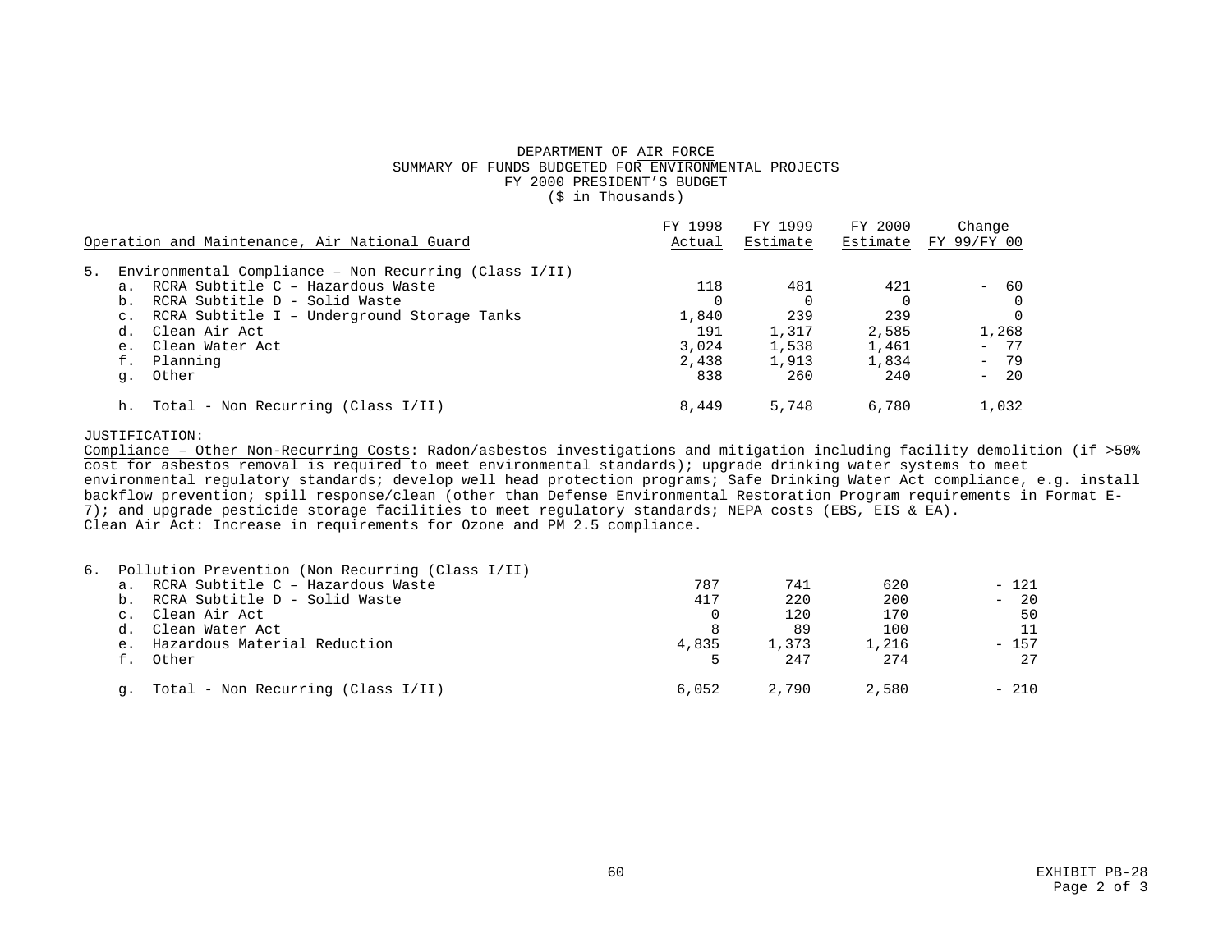DEPARTMENT OF AIR FORCE
SUMMARY OF FUNDS BUDGETED FOR ENVIRONMENTAL PROJECTS
FY 2000 PRESIDENT'S BUDGET
($ in Thousands)

| Operation and Maintenance, Air National Guard | FY 1998 Actual | FY 1999 Estimate | FY 2000 Estimate | Change FY 99/FY 00 |
|---|---|---|---|---|
| 5. Environmental Compliance – Non Recurring (Class I/II) | | | | |
| a. RCRA Subtitle C – Hazardous Waste | 118 | 481 | 421 | - 60 |
| b. RCRA Subtitle D - Solid Waste | 0 | 0 | 0 | 0 |
| c. RCRA Subtitle I – Underground Storage Tanks | 1,840 | 239 | 239 | 0 |
| d. Clean Air Act | 191 | 1,317 | 2,585 | 1,268 |
| e. Clean Water Act | 3,024 | 1,538 | 1,461 | - 77 |
| f. Planning | 2,438 | 1,913 | 1,834 | - 79 |
| g. Other | 838 | 260 | 240 | - 20 |
| h. Total - Non Recurring (Class I/II) | 8,449 | 5,748 | 6,780 | 1,032 |

JUSTIFICATION:

Compliance – Other Non-Recurring Costs: Radon/asbestos investigations and mitigation including facility demolition (if >50% cost for asbestos removal is required to meet environmental standards); upgrade drinking water systems to meet environmental regulatory standards; develop well head protection programs; Safe Drinking Water Act compliance, e.g. install backflow prevention; spill response/clean (other than Defense Environmental Restoration Program requirements in Format E-7); and upgrade pesticide storage facilities to meet regulatory standards; NEPA costs (EBS, EIS & EA).
Clean Air Act: Increase in requirements for Ozone and PM 2.5 compliance.

| | FY 1998 Actual | FY 1999 Estimate | FY 2000 Estimate | Change FY 99/FY 00 |
|---|---|---|---|---|
| 6. Pollution Prevention (Non Recurring (Class I/II) | | | | |
| a. RCRA Subtitle C – Hazardous Waste | 787 | 741 | 620 | - 121 |
| b. RCRA Subtitle D - Solid Waste | 417 | 220 | 200 | - 20 |
| c. Clean Air Act | 0 | 120 | 170 | 50 |
| d. Clean Water Act | 8 | 89 | 100 | 11 |
| e. Hazardous Material Reduction | 4,835 | 1,373 | 1,216 | - 157 |
| f. Other | 5 | 247 | 274 | 27 |
| g. Total - Non Recurring (Class I/II) | 6,052 | 2,790 | 2,580 | - 210 |

EXHIBIT PB-28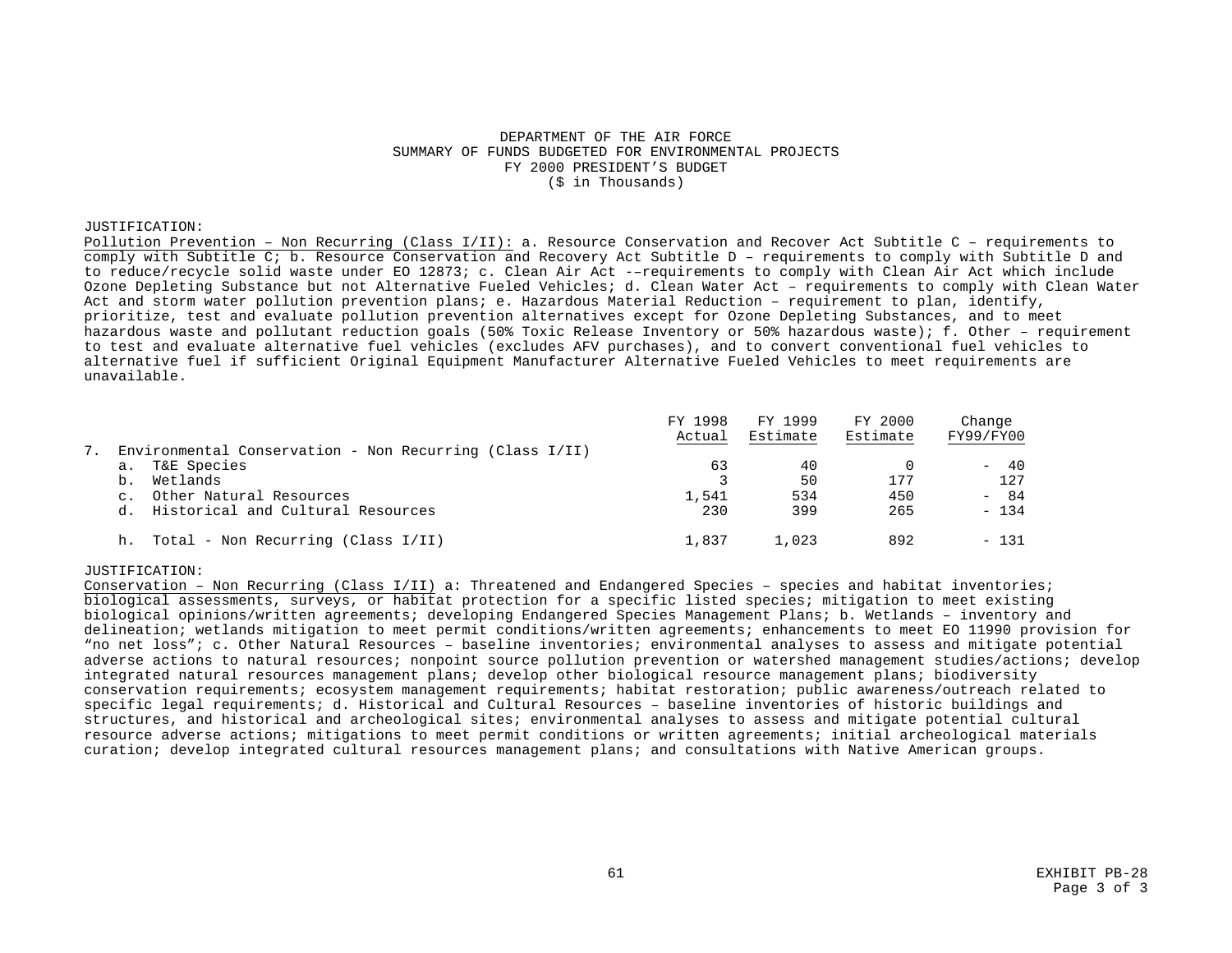DEPARTMENT OF THE AIR FORCE
SUMMARY OF FUNDS BUDGETED FOR ENVIRONMENTAL PROJECTS
FY 2000 PRESIDENT'S BUDGET
($ in Thousands)

JUSTIFICATION:

Pollution Prevention – Non Recurring (Class I/II): a. Resource Conservation and Recover Act Subtitle C – requirements to comply with Subtitle C; b. Resource Conservation and Recovery Act Subtitle D – requirements to comply with Subtitle D and to reduce/recycle solid waste under EO 12873; c. Clean Air Act -–requirements to comply with Clean Air Act which include Ozone Depleting Substance but not Alternative Fueled Vehicles; d. Clean Water Act – requirements to comply with Clean Water Act and storm water pollution prevention plans; e. Hazardous Material Reduction – requirement to plan, identify, prioritize, test and evaluate pollution prevention alternatives except for Ozone Depleting Substances, and to meet hazardous waste and pollutant reduction goals (50% Toxic Release Inventory or 50% hazardous waste); f. Other – requirement to test and evaluate alternative fuel vehicles (excludes AFV purchases), and to convert conventional fuel vehicles to alternative fuel if sufficient Original Equipment Manufacturer Alternative Fueled Vehicles to meet requirements are unavailable.

| | FY 1998 Actual | FY 1999 Estimate | FY 2000 Estimate | Change FY99/FY00 |
|---|---|---|---|---|
| 7. Environmental Conservation - Non Recurring (Class I/II) | | | | |
| a. T&E Species | 63 | 40 | 0 | - 40 |
| b. Wetlands | 3 | 50 | 177 | 127 |
| c. Other Natural Resources | 1,541 | 534 | 450 | - 84 |
| d. Historical and Cultural Resources | 230 | 399 | 265 | - 134 |
| h. Total - Non Recurring (Class I/II) | 1,837 | 1,023 | 892 | - 131 |

JUSTIFICATION:

Conservation – Non Recurring (Class I/II) a: Threatened and Endangered Species – species and habitat inventories; biological assessments, surveys, or habitat protection for a specific listed species; mitigation to meet existing biological opinions/written agreements; developing Endangered Species Management Plans; b. Wetlands – inventory and delineation; wetlands mitigation to meet permit conditions/written agreements; enhancements to meet EO 11990 provision for "no net loss"; c. Other Natural Resources – baseline inventories; environmental analyses to assess and mitigate potential adverse actions to natural resources; nonpoint source pollution prevention or watershed management studies/actions; develop integrated natural resources management plans; develop other biological resource management plans; biodiversity conservation requirements; ecosystem management requirements; habitat restoration; public awareness/outreach related to specific legal requirements; d. Historical and Cultural Resources – baseline inventories of historic buildings and structures, and historical and archeological sites; environmental analyses to assess and mitigate potential cultural resource adverse actions; mitigations to meet permit conditions or written agreements; initial archeological materials curation; develop integrated cultural resources management plans; and consultations with Native American groups.

EXHIBIT PB-28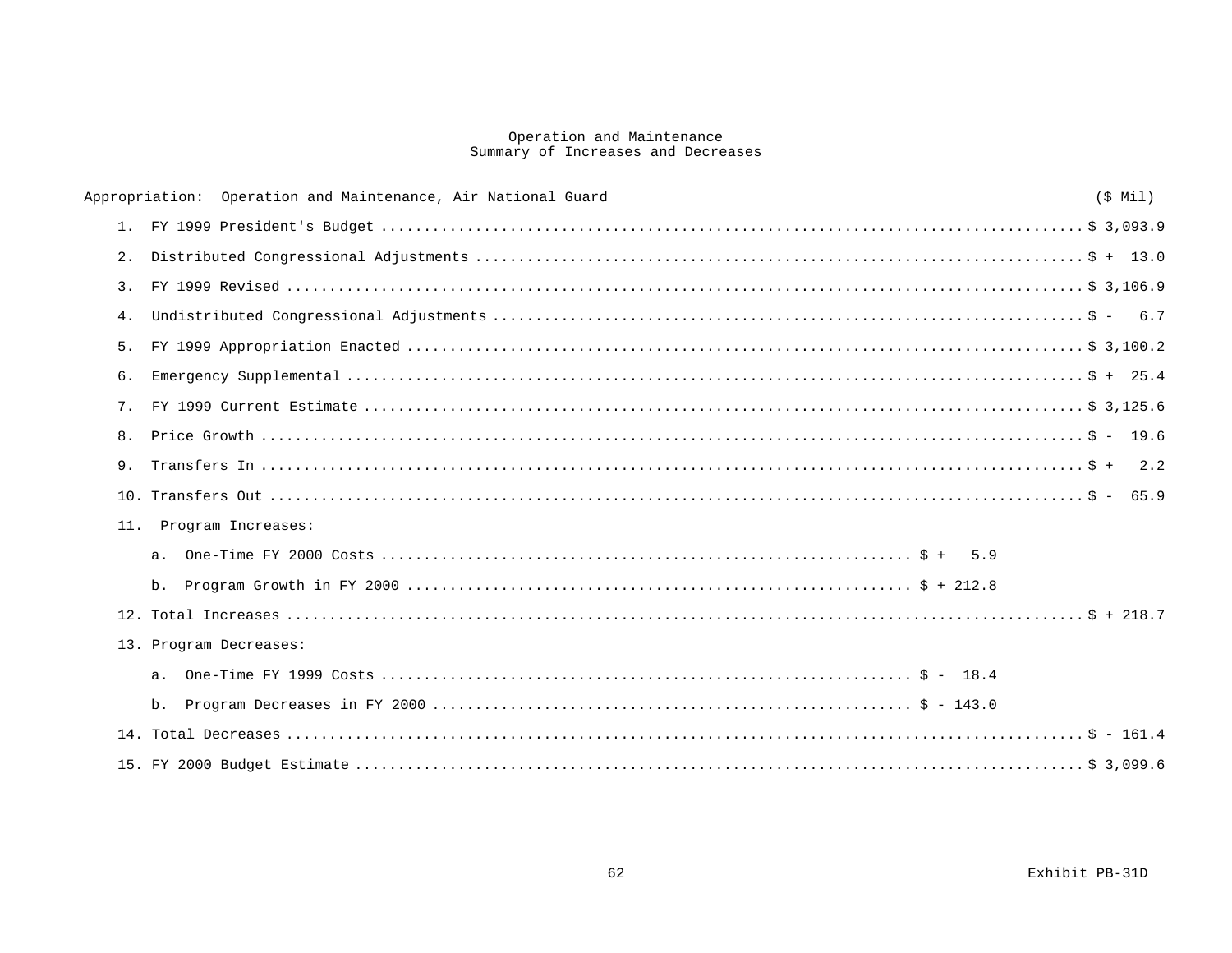# Operation and Maintenance
## Summary of Increases and Decreases

Appropriation: Operation and Maintenance, Air National Guard

| | | ($ Mil) |
|---|---|---|
| 1. | FY 1999 President's Budget | $ 3,093.9 |
| 2. | Distributed Congressional Adjustments | $ + 13.0 |
| 3. | FY 1999 Revised | $ 3,106.9 |
| 4. | Undistributed Congressional Adjustments | $ - 6.7 |
| 5. | FY 1999 Appropriation Enacted | $ 3,100.2 |
| 6. | Emergency Supplemental | $ + 25.4 |
| 7. | FY 1999 Current Estimate | $ 3,125.6 |
| 8. | Price Growth | $ - 19.6 |
| 9. | Transfers In | $ + 2.2 |
| 10. | Transfers Out | $ - 65.9 |
| 11. | Program Increases: | |
| | a. One-Time FY 2000 Costs ... $ + 5.9 | |
| | b. Program Growth in FY 2000 ... $ + 212.8 | |
| 12. | Total Increases | $ + 218.7 |
| 13. | Program Decreases: | |
| | a. One-Time FY 1999 Costs ... $ - 18.4 | |
| | b. Program Decreases in FY 2000 ... $ - 143.0 | |
| 14. | Total Decreases | $ - 161.4 |
| 15. | FY 2000 Budget Estimate | $ 3,099.6 |

Exhibit PB-31D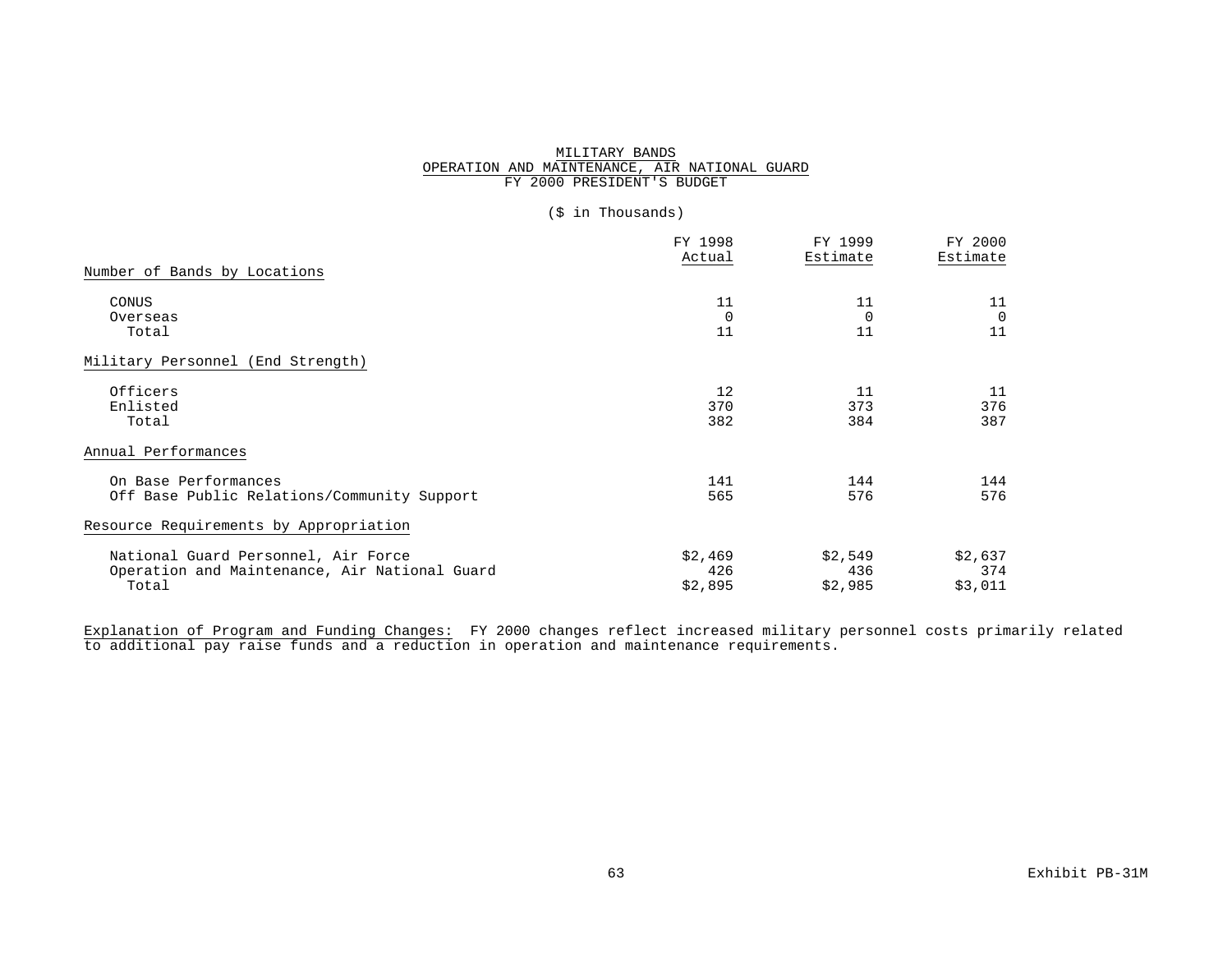# MILITARY BANDS
## OPERATION AND MAINTENANCE, AIR NATIONAL GUARD
## FY 2000 PRESIDENT'S BUDGET

($ in Thousands)

| | FY 1998 Actual | FY 1999 Estimate | FY 2000 Estimate |
|---|---|---|---|
| **Number of Bands by Locations** | | | |
| CONUS | 11 | 11 | 11 |
| Overseas | 0 | 0 | 0 |
| Total | 11 | 11 | 11 |
| **Military Personnel (End Strength)** | | | |
| Officers | 12 | 11 | 11 |
| Enlisted | 370 | 373 | 376 |
| Total | 382 | 384 | 387 |
| **Annual Performances** | | | |
| On Base Performances | 141 | 144 | 144 |
| Off Base Public Relations/Community Support | 565 | 576 | 576 |
| **Resource Requirements by Appropriation** | | | |
| National Guard Personnel, Air Force | $2,469 | $2,549 | $2,637 |
| Operation and Maintenance, Air National Guard | 426 | 436 | 374 |
| Total | $2,895 | $2,985 | $3,011 |

Explanation of Program and Funding Changes: FY 2000 changes reflect increased military personnel costs primarily related to additional pay raise funds and a reduction in operation and maintenance requirements.

Exhibit PB-31M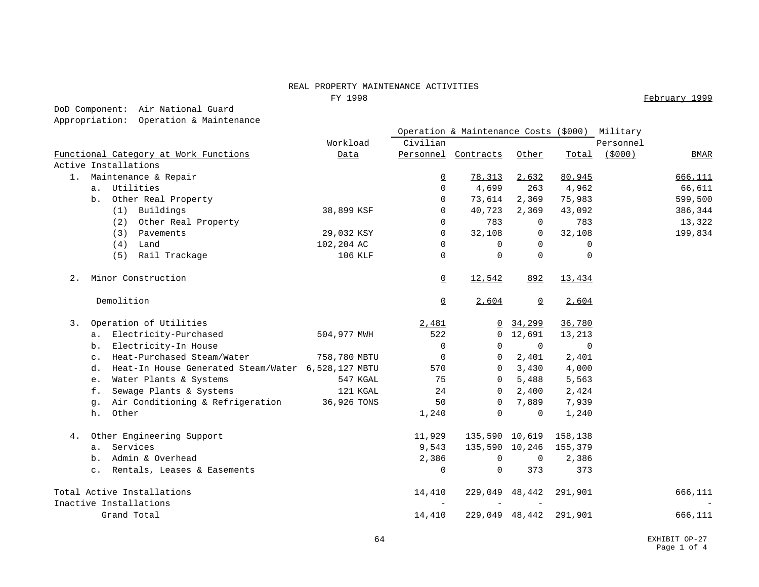# REAL PROPERTY MAINTENANCE ACTIVITIES

FY 1998

February 1999

DoD Component: Air National Guard
Appropriation: Operation & Maintenance

| Functional Category at Work Functions | Workload Data | Operation & Maintenance Costs ($000) Civilian Personnel | Contracts | Other | Total | Military Personnel ($000) | BMAR |
|---|---|---|---|---|---|---|---|
| Active Installations | | | | | | | |
| 1. Maintenance & Repair | | 0 | 78,313 | 2,632 | 80,945 | | 666,111 |
| a. Utilities | | 0 | 4,699 | 263 | 4,962 | | 66,611 |
| b. Other Real Property | | 0 | 73,614 | 2,369 | 75,983 | | 599,500 |
| (1) Buildings | 38,899 KSF | 0 | 40,723 | 2,369 | 43,092 | | 386,344 |
| (2) Other Real Property | | 0 | 783 | 0 | 783 | | 13,322 |
| (3) Pavements | 29,032 KSY | 0 | 32,108 | 0 | 32,108 | | 199,834 |
| (4) Land | 102,204 AC | 0 | 0 | 0 | 0 | | |
| (5) Rail Trackage | 106 KLF | 0 | 0 | 0 | 0 | | |
| 2. Minor Construction | | 0 | 12,542 | 892 | 13,434 | | |
| Demolition | | 0 | 2,604 | 0 | 2,604 | | |
| 3. Operation of Utilities | | 2,481 | 0 | 34,299 | 36,780 | | |
| a. Electricity-Purchased | 504,977 MWH | 522 | 0 | 12,691 | 13,213 | | |
| b. Electricity-In House | | 0 | 0 | 0 | 0 | | |
| c. Heat-Purchased Steam/Water | 758,780 MBTU | 0 | 0 | 2,401 | 2,401 | | |
| d. Heat-In House Generated Steam/Water | 6,528,127 MBTU | 570 | 0 | 3,430 | 4,000 | | |
| e. Water Plants & Systems | 547 KGAL | 75 | 0 | 5,488 | 5,563 | | |
| f. Sewage Plants & Systems | 121 KGAL | 24 | 0 | 2,400 | 2,424 | | |
| g. Air Conditioning & Refrigeration | 36,926 TONS | 50 | 0 | 7,889 | 7,939 | | |
| h. Other | | 1,240 | 0 | 0 | 1,240 | | |
| 4. Other Engineering Support | | 11,929 | 135,590 | 10,619 | 158,138 | | |
| a. Services | | 9,543 | 135,590 | 10,246 | 155,379 | | |
| b. Admin & Overhead | | 2,386 | 0 | 0 | 2,386 | | |
| c. Rentals, Leases & Easements | | 0 | 0 | 373 | 373 | | |
| Total Active Installations | | 14,410 | 229,049 | 48,442 | 291,901 | | 666,111 |
| Inactive Installations | | - | - | - | | | - |
| Grand Total | | 14,410 | 229,049 | 48,442 | 291,901 | | 666,111 |

EXHIBIT OP-27
Page 1 of 4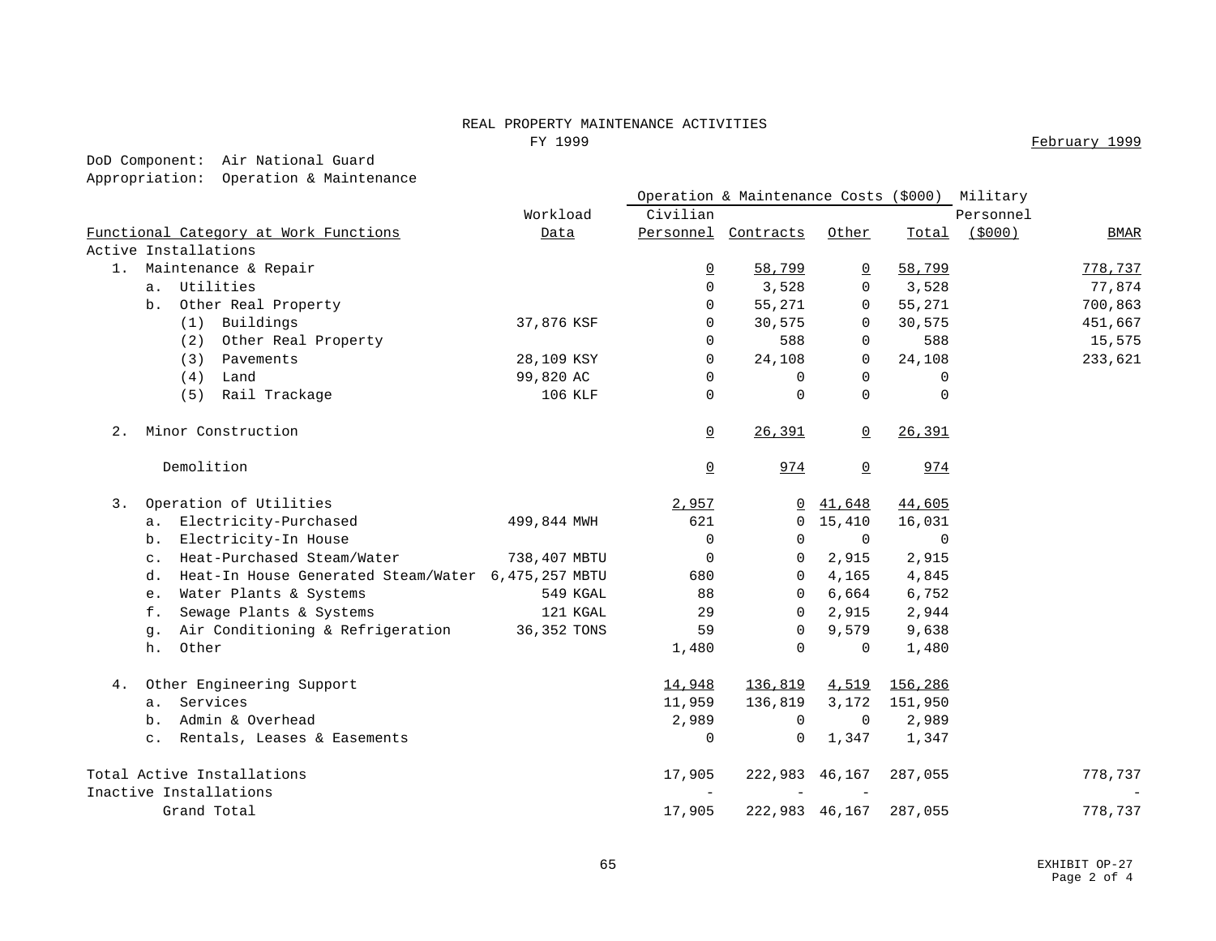# REAL PROPERTY MAINTENANCE ACTIVITIES

FY 1999

February 1999

DoD Component: Air National Guard
Appropriation: Operation & Maintenance

| Functional Category at Work Functions | Workload Data | Operation & Maintenance Costs ($000) Civilian Personnel | Contracts | Other | Total | Military Personnel ($000) | BMAR |
|---|---|---|---|---|---|---|---|
| Active Installations | | | | | | | |
| 1. Maintenance & Repair | | 0 | 58,799 | 0 | 58,799 | | 778,737 |
| a. Utilities | | 0 | 3,528 | 0 | 3,528 | | 77,874 |
| b. Other Real Property | | 0 | 55,271 | 0 | 55,271 | | 700,863 |
| (1) Buildings | 37,876 KSF | 0 | 30,575 | 0 | 30,575 | | 451,667 |
| (2) Other Real Property | | 0 | 588 | 0 | 588 | | 15,575 |
| (3) Pavements | 28,109 KSY | 0 | 24,108 | 0 | 24,108 | | 233,621 |
| (4) Land | 99,820 AC | 0 | 0 | 0 | 0 | | |
| (5) Rail Trackage | 106 KLF | 0 | 0 | 0 | 0 | | |
| 2. Minor Construction | | 0 | 26,391 | 0 | 26,391 | | |
| Demolition | | 0 | 974 | 0 | 974 | | |
| 3. Operation of Utilities | | 2,957 | 0 | 41,648 | 44,605 | | |
| a. Electricity-Purchased | 499,844 MWH | 621 | 0 | 15,410 | 16,031 | | |
| b. Electricity-In House | | 0 | 0 | 0 | 0 | | |
| c. Heat-Purchased Steam/Water | 738,407 MBTU | 0 | 0 | 2,915 | 2,915 | | |
| d. Heat-In House Generated Steam/Water | 6,475,257 MBTU | 680 | 0 | 4,165 | 4,845 | | |
| e. Water Plants & Systems | 549 KGAL | 88 | 0 | 6,664 | 6,752 | | |
| f. Sewage Plants & Systems | 121 KGAL | 29 | 0 | 2,915 | 2,944 | | |
| g. Air Conditioning & Refrigeration | 36,352 TONS | 59 | 0 | 9,579 | 9,638 | | |
| h. Other | | 1,480 | 0 | 0 | 1,480 | | |
| 4. Other Engineering Support | | 14,948 | 136,819 | 4,519 | 156,286 | | |
| a. Services | | 11,959 | 136,819 | 3,172 | 151,950 | | |
| b. Admin & Overhead | | 2,989 | 0 | 0 | 2,989 | | |
| c. Rentals, Leases & Easements | | 0 | 0 | 1,347 | 1,347 | | |
| Total Active Installations | | 17,905 | 222,983 | 46,167 | 287,055 | | 778,737 |
| Inactive Installations | | - | - | - | | | - |
| Grand Total | | 17,905 | 222,983 | 46,167 | 287,055 | | 778,737 |

EXHIBIT OP-27
Page 2 of 4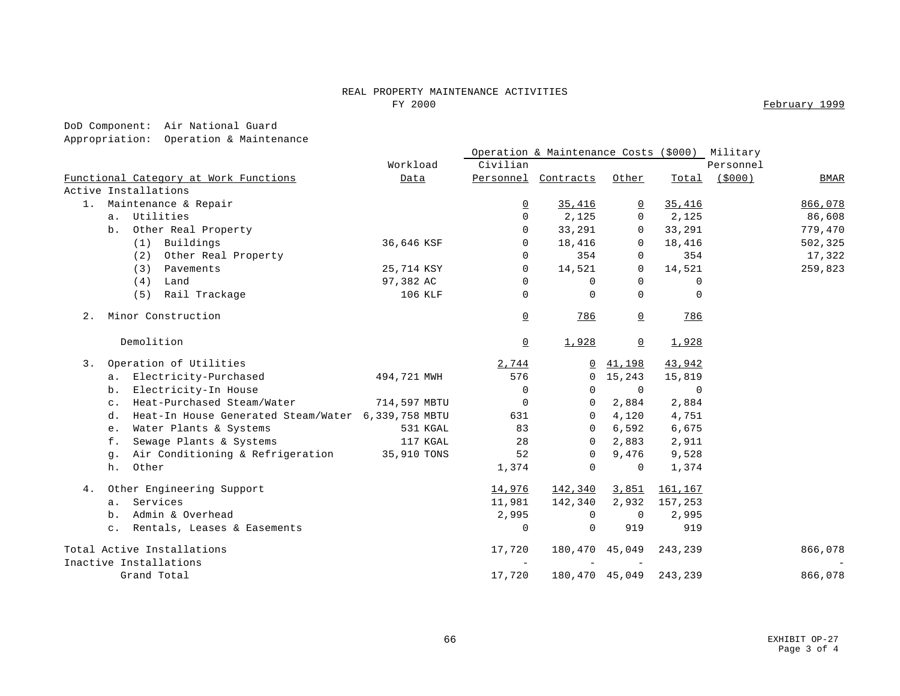# REAL PROPERTY MAINTENANCE ACTIVITIES

## FY 2000

February 1999

DoD Component: Air National Guard

Appropriation: Operation & Maintenance

| Functional Category at Work Functions | Workload Data | Operation & Maintenance Costs ($000) Civilian Personnel | Contracts | Other | Total | Military Personnel ($000) | BMAR |
|---|---|---|---|---|---|---|---|
| Active Installations | | | | | | | |
| 1. Maintenance & Repair | | 0 | 35,416 | 0 | 35,416 | | 866,078 |
| a. Utilities | | 0 | 2,125 | 0 | 2,125 | | 86,608 |
| b. Other Real Property | | 0 | 33,291 | 0 | 33,291 | | 779,470 |
| (1) Buildings | 36,646 KSF | 0 | 18,416 | 0 | 18,416 | | 502,325 |
| (2) Other Real Property | | 0 | 354 | 0 | 354 | | 17,322 |
| (3) Pavements | 25,714 KSY | 0 | 14,521 | 0 | 14,521 | | 259,823 |
| (4) Land | 97,382 AC | 0 | 0 | 0 | 0 | | |
| (5) Rail Trackage | 106 KLF | 0 | 0 | 0 | 0 | | |
| 2. Minor Construction | | 0 | 786 | 0 | 786 | | |
| Demolition | | 0 | 1,928 | 0 | 1,928 | | |
| 3. Operation of Utilities | | 2,744 | 0 | 41,198 | 43,942 | | |
| a. Electricity-Purchased | 494,721 MWH | 576 | 0 | 15,243 | 15,819 | | |
| b. Electricity-In House | | 0 | 0 | 0 | 0 | | |
| c. Heat-Purchased Steam/Water | 714,597 MBTU | 0 | 0 | 2,884 | 2,884 | | |
| d. Heat-In House Generated Steam/Water | 6,339,758 MBTU | 631 | 0 | 4,120 | 4,751 | | |
| e. Water Plants & Systems | 531 KGAL | 83 | 0 | 6,592 | 6,675 | | |
| f. Sewage Plants & Systems | 117 KGAL | 28 | 0 | 2,883 | 2,911 | | |
| g. Air Conditioning & Refrigeration | 35,910 TONS | 52 | 0 | 9,476 | 9,528 | | |
| h. Other | | 1,374 | 0 | 0 | 1,374 | | |
| 4. Other Engineering Support | | 14,976 | 142,340 | 3,851 | 161,167 | | |
| a. Services | | 11,981 | 142,340 | 2,932 | 157,253 | | |
| b. Admin & Overhead | | 2,995 | 0 | 0 | 2,995 | | |
| c. Rentals, Leases & Easements | | 0 | 0 | 919 | 919 | | |
| Total Active Installations | | 17,720 | 180,470 | 45,049 | 243,239 | | 866,078 |
| Inactive Installations | | - | - | - | | | - |
| Grand Total | | 17,720 | 180,470 | 45,049 | 243,239 | | 866,078 |

EXHIBIT OP-27
Page 3 of 4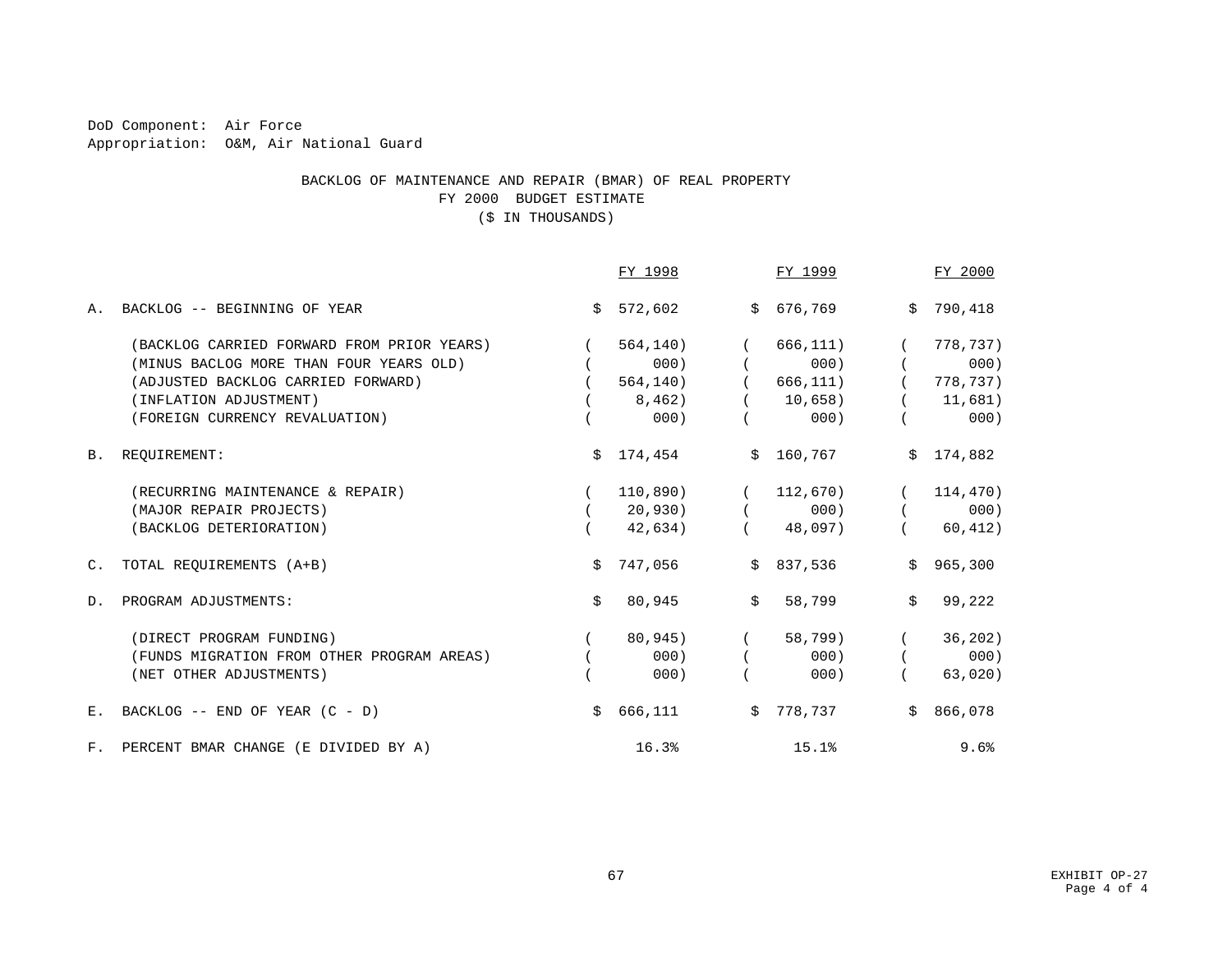DoD Component: Air Force
Appropriation: O&M, Air National Guard

## BACKLOG OF MAINTENANCE AND REPAIR (BMAR) OF REAL PROPERTY
## FY 2000 BUDGET ESTIMATE
## ($ IN THOUSANDS)

| | FY 1998 | FY 1999 | FY 2000 |
|---|---|---|---|
| A. BACKLOG -- BEGINNING OF YEAR | $ 572,602 | $ 676,769 | $ 790,418 |
| (BACKLOG CARRIED FORWARD FROM PRIOR YEARS) | ( 564,140) | ( 666,111) | ( 778,737) |
| (MINUS BACLOG MORE THAN FOUR YEARS OLD) | ( 000) | ( 000) | ( 000) |
| (ADJUSTED BACKLOG CARRIED FORWARD) | ( 564,140) | ( 666,111) | ( 778,737) |
| (INFLATION ADJUSTMENT) | ( 8,462) | ( 10,658) | ( 11,681) |
| (FOREIGN CURRENCY REVALUATION) | ( 000) | ( 000) | ( 000) |
| B. REQUIREMENT: | $ 174,454 | $ 160,767 | $ 174,882 |
| (RECURRING MAINTENANCE & REPAIR) | ( 110,890) | ( 112,670) | ( 114,470) |
| (MAJOR REPAIR PROJECTS) | ( 20,930) | ( 000) | ( 000) |
| (BACKLOG DETERIORATION) | ( 42,634) | ( 48,097) | ( 60,412) |
| C. TOTAL REQUIREMENTS (A+B) | $ 747,056 | $ 837,536 | $ 965,300 |
| D. PROGRAM ADJUSTMENTS: | $ 80,945 | $ 58,799 | $ 99,222 |
| (DIRECT PROGRAM FUNDING) | ( 80,945) | ( 58,799) | ( 36,202) |
| (FUNDS MIGRATION FROM OTHER PROGRAM AREAS) | ( 000) | ( 000) | ( 000) |
| (NET OTHER ADJUSTMENTS) | ( 000) | ( 000) | ( 63,020) |
| E. BACKLOG -- END OF YEAR (C - D) | $ 666,111 | $ 778,737 | $ 866,078 |
| F. PERCENT BMAR CHANGE (E DIVIDED BY A) | 16.3% | 15.1% | 9.6% |

EXHIBIT OP-27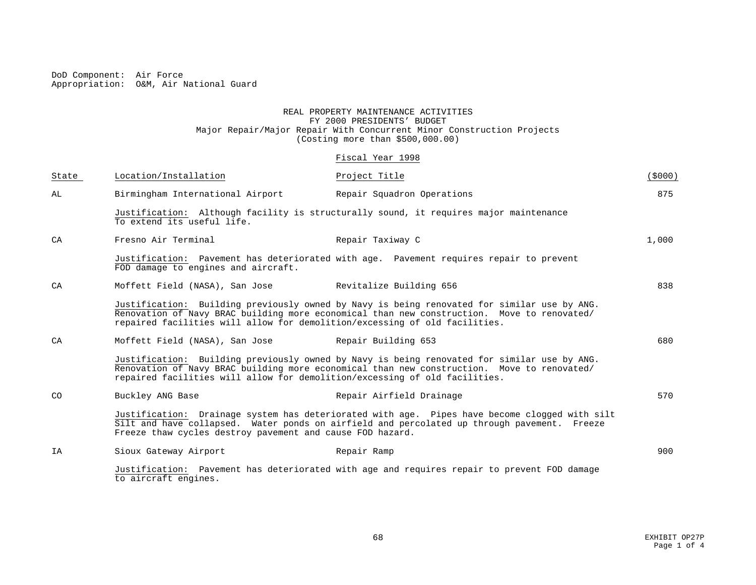DoD Component: Air Force
Appropriation: O&M, Air National Guard

REAL PROPERTY MAINTENANCE ACTIVITIES
FY 2000 PRESIDENTS' BUDGET
Major Repair/Major Repair With Concurrent Minor Construction Projects
(Costing more than $500,000.00)

Fiscal Year 1998

| State | Location/Installation | Project Title | ($000) |
|---|---|---|---|
| AL | Birmingham International Airport | Repair Squadron Operations | 875 |
| | Justification: Although facility is structurally sound, it requires major maintenance To extend its useful life. | | |
| CA | Fresno Air Terminal | Repair Taxiway C | 1,000 |
| | Justification: Pavement has deteriorated with age. Pavement requires repair to prevent FOD damage to engines and aircraft. | | |
| CA | Moffett Field (NASA), San Jose | Revitalize Building 656 | 838 |
| | Justification: Building previously owned by Navy is being renovated for similar use by ANG. Renovation of Navy BRAC building more economical than new construction. Move to renovated/ repaired facilities will allow for demolition/excessing of old facilities. | | |
| CA | Moffett Field (NASA), San Jose | Repair Building 653 | 680 |
| | Justification: Building previously owned by Navy is being renovated for similar use by ANG. Renovation of Navy BRAC building more economical than new construction. Move to renovated/ repaired facilities will allow for demolition/excessing of old facilities. | | |
| CO | Buckley ANG Base | Repair Airfield Drainage | 570 |
| | Justification: Drainage system has deteriorated with age. Pipes have become clogged with silt Silt and have collapsed. Water ponds on airfield and percolated up through pavement. Freeze Freeze thaw cycles destroy pavement and cause FOD hazard. | | |
| IA | Sioux Gateway Airport | Repair Ramp | 900 |
| | Justification: Pavement has deteriorated with age and requires repair to prevent FOD damage to aircraft engines. | | |

EXHIBIT OP27P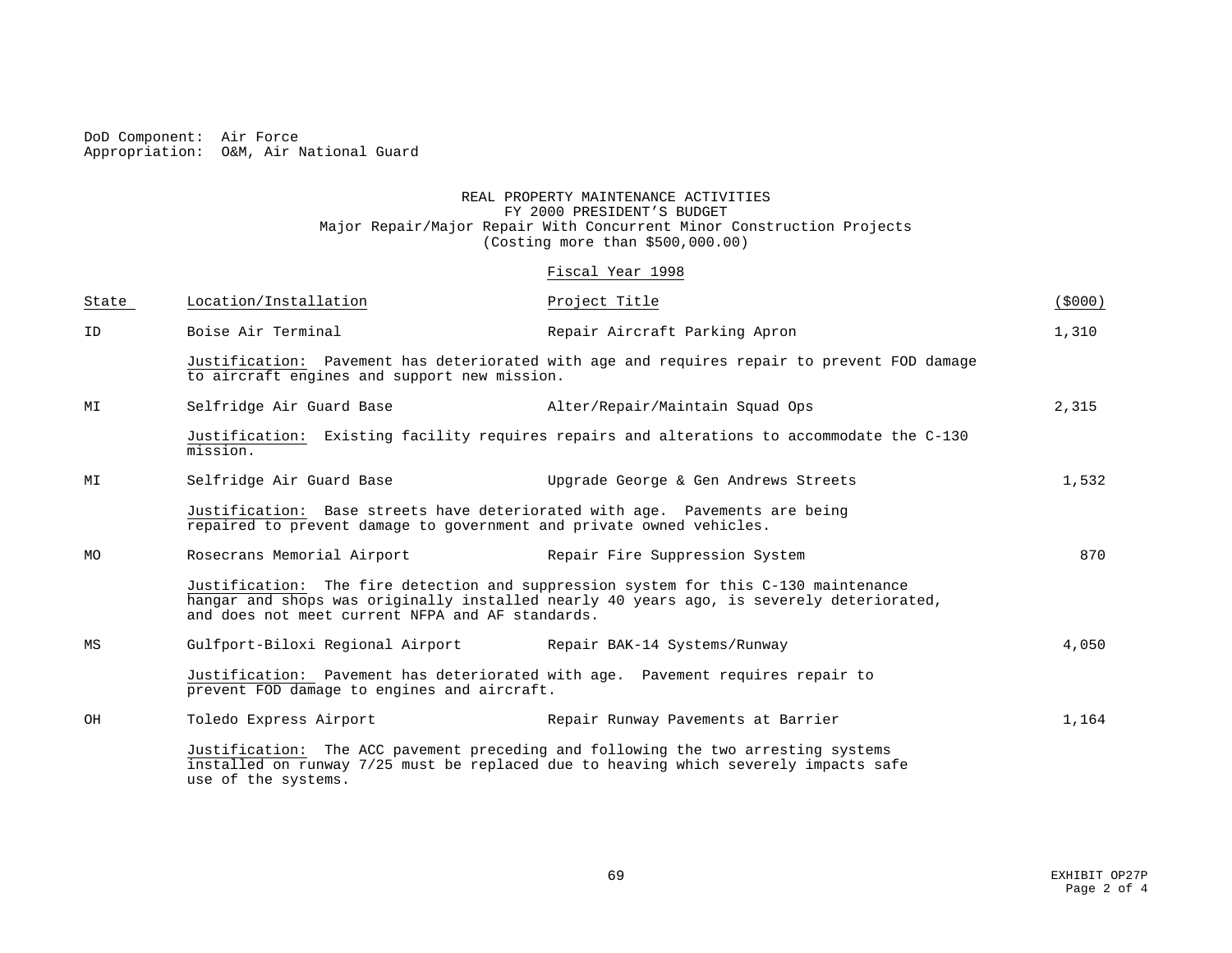DoD Component: Air Force
Appropriation: O&M, Air National Guard

# REAL PROPERTY MAINTENANCE ACTIVITIES
## FY 2000 PRESIDENT'S BUDGET
### Major Repair/Major Repair With Concurrent Minor Construction Projects
(Costing more than $500,000.00)

Fiscal Year 1998

| State | Location/Installation | Project Title | ($000) |
|---|---|---|---|
| ID | Boise Air Terminal | Repair Aircraft Parking Apron | 1,310 |
| | Justification: Pavement has deteriorated with age and requires repair to prevent FOD damage to aircraft engines and support new mission. | | |
| MI | Selfridge Air Guard Base | Alter/Repair/Maintain Squad Ops | 2,315 |
| | Justification: Existing facility requires repairs and alterations to accommodate the C-130 mission. | | |
| MI | Selfridge Air Guard Base | Upgrade George & Gen Andrews Streets | 1,532 |
| | Justification: Base streets have deteriorated with age. Pavements are being repaired to prevent damage to government and private owned vehicles. | | |
| MO | Rosecrans Memorial Airport | Repair Fire Suppression System | 870 |
| | Justification: The fire detection and suppression system for this C-130 maintenance hangar and shops was originally installed nearly 40 years ago, is severely deteriorated, and does not meet current NFPA and AF standards. | | |
| MS | Gulfport-Biloxi Regional Airport | Repair BAK-14 Systems/Runway | 4,050 |
| | Justification: Pavement has deteriorated with age. Pavement requires repair to prevent FOD damage to engines and aircraft. | | |
| OH | Toledo Express Airport | Repair Runway Pavements at Barrier | 1,164 |
| | Justification: The ACC pavement preceding and following the two arresting systems installed on runway 7/25 must be replaced due to heaving which severely impacts safe use of the systems. | | |

EXHIBIT OP27P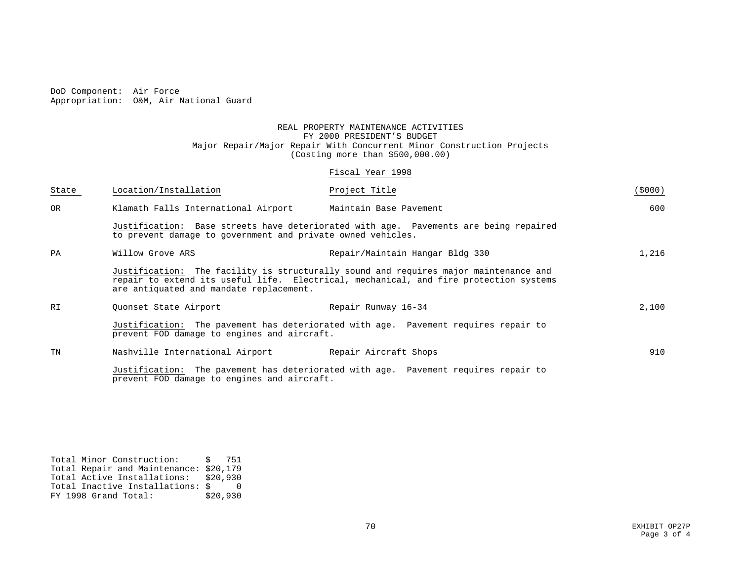DoD Component: Air Force
Appropriation: O&M, Air National Guard

REAL PROPERTY MAINTENANCE ACTIVITIES
FY 2000 PRESIDENT'S BUDGET
Major Repair/Major Repair With Concurrent Minor Construction Projects
(Costing more than $500,000.00)

Fiscal Year 1998

| State | Location/Installation | Project Title | ($000) |
|---|---|---|---|
| OR | Klamath Falls International Airport | Maintain Base Pavement | 600 |
| | Justification: Base streets have deteriorated with age. Pavements are being repaired to prevent damage to government and private owned vehicles. | | |
| PA | Willow Grove ARS | Repair/Maintain Hangar Bldg 330 | 1,216 |
| | Justification: The facility is structurally sound and requires major maintenance and repair to extend its useful life. Electrical, mechanical, and fire protection systems are antiquated and mandate replacement. | | |
| RI | Quonset State Airport | Repair Runway 16-34 | 2,100 |
| | Justification: The pavement has deteriorated with age. Pavement requires repair to prevent FOD damage to engines and aircraft. | | |
| TN | Nashville International Airport | Repair Aircraft Shops | 910 |
| | Justification: The pavement has deteriorated with age. Pavement requires repair to prevent FOD damage to engines and aircraft. | | |

Total Minor Construction: $ 751
Total Repair and Maintenance: $20,179
Total Active Installations: $20,930
Total Inactive Installations: $ 0
FY 1998 Grand Total: $20,930

EXHIBIT OP27P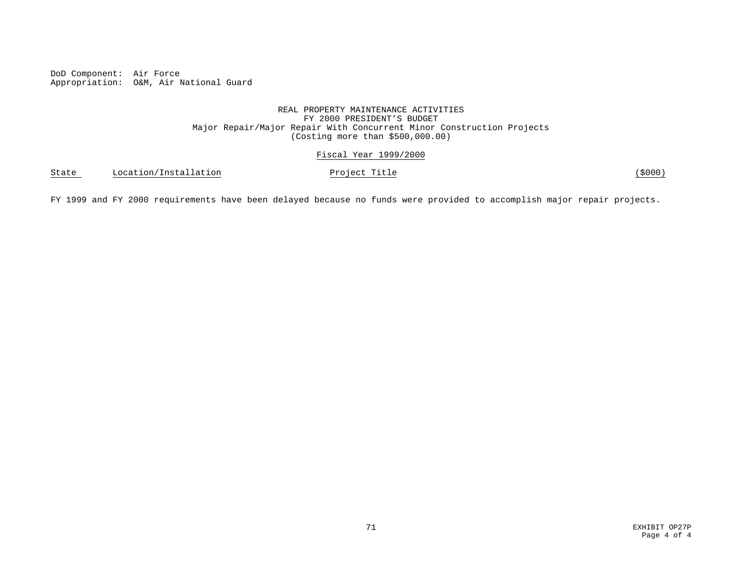DoD Component: Air Force
Appropriation: O&M, Air National Guard

## REAL PROPERTY MAINTENANCE ACTIVITIES
## FY 2000 PRESIDENT'S BUDGET
## Major Repair/Major Repair With Concurrent Minor Construction Projects
## (Costing more than $500,000.00)

Fiscal Year 1999/2000

| State | Location/Installation | Project Title | ($000) |
|---|---|---|---|

FY 1999 and FY 2000 requirements have been delayed because no funds were provided to accomplish major repair projects.

EXHIBIT OP27P